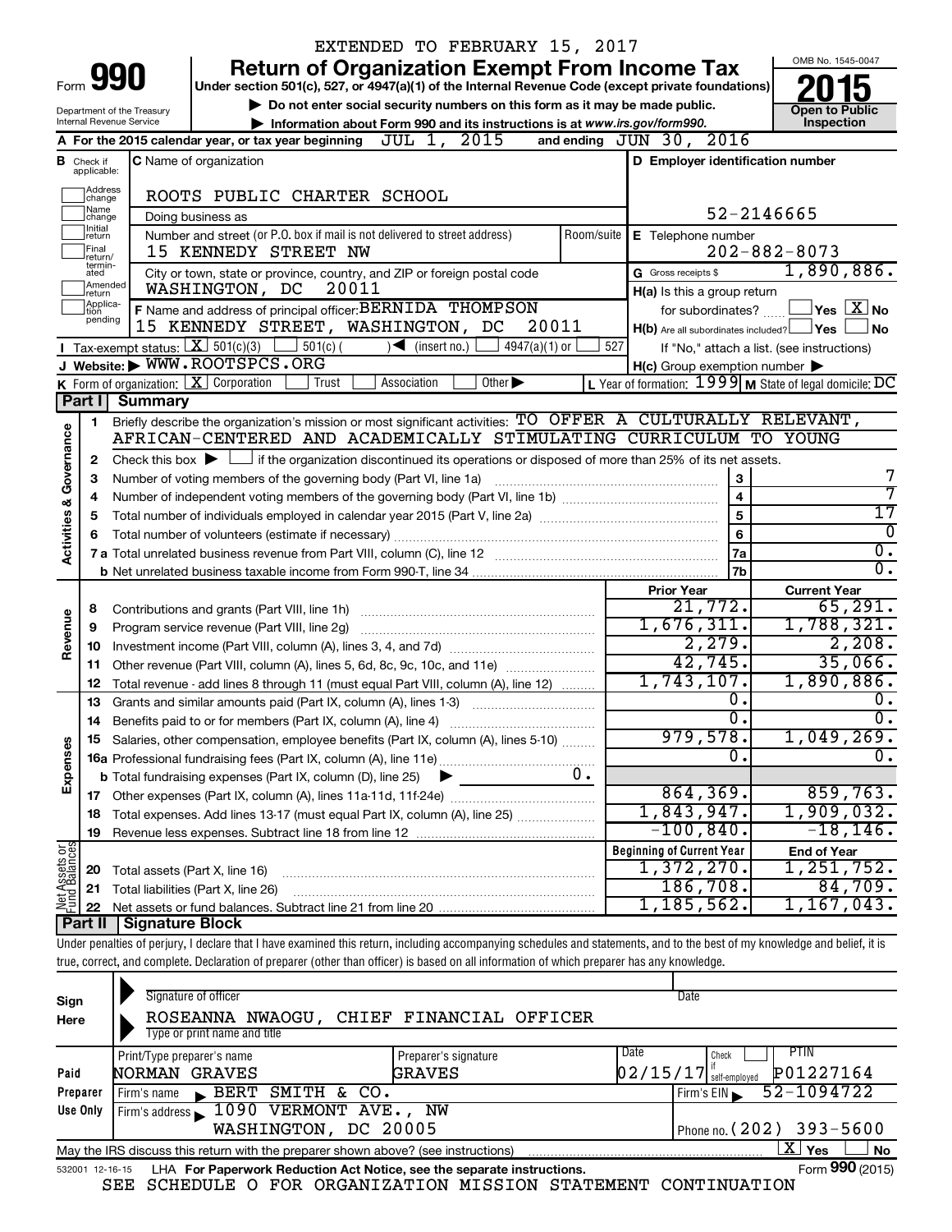EXTENDED TO FEBRUARY 15, 2017

# Form 990 — Return of Organization Exempt From Income Tax (2015)

Under section 501(c), 527, or 4947(a)(1) of the Internal Revenue Code (except private foundations)

▶ Do not enter social security numbers on this form as it may be made public.

▶ Information about Form 990 and its instructions is at www.irs.gov/form990.

Department of the Treasury
Internal Revenue Service

OMB No. 1545-0047

**2015**

**Open to Public Inspection**

**A** For the 2015 calendar year, or tax year beginning JUL 1, 2015 and ending JUN 30, 2016

**B** Check if applicable: Address change, Name change, Initial return, Final return/terminated, Amended return, Application pending

**C** Name of organization: ROOTS PUBLIC CHARTER SCHOOL

Doing business as

Number and street (or P.O. box if mail is not delivered to street address): 15 KENNEDY STREET NW — Room/suite

City or town, state or province, country, and ZIP or foreign postal code: WASHINGTON, DC 20011

**D** Employer identification number: 52-2146665

**E** Telephone number: 202-882-8073

**G** Gross receipts $ 1,890,886.

**F** Name and address of principal officer: BERNIDA THOMPSON, 15 KENNEDY STREET, WASHINGTON, DC 20011

**H(a)** Is this a group return for subordinates? ☐ Yes ☒ No

**H(b)** Are all subordinates included? ☐ Yes ☐ No — If "No," attach a list. (see instructions)

**I** Tax-exempt status: ☒ 501(c)(3) ☐ 501(c) ( ) ◀ (insert no.) ☐ 4947(a)(1) or ☐ 527

**J** Website: ▶ WWW.ROOTSPCS.ORG

**H(c)** Group exemption number ▶

**K** Form of organization: ☒ Corporation ☐ Trust ☐ Association ☐ Other ▶

**L** Year of formation: 1999 **M** State of legal domicile: DC

## Part I Summary

**Activities & Governance**

1 Briefly describe the organization's mission or most significant activities: TO OFFER A CULTURALLY RELEVANT, AFRICAN-CENTERED AND ACADEMICALLY STIMULATING CURRICULUM TO YOUNG

2 Check this box ▶ ☐ if the organization discontinued its operations or disposed of more than 25% of its net assets.

| Line | Description | | Value |
|---|---|---|---|
| 3 | Number of voting members of the governing body (Part VI, line 1a) | 3 | 7 |
| 4 | Number of independent voting members of the governing body (Part VI, line 1b) | 4 | 7 |
| 5 | Total number of individuals employed in calendar year 2015 (Part V, line 2a) | 5 | 17 |
| 6 | Total number of volunteers (estimate if necessary) | 6 | 0 |
| 7a | Total unrelated business revenue from Part VIII, column (C), line 12 | 7a | 0. |
| 7b | Net unrelated business taxable income from Form 990-T, line 34 | 7b | 0. |

| | | Prior Year | Current Year |
|---|---|---|---|
| **Revenue** | | | |
| 8 | Contributions and grants (Part VIII, line 1h) | 21,772. | 65,291. |
| 9 | Program service revenue (Part VIII, line 2g) | 1,676,311. | 1,788,321. |
| 10 | Investment income (Part VIII, column (A), lines 3, 4, and 7d) | 2,279. | 2,208. |
| 11 | Other revenue (Part VIII, column (A), lines 5, 6d, 8c, 9c, 10c, and 11e) | 42,745. | 35,066. |
| 12 | Total revenue - add lines 8 through 11 (must equal Part VIII, column (A), line 12) | 1,743,107. | 1,890,886. |
| **Expenses** | | | |
| 13 | Grants and similar amounts paid (Part IX, column (A), lines 1-3) | 0. | 0. |
| 14 | Benefits paid to or for members (Part IX, column (A), line 4) | 0. | 0. |
| 15 | Salaries, other compensation, employee benefits (Part IX, column (A), lines 5-10) | 979,578. | 1,049,269. |
| 16a | Professional fundraising fees (Part IX, column (A), line 11e) | 0. | 0. |
| b | Total fundraising expenses (Part IX, column (D), line 25) ▶ 0. | | |
| 17 | Other expenses (Part IX, column (A), lines 11a-11d, 11f-24e) | 864,369. | 859,763. |
| 18 | Total expenses. Add lines 13-17 (must equal Part IX, column (A), line 25) | 1,843,947. | 1,909,032. |
| 19 | Revenue less expenses. Subtract line 18 from line 12 | -100,840. | -18,146. |

| **Net Assets or Fund Balances** | | Beginning of Current Year | End of Year |
|---|---|---|---|
| 20 | Total assets (Part X, line 16) | 1,372,270. | 1,251,752. |
| 21 | Total liabilities (Part X, line 26) | 186,708. | 84,709. |
| 22 | Net assets or fund balances. Subtract line 21 from line 20 | 1,185,562. | 1,167,043. |

## Part II Signature Block

Under penalties of perjury, I declare that I have examined this return, including accompanying schedules and statements, and to the best of my knowledge and belief, it is true, correct, and complete. Declaration of preparer (other than officer) is based on all information of which preparer has any knowledge.

**Sign Here**

Signature of officer — Date

ROSEANNA NWAOGU, CHIEF FINANCIAL OFFICER
Type or print name and title

**Paid Preparer Use Only**

| Print/Type preparer's name | Preparer's signature | Date | Check if self-employed | PTIN |
|---|---|---|---|---|
| NORMAN GRAVES | GRAVES | 02/15/17 | ☐ | P01227164 |

Firm's name ▶ BERT SMITH & CO. — Firm's EIN ▶ 52-1094722

Firm's address ▶ 1090 VERMONT AVE., NW, WASHINGTON, DC 20005 — Phone no. (202) 393-5600

May the IRS discuss this return with the preparer shown above? (see instructions) ☒ Yes ☐ No

532001 12-16-15 LHA For Paperwork Reduction Act Notice, see the separate instructions. Form **990** (2015)

SEE SCHEDULE O FOR ORGANIZATION MISSION STATEMENT CONTINUATION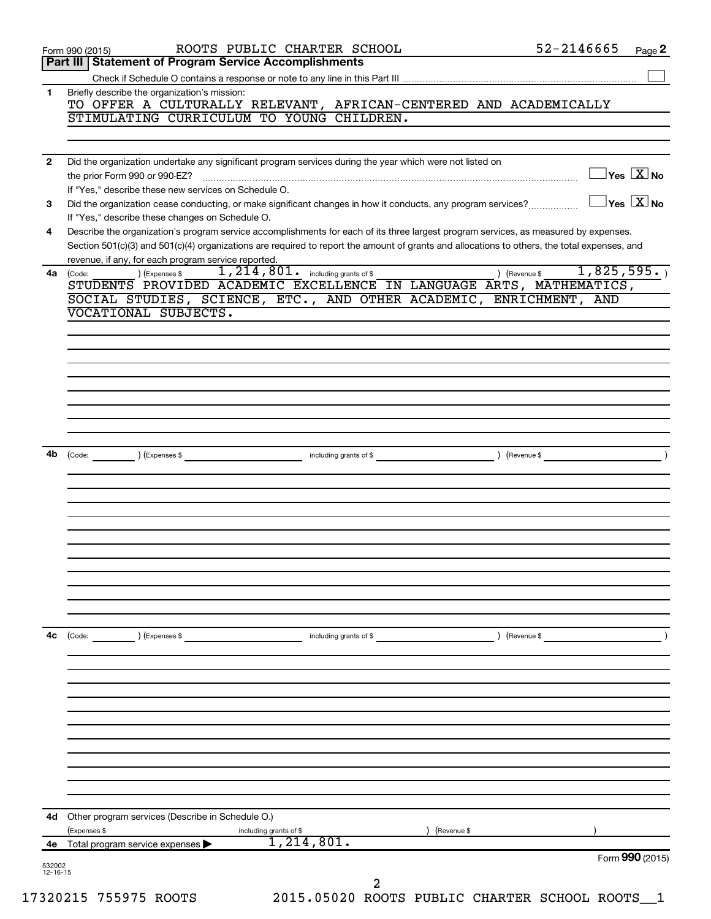Form 990 (2015) ROOTS PUBLIC CHARTER SCHOOL 52-2146665 Page **2**

## Part III | Statement of Program Service Accomplishments

Check if Schedule O contains a response or note to any line in this Part III ☐

**1** Briefly describe the organization's mission:

TO OFFER A CULTURALLY RELEVANT, AFRICAN-CENTERED AND ACADEMICALLY STIMULATING CURRICULUM TO YOUNG CHILDREN.

**2** Did the organization undertake any significant program services during the year which were not listed on the prior Form 990 or 990-EZ? ☐ Yes ☒ No

If "Yes," describe these new services on Schedule O.

**3** Did the organization cease conducting, or make significant changes in how it conducts, any program services? ☐ Yes ☒ No

If "Yes," describe these changes on Schedule O.

**4** Describe the organization's program service accomplishments for each of its three largest program services, as measured by expenses. Section 501(c)(3) and 501(c)(4) organizations are required to report the amount of grants and allocations to others, the total expenses, and revenue, if any, for each program service reported.

**4a** (Code: ) (Expenses $ 1,214,801. including grants of $ ) (Revenue $ 1,825,595. )

STUDENTS PROVIDED ACADEMIC EXCELLENCE IN LANGUAGE ARTS, MATHEMATICS, SOCIAL STUDIES, SCIENCE, ETC., AND OTHER ACADEMIC, ENRICHMENT, AND VOCATIONAL SUBJECTS.

**4b** (Code: ) (Expenses $ including grants of $ ) (Revenue $ )

**4c** (Code: ) (Expenses $ including grants of $ ) (Revenue $ )

**4d** Other program services (Describe in Schedule O.)

(Expenses $ including grants of $ ) (Revenue $ )

**4e** Total program service expenses ▶ 1,214,801.

Form **990** (2015)

532002 12-16-15

17320215 755975 ROOTS 2015.05020 ROOTS PUBLIC CHARTER SCHOOL ROOTS__1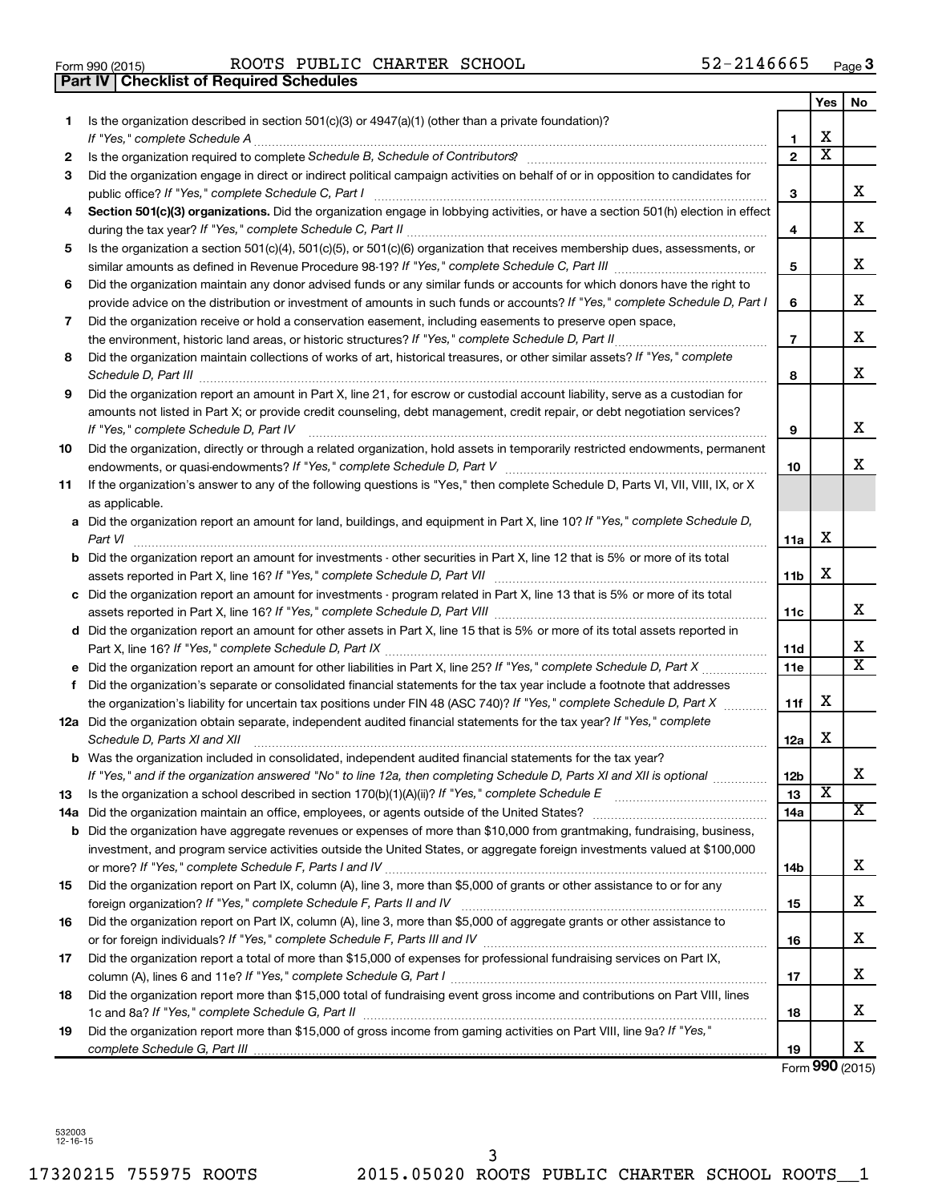Form 990 (2015) ROOTS PUBLIC CHARTER SCHOOL 52-2146665

## Part IV | Checklist of Required Schedules

| | | | Yes | No |
|---|---|---|---|---|
| **1** | Is the organization described in section 501(c)(3) or 4947(a)(1) (other than a private foundation)? *If "Yes," complete Schedule A* | **1** | X | |
| **2** | Is the organization required to complete *Schedule B, Schedule of Contributors*? | **2** | X | |
| **3** | Did the organization engage in direct or indirect political campaign activities on behalf of or in opposition to candidates for public office? *If "Yes," complete Schedule C, Part I* | **3** | | X |
| **4** | **Section 501(c)(3) organizations.** Did the organization engage in lobbying activities, or have a section 501(h) election in effect during the tax year? *If "Yes," complete Schedule C, Part II* | **4** | | X |
| **5** | Is the organization a section 501(c)(4), 501(c)(5), or 501(c)(6) organization that receives membership dues, assessments, or similar amounts as defined in Revenue Procedure 98-19? *If "Yes," complete Schedule C, Part III* | **5** | | X |
| **6** | Did the organization maintain any donor advised funds or any similar funds or accounts for which donors have the right to provide advice on the distribution or investment of amounts in such funds or accounts? *If "Yes," complete Schedule D, Part I* | **6** | | X |
| **7** | Did the organization receive or hold a conservation easement, including easements to preserve open space, the environment, historic land areas, or historic structures? *If "Yes," complete Schedule D, Part II* | **7** | | X |
| **8** | Did the organization maintain collections of works of art, historical treasures, or other similar assets? *If "Yes," complete Schedule D, Part III* | **8** | | X |
| **9** | Did the organization report an amount in Part X, line 21, for escrow or custodial account liability, serve as a custodian for amounts not listed in Part X; or provide credit counseling, debt management, credit repair, or debt negotiation services? *If "Yes," complete Schedule D, Part IV* | **9** | | X |
| **10** | Did the organization, directly or through a related organization, hold assets in temporarily restricted endowments, permanent endowments, or quasi-endowments? *If "Yes," complete Schedule D, Part V* | **10** | | X |
| **11** | If the organization's answer to any of the following questions is "Yes," then complete Schedule D, Parts VI, VII, VIII, IX, or X as applicable. | | | |
| **a** | Did the organization report an amount for land, buildings, and equipment in Part X, line 10? *If "Yes," complete Schedule D, Part VI* | **11a** | X | |
| **b** | Did the organization report an amount for investments - other securities in Part X, line 12 that is 5% or more of its total assets reported in Part X, line 16? *If "Yes," complete Schedule D, Part VII* | **11b** | X | |
| **c** | Did the organization report an amount for investments - program related in Part X, line 13 that is 5% or more of its total assets reported in Part X, line 16? *If "Yes," complete Schedule D, Part VIII* | **11c** | | X |
| **d** | Did the organization report an amount for other assets in Part X, line 15 that is 5% or more of its total assets reported in Part X, line 16? *If "Yes," complete Schedule D, Part IX* | **11d** | | X |
| **e** | Did the organization report an amount for other liabilities in Part X, line 25? *If "Yes," complete Schedule D, Part X* | **11e** | | X |
| **f** | Did the organization's separate or consolidated financial statements for the tax year include a footnote that addresses the organization's liability for uncertain tax positions under FIN 48 (ASC 740)? *If "Yes," complete Schedule D, Part X* | **11f** | X | |
| **12a** | Did the organization obtain separate, independent audited financial statements for the tax year? *If "Yes," complete Schedule D, Parts XI and XII* | **12a** | X | |
| **b** | Was the organization included in consolidated, independent audited financial statements for the tax year? *If "Yes," and if the organization answered "No" to line 12a, then completing Schedule D, Parts XI and XII is optional* | **12b** | | X |
| **13** | Is the organization a school described in section 170(b)(1)(A)(ii)? *If "Yes," complete Schedule E* | **13** | X | |
| **14a** | Did the organization maintain an office, employees, or agents outside of the United States? | **14a** | | X |
| **b** | Did the organization have aggregate revenues or expenses of more than $10,000 from grantmaking, fundraising, business, investment, and program service activities outside the United States, or aggregate foreign investments valued at $100,000 or more? *If "Yes," complete Schedule F, Parts I and IV* | **14b** | | X |
| **15** | Did the organization report on Part IX, column (A), line 3, more than $5,000 of grants or other assistance to or for any foreign organization? *If "Yes," complete Schedule F, Parts II and IV* | **15** | | X |
| **16** | Did the organization report on Part IX, column (A), line 3, more than $5,000 of aggregate grants or other assistance to or for foreign individuals? *If "Yes," complete Schedule F, Parts III and IV* | **16** | | X |
| **17** | Did the organization report a total of more than $15,000 of expenses for professional fundraising services on Part IX, column (A), lines 6 and 11e? *If "Yes," complete Schedule G, Part I* | **17** | | X |
| **18** | Did the organization report more than $15,000 total of fundraising event gross income and contributions on Part VIII, lines 1c and 8a? *If "Yes," complete Schedule G, Part II* | **18** | | X |
| **19** | Did the organization report more than $15,000 of gross income from gaming activities on Part VIII, line 9a? *If "Yes," complete Schedule G, Part III* | **19** | | X |

Form **990** (2015)

532003 12-16-15

17320215 755975 ROOTS 2015.05020 ROOTS PUBLIC CHARTER SCHOOL ROOTS__1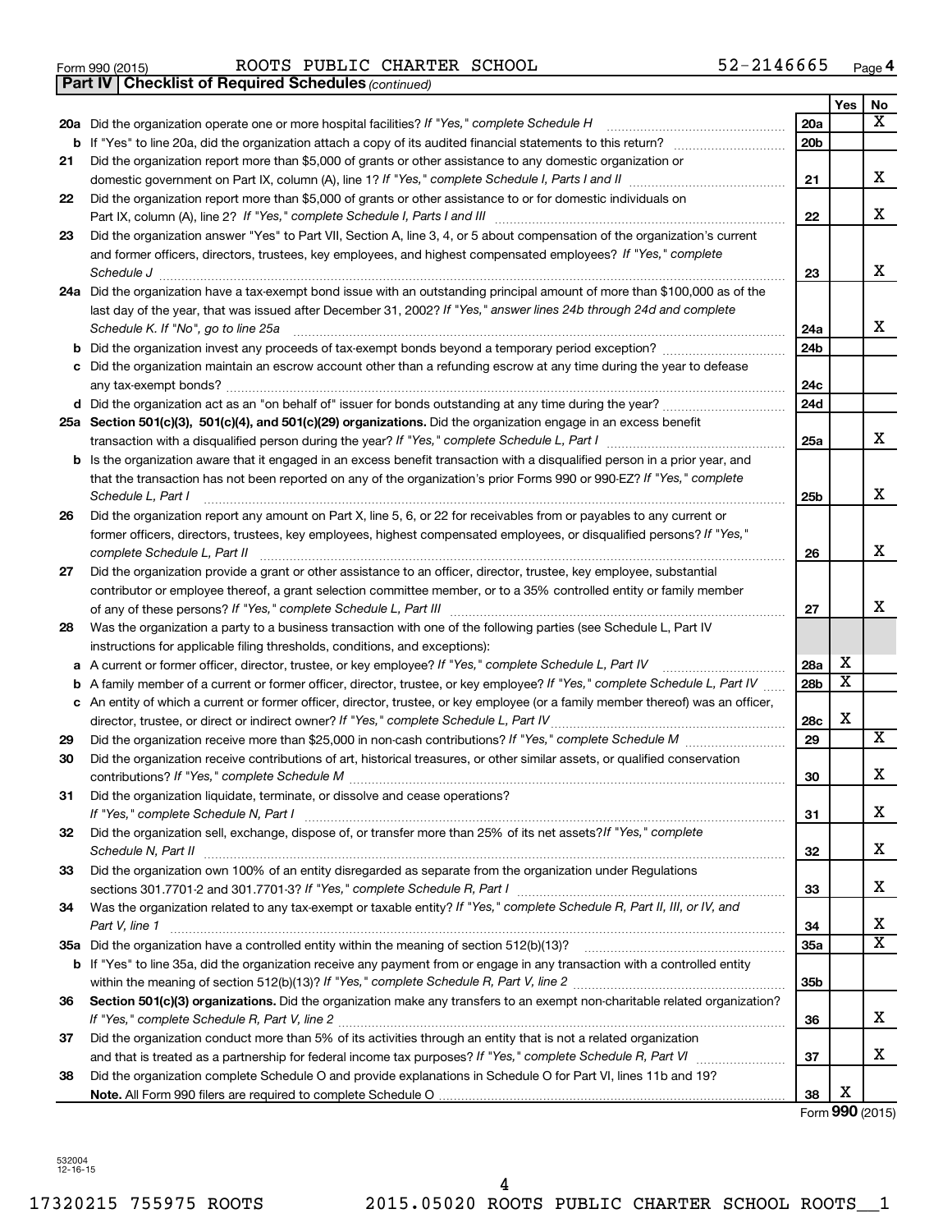Form 990 (2015) ROOTS PUBLIC CHARTER SCHOOL 52-2146665

**Part IV | Checklist of Required Schedules** *(continued)*

| | | | Yes | No |
|---|---|---|---|---|
| **20a** | Did the organization operate one or more hospital facilities? *If "Yes," complete Schedule H* | **20a** | | X |
| **b** | If "Yes" to line 20a, did the organization attach a copy of its audited financial statements to this return? | **20b** | | |
| **21** | Did the organization report more than $5,000 of grants or other assistance to any domestic organization or domestic government on Part IX, column (A), line 1? *If "Yes," complete Schedule I, Parts I and II* | **21** | | X |
| **22** | Did the organization report more than $5,000 of grants or other assistance to or for domestic individuals on Part IX, column (A), line 2? *If "Yes," complete Schedule I, Parts I and III* | **22** | | X |
| **23** | Did the organization answer "Yes" to Part VII, Section A, line 3, 4, or 5 about compensation of the organization's current and former officers, directors, trustees, key employees, and highest compensated employees? *If "Yes," complete Schedule J* | **23** | | X |
| **24a** | Did the organization have a tax-exempt bond issue with an outstanding principal amount of more than $100,000 as of the last day of the year, that was issued after December 31, 2002? *If "Yes," answer lines 24b through 24d and complete Schedule K. If "No", go to line 25a* | **24a** | | X |
| **b** | Did the organization invest any proceeds of tax-exempt bonds beyond a temporary period exception? | **24b** | | |
| **c** | Did the organization maintain an escrow account other than a refunding escrow at any time during the year to defease any tax-exempt bonds? | **24c** | | |
| **d** | Did the organization act as an "on behalf of" issuer for bonds outstanding at any time during the year? | **24d** | | |
| **25a** | **Section 501(c)(3), 501(c)(4), and 501(c)(29) organizations.** Did the organization engage in an excess benefit transaction with a disqualified person during the year? *If "Yes," complete Schedule L, Part I* | **25a** | | X |
| **b** | Is the organization aware that it engaged in an excess benefit transaction with a disqualified person in a prior year, and that the transaction has not been reported on any of the organization's prior Forms 990 or 990-EZ? *If "Yes," complete Schedule L, Part I* | **25b** | | X |
| **26** | Did the organization report any amount on Part X, line 5, 6, or 22 for receivables from or payables to any current or former officers, directors, trustees, key employees, highest compensated employees, or disqualified persons? *If "Yes," complete Schedule L, Part II* | **26** | | X |
| **27** | Did the organization provide a grant or other assistance to an officer, director, trustee, key employee, substantial contributor or employee thereof, a grant selection committee member, or to a 35% controlled entity or family member of any of these persons? *If "Yes," complete Schedule L, Part III* | **27** | | X |
| **28** | Was the organization a party to a business transaction with one of the following parties (see Schedule L, Part IV instructions for applicable filing thresholds, conditions, and exceptions): | | | |
| **a** | A current or former officer, director, trustee, or key employee? *If "Yes," complete Schedule L, Part IV* | **28a** | X | |
| **b** | A family member of a current or former officer, director, trustee, or key employee? *If "Yes," complete Schedule L, Part IV* | **28b** | X | |
| **c** | An entity of which a current or former officer, director, trustee, or key employee (or a family member thereof) was an officer, director, trustee, or direct or indirect owner? *If "Yes," complete Schedule L, Part IV* | **28c** | X | |
| **29** | Did the organization receive more than $25,000 in non-cash contributions? *If "Yes," complete Schedule M* | **29** | | X |
| **30** | Did the organization receive contributions of art, historical treasures, or other similar assets, or qualified conservation contributions? *If "Yes," complete Schedule M* | **30** | | X |
| **31** | Did the organization liquidate, terminate, or dissolve and cease operations? *If "Yes," complete Schedule N, Part I* | **31** | | X |
| **32** | Did the organization sell, exchange, dispose of, or transfer more than 25% of its net assets? *If "Yes," complete Schedule N, Part II* | **32** | | X |
| **33** | Did the organization own 100% of an entity disregarded as separate from the organization under Regulations sections 301.7701-2 and 301.7701-3? *If "Yes," complete Schedule R, Part I* | **33** | | X |
| **34** | Was the organization related to any tax-exempt or taxable entity? *If "Yes," complete Schedule R, Part II, III, or IV, and Part V, line 1* | **34** | | X |
| **35a** | Did the organization have a controlled entity within the meaning of section 512(b)(13)? | **35a** | | X |
| **b** | If "Yes" to line 35a, did the organization receive any payment from or engage in any transaction with a controlled entity within the meaning of section 512(b)(13)? *If "Yes," complete Schedule R, Part V, line 2* | **35b** | | |
| **36** | **Section 501(c)(3) organizations.** Did the organization make any transfers to an exempt non-charitable related organization? *If "Yes," complete Schedule R, Part V, line 2* | **36** | | X |
| **37** | Did the organization conduct more than 5% of its activities through an entity that is not a related organization and that is treated as a partnership for federal income tax purposes? *If "Yes," complete Schedule R, Part VI* | **37** | | X |
| **38** | Did the organization complete Schedule O and provide explanations in Schedule O for Part VI, lines 11b and 19? **Note.** All Form 990 filers are required to complete Schedule O | **38** | X | |

Form **990** (2015)

532004
12-16-15

17320215 755975 ROOTS 2015.05020 ROOTS PUBLIC CHARTER SCHOOL ROOTS__1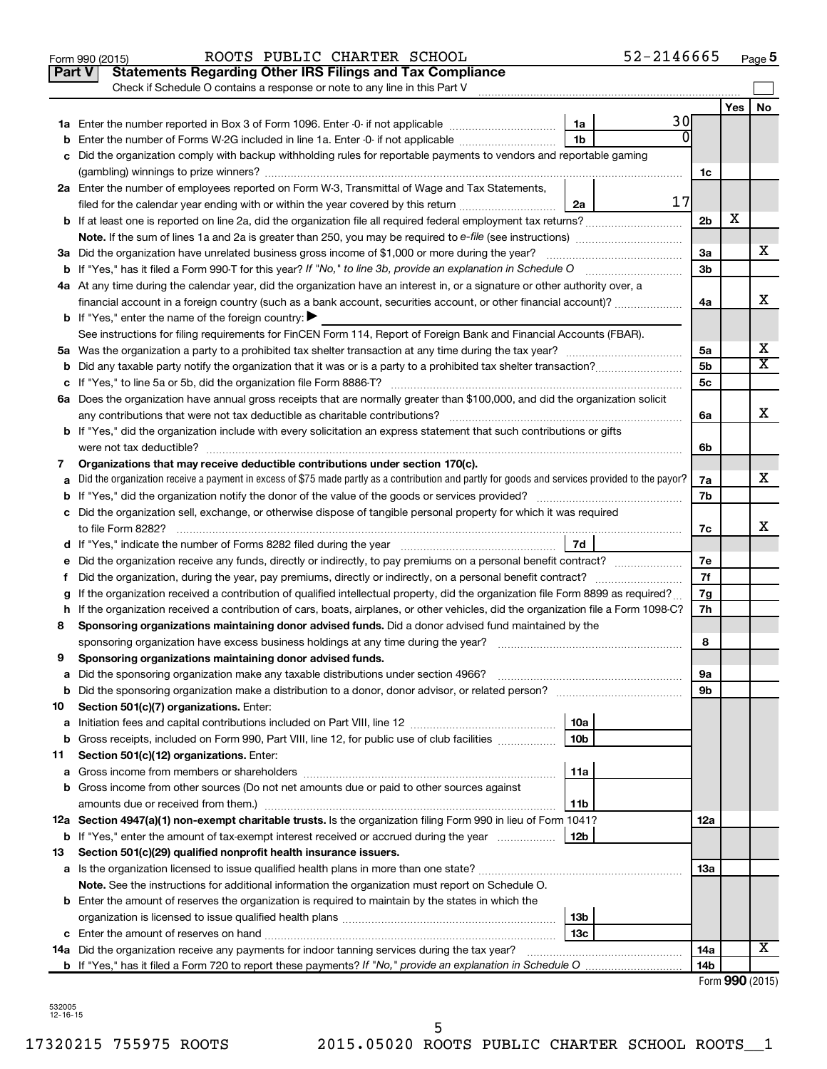Form 990 (2015) ROOTS PUBLIC CHARTER SCHOOL 52-2146665 Page 5

## Part V Statements Regarding Other IRS Filings and Tax Compliance

Check if Schedule O contains a response or note to any line in this Part V

| | | | | | Yes | No |
|---|---|---|---|---|---|---|
| **1a** | Enter the number reported in Box 3 of Form 1096. Enter -0- if not applicable | 1a | 30 | | | |
| **b** | Enter the number of Forms W-2G included in line 1a. Enter -0- if not applicable | 1b | 0 | | | |
| **c** | Did the organization comply with backup withholding rules for reportable payments to vendors and reportable gaming (gambling) winnings to prize winners? | | | 1c | | |
| **2a** | Enter the number of employees reported on Form W-3, Transmittal of Wage and Tax Statements, filed for the calendar year ending with or within the year covered by this return | 2a | 17 | | | |
| **b** | If at least one is reported on line 2a, did the organization file all required federal employment tax returns? | | | 2b | X | |
| | **Note.** If the sum of lines 1a and 2a is greater than 250, you may be required to *e-file* (see instructions) | | | | | |
| **3a** | Did the organization have unrelated business gross income of $1,000 or more during the year? | | | 3a | | X |
| **b** | If "Yes," has it filed a Form 990-T for this year? *If "No," to line 3b, provide an explanation in Schedule O* | | | 3b | | |
| **4a** | At any time during the calendar year, did the organization have an interest in, or a signature or other authority over, a financial account in a foreign country (such as a bank account, securities account, or other financial account)? | | | 4a | | X |
| **b** | If "Yes," enter the name of the foreign country: ▶ | | | | | |
| | See instructions for filing requirements for FinCEN Form 114, Report of Foreign Bank and Financial Accounts (FBAR). | | | | | |
| **5a** | Was the organization a party to a prohibited tax shelter transaction at any time during the tax year? | | | 5a | | X |
| **b** | Did any taxable party notify the organization that it was or is a party to a prohibited tax shelter transaction? | | | 5b | | X |
| **c** | If "Yes," to line 5a or 5b, did the organization file Form 8886-T? | | | 5c | | |
| **6a** | Does the organization have annual gross receipts that are normally greater than $100,000, and did the organization solicit any contributions that were not tax deductible as charitable contributions? | | | 6a | | X |
| **b** | If "Yes," did the organization include with every solicitation an express statement that such contributions or gifts were not tax deductible? | | | 6b | | |
| **7** | **Organizations that may receive deductible contributions under section 170(c).** | | | | | |
| **a** | Did the organization receive a payment in excess of $75 made partly as a contribution and partly for goods and services provided to the payor? | | | 7a | | X |
| **b** | If "Yes," did the organization notify the donor of the value of the goods or services provided? | | | 7b | | |
| **c** | Did the organization sell, exchange, or otherwise dispose of tangible personal property for which it was required to file Form 8282? | | | 7c | | X |
| **d** | If "Yes," indicate the number of Forms 8282 filed during the year | 7d | | | | |
| **e** | Did the organization receive any funds, directly or indirectly, to pay premiums on a personal benefit contract? | | | 7e | | |
| **f** | Did the organization, during the year, pay premiums, directly or indirectly, on a personal benefit contract? | | | 7f | | |
| **g** | If the organization received a contribution of qualified intellectual property, did the organization file Form 8899 as required? | | | 7g | | |
| **h** | If the organization received a contribution of cars, boats, airplanes, or other vehicles, did the organization file a Form 1098-C? | | | 7h | | |
| **8** | **Sponsoring organizations maintaining donor advised funds.** Did a donor advised fund maintained by the sponsoring organization have excess business holdings at any time during the year? | | | 8 | | |
| **9** | **Sponsoring organizations maintaining donor advised funds.** | | | | | |
| **a** | Did the sponsoring organization make any taxable distributions under section 4966? | | | 9a | | |
| **b** | Did the sponsoring organization make a distribution to a donor, donor advisor, or related person? | | | 9b | | |
| **10** | **Section 501(c)(7) organizations.** Enter: | | | | | |
| **a** | Initiation fees and capital contributions included on Part VIII, line 12 | 10a | | | | |
| **b** | Gross receipts, included on Form 990, Part VIII, line 12, for public use of club facilities | 10b | | | | |
| **11** | **Section 501(c)(12) organizations.** Enter: | | | | | |
| **a** | Gross income from members or shareholders | 11a | | | | |
| **b** | Gross income from other sources (Do not net amounts due or paid to other sources against amounts due or received from them.) | 11b | | | | |
| **12a** | **Section 4947(a)(1) non-exempt charitable trusts.** Is the organization filing Form 990 in lieu of Form 1041? | | | 12a | | |
| **b** | If "Yes," enter the amount of tax-exempt interest received or accrued during the year | 12b | | | | |
| **13** | **Section 501(c)(29) qualified nonprofit health insurance issuers.** | | | | | |
| **a** | Is the organization licensed to issue qualified health plans in more than one state? | | | 13a | | |
| | **Note.** See the instructions for additional information the organization must report on Schedule O. | | | | | |
| **b** | Enter the amount of reserves the organization is required to maintain by the states in which the organization is licensed to issue qualified health plans | 13b | | | | |
| **c** | Enter the amount of reserves on hand | 13c | | | | |
| **14a** | Did the organization receive any payments for indoor tanning services during the tax year? | | | 14a | | X |
| **b** | If "Yes," has it filed a Form 720 to report these payments? *If "No," provide an explanation in Schedule O* | | | 14b | | |

Form **990** (2015)

532005 12-16-15

17320215 755975 ROOTS 2015.05020 ROOTS PUBLIC CHARTER SCHOOL ROOTS__1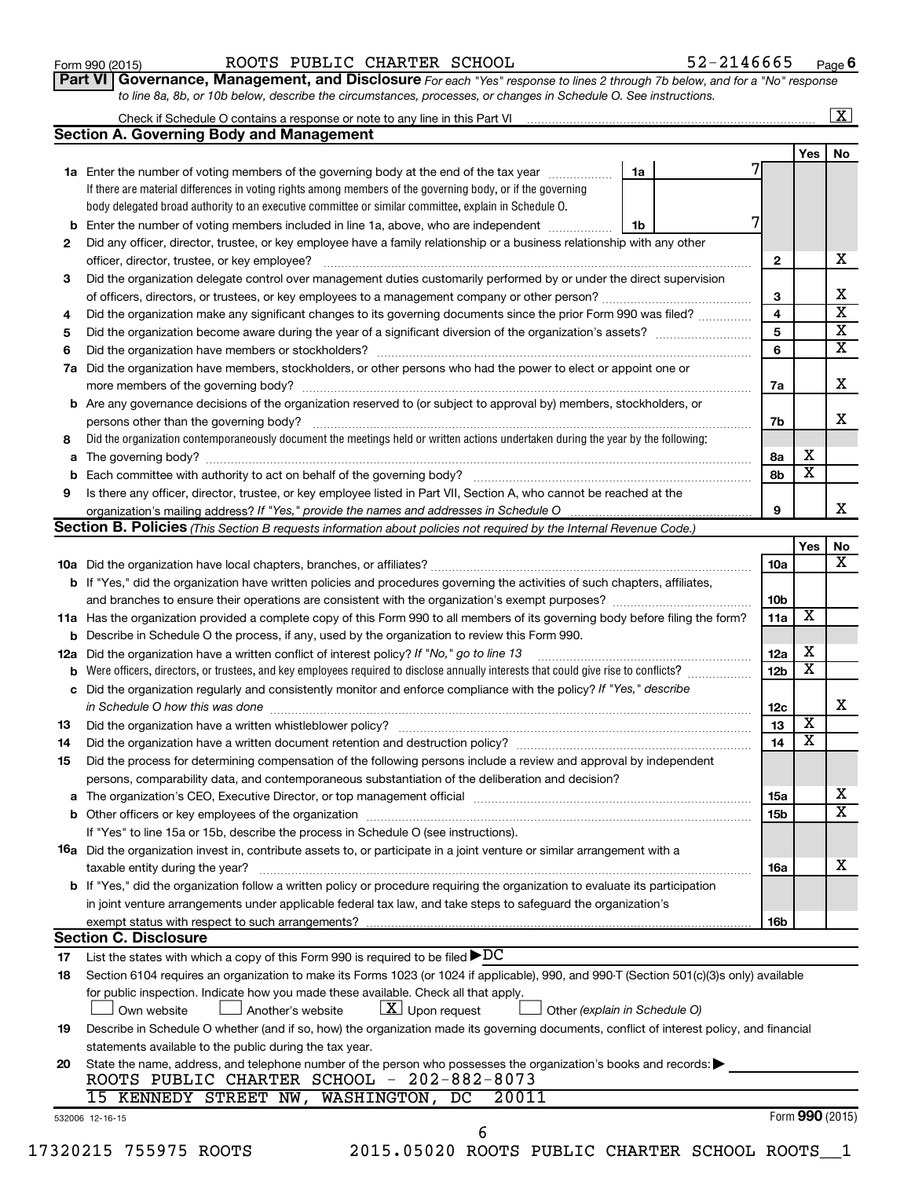Form 990 (2015) ROOTS PUBLIC CHARTER SCHOOL 52-2146665 Page 6

**Part VI Governance, Management, and Disclosure** *For each "Yes" response to lines 2 through 7b below, and for a "No" response to line 8a, 8b, or 10b below, describe the circumstances, processes, or changes in Schedule O. See instructions.*

Check if Schedule O contains a response or note to any line in this Part VI ☒

**Section A. Governing Body and Management**

| | | | | Yes | No |
|---|---|---|---|---|---|
| **1a** | Enter the number of voting members of the governing body at the end of the tax year. If there are material differences in voting rights among members of the governing body, or if the governing body delegated broad authority to an executive committee or similar committee, explain in Schedule O. | 1a 7 | | | |
| **b** | Enter the number of voting members included in line 1a, above, who are independent | 1b 7 | | | |
| **2** | Did any officer, director, trustee, or key employee have a family relationship or a business relationship with any other officer, director, trustee, or key employee? | | 2 | | X |
| **3** | Did the organization delegate control over management duties customarily performed by or under the direct supervision of officers, directors, or trustees, or key employees to a management company or other person? | | 3 | | X |
| **4** | Did the organization make any significant changes to its governing documents since the prior Form 990 was filed? | | 4 | | X |
| **5** | Did the organization become aware during the year of a significant diversion of the organization's assets? | | 5 | | X |
| **6** | Did the organization have members or stockholders? | | 6 | | X |
| **7a** | Did the organization have members, stockholders, or other persons who had the power to elect or appoint one or more members of the governing body? | | 7a | | X |
| **b** | Are any governance decisions of the organization reserved to (or subject to approval by) members, stockholders, or persons other than the governing body? | | 7b | | X |
| **8** | Did the organization contemporaneously document the meetings held or written actions undertaken during the year by the following: | | | | |
| **a** | The governing body? | | 8a | X | |
| **b** | Each committee with authority to act on behalf of the governing body? | | 8b | X | |
| **9** | Is there any officer, director, trustee, or key employee listed in Part VII, Section A, who cannot be reached at the organization's mailing address? *If "Yes," provide the names and addresses in Schedule O* | | 9 | | X |

**Section B. Policies** *(This Section B requests information about policies not required by the Internal Revenue Code.)*

| | | | Yes | No |
|---|---|---|---|---|
| **10a** | Did the organization have local chapters, branches, or affiliates? | 10a | | X |
| **b** | If "Yes," did the organization have written policies and procedures governing the activities of such chapters, affiliates, and branches to ensure their operations are consistent with the organization's exempt purposes? | 10b | | |
| **11a** | Has the organization provided a complete copy of this Form 990 to all members of its governing body before filing the form? | 11a | X | |
| **b** | Describe in Schedule O the process, if any, used by the organization to review this Form 990. | | | |
| **12a** | Did the organization have a written conflict of interest policy? *If "No," go to line 13* | 12a | X | |
| **b** | Were officers, directors, or trustees, and key employees required to disclose annually interests that could give rise to conflicts? | 12b | X | |
| **c** | Did the organization regularly and consistently monitor and enforce compliance with the policy? *If "Yes," describe in Schedule O how this was done* | 12c | | X |
| **13** | Did the organization have a written whistleblower policy? | 13 | X | |
| **14** | Did the organization have a written document retention and destruction policy? | 14 | X | |
| **15** | Did the process for determining compensation of the following persons include a review and approval by independent persons, comparability data, and contemporaneous substantiation of the deliberation and decision? | | | |
| **a** | The organization's CEO, Executive Director, or top management official | 15a | | X |
| **b** | Other officers or key employees of the organization | 15b | | X |
| | If "Yes" to line 15a or 15b, describe the process in Schedule O (see instructions). | | | |
| **16a** | Did the organization invest in, contribute assets to, or participate in a joint venture or similar arrangement with a taxable entity during the year? | 16a | | X |
| **b** | If "Yes," did the organization follow a written policy or procedure requiring the organization to evaluate its participation in joint venture arrangements under applicable federal tax law, and take steps to safeguard the organization's exempt status with respect to such arrangements? | 16b | | |

**Section C. Disclosure**

**17** List the states with which a copy of this Form 990 is required to be filed ▶ DC

**18** Section 6104 requires an organization to make its Forms 1023 (or 1024 if applicable), 990, and 990-T (Section 501(c)(3)s only) available for public inspection. Indicate how you made these available. Check all that apply.

☐ Own website ☐ Another's website ☒ Upon request ☐ Other *(explain in Schedule O)*

**19** Describe in Schedule O whether (and if so, how) the organization made its governing documents, conflict of interest policy, and financial statements available to the public during the tax year.

**20** State the name, address, and telephone number of the person who possesses the organization's books and records: ▶

ROOTS PUBLIC CHARTER SCHOOL - 202-882-8073
15 KENNEDY STREET NW, WASHINGTON, DC 20011

532006 12-16-15 Form **990** (2015)

17320215 755975 ROOTS 2015.05020 ROOTS PUBLIC CHARTER SCHOOL ROOTS__1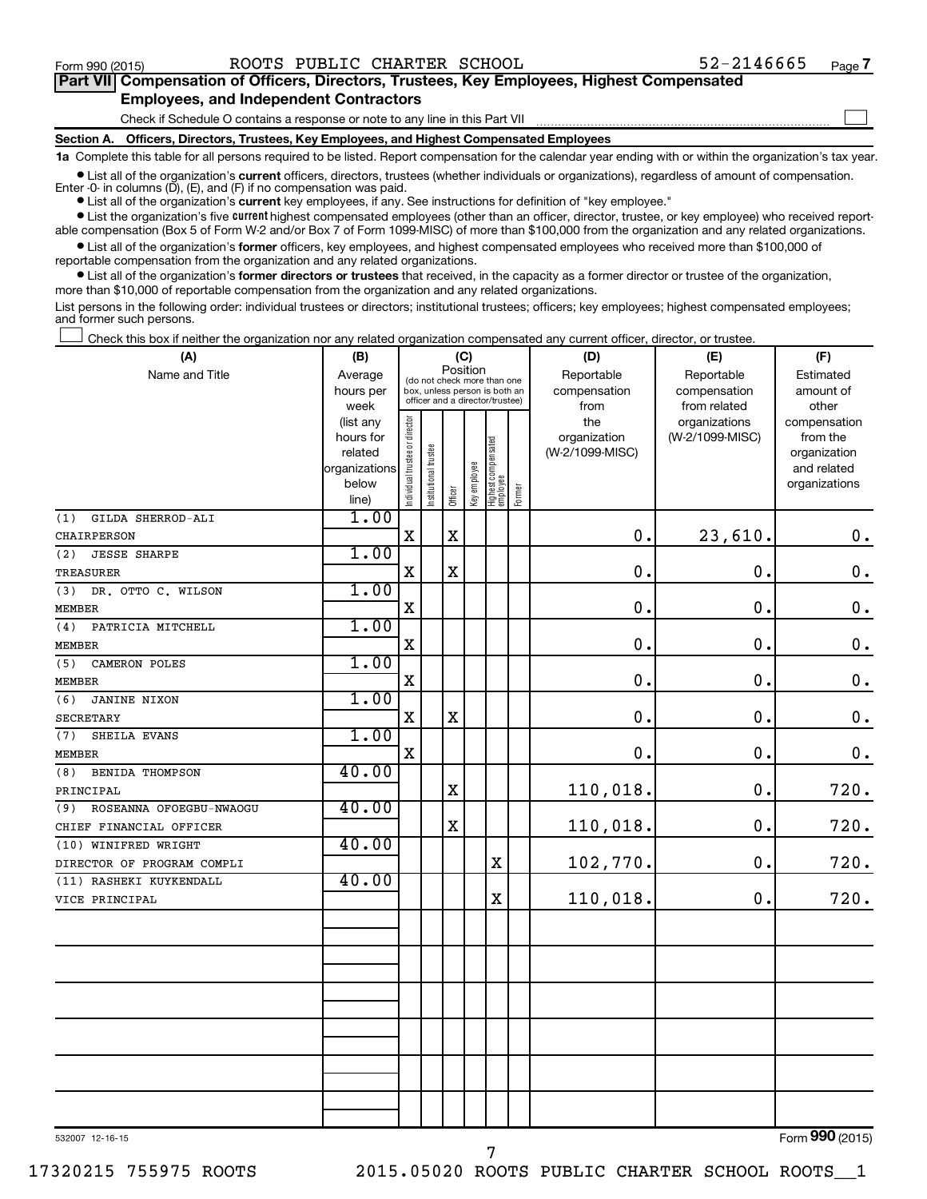Form 990 (2015) ROOTS PUBLIC CHARTER SCHOOL 52-2146665 Page 7

## Part VII Compensation of Officers, Directors, Trustees, Key Employees, Highest Compensated Employees, and Independent Contractors

Check if Schedule O contains a response or note to any line in this Part VII ☐

### Section A. Officers, Directors, Trustees, Key Employees, and Highest Compensated Employees

**1a** Complete this table for all persons required to be listed. Report compensation for the calendar year ending with or within the organization's tax year.

- List all of the organization's **current** officers, directors, trustees (whether individuals or organizations), regardless of amount of compensation. Enter -0- in columns (D), (E), and (F) if no compensation was paid.
- List all of the organization's **current** key employees, if any. See instructions for definition of "key employee."
- List the organization's five **current** highest compensated employees (other than an officer, director, trustee, or key employee) who received reportable compensation (Box 5 of Form W-2 and/or Box 7 of Form 1099-MISC) of more than $100,000 from the organization and any related organizations.
- List all of the organization's **former** officers, key employees, and highest compensated employees who received more than $100,000 of reportable compensation from the organization and any related organizations.
- List all of the organization's **former directors or trustees** that received, in the capacity as a former director or trustee of the organization, more than $10,000 of reportable compensation from the organization and any related organizations.

List persons in the following order: individual trustees or directors; institutional trustees; officers; key employees; highest compensated employees; and former such persons.

☐ Check this box if neither the organization nor any related organization compensated any current officer, director, or trustee.

| (A) Name and Title | (B) Average hours per week (list any hours for related organizations below line) | (C) Position: Individual trustee or director | Institutional trustee | Officer | Key employee | Highest compensated employee | Former | (D) Reportable compensation from the organization (W-2/1099-MISC) | (E) Reportable compensation from related organizations (W-2/1099-MISC) | (F) Estimated amount of other compensation from the organization and related organizations |
|---|---|---|---|---|---|---|---|---|---|---|
| (1) GILDA SHERROD-ALI<br>CHAIRPERSON | 1.00 | X | | X | | | | 0. | 23,610. | 0. |
| (2) JESSE SHARPE<br>TREASURER | 1.00 | X | | X | | | | 0. | 0. | 0. |
| (3) DR. OTTO C. WILSON<br>MEMBER | 1.00 | X | | | | | | 0. | 0. | 0. |
| (4) PATRICIA MITCHELL<br>MEMBER | 1.00 | X | | | | | | 0. | 0. | 0. |
| (5) CAMERON POLES<br>MEMBER | 1.00 | X | | | | | | 0. | 0. | 0. |
| (6) JANINE NIXON<br>SECRETARY | 1.00 | X | | X | | | | 0. | 0. | 0. |
| (7) SHEILA EVANS<br>MEMBER | 1.00 | X | | | | | | 0. | 0. | 0. |
| (8) BENIDA THOMPSON<br>PRINCIPAL | 40.00 | | | X | | | | 110,018. | 0. | 720. |
| (9) ROSEANNA OFOEGBU-NWAOGU<br>CHIEF FINANCIAL OFFICER | 40.00 | | | X | | | | 110,018. | 0. | 720. |
| (10) WINIFRED WRIGHT<br>DIRECTOR OF PROGRAM COMPLI | 40.00 | | | | | X | | 102,770. | 0. | 720. |
| (11) RASHEKI KUYKENDALL<br>VICE PRINCIPAL | 40.00 | | | | | X | | 110,018. | 0. | 720. |

532007 12-16-15

Form 990 (2015)

17320215 755975 ROOTS 2015.05020 ROOTS PUBLIC CHARTER SCHOOL ROOTS__1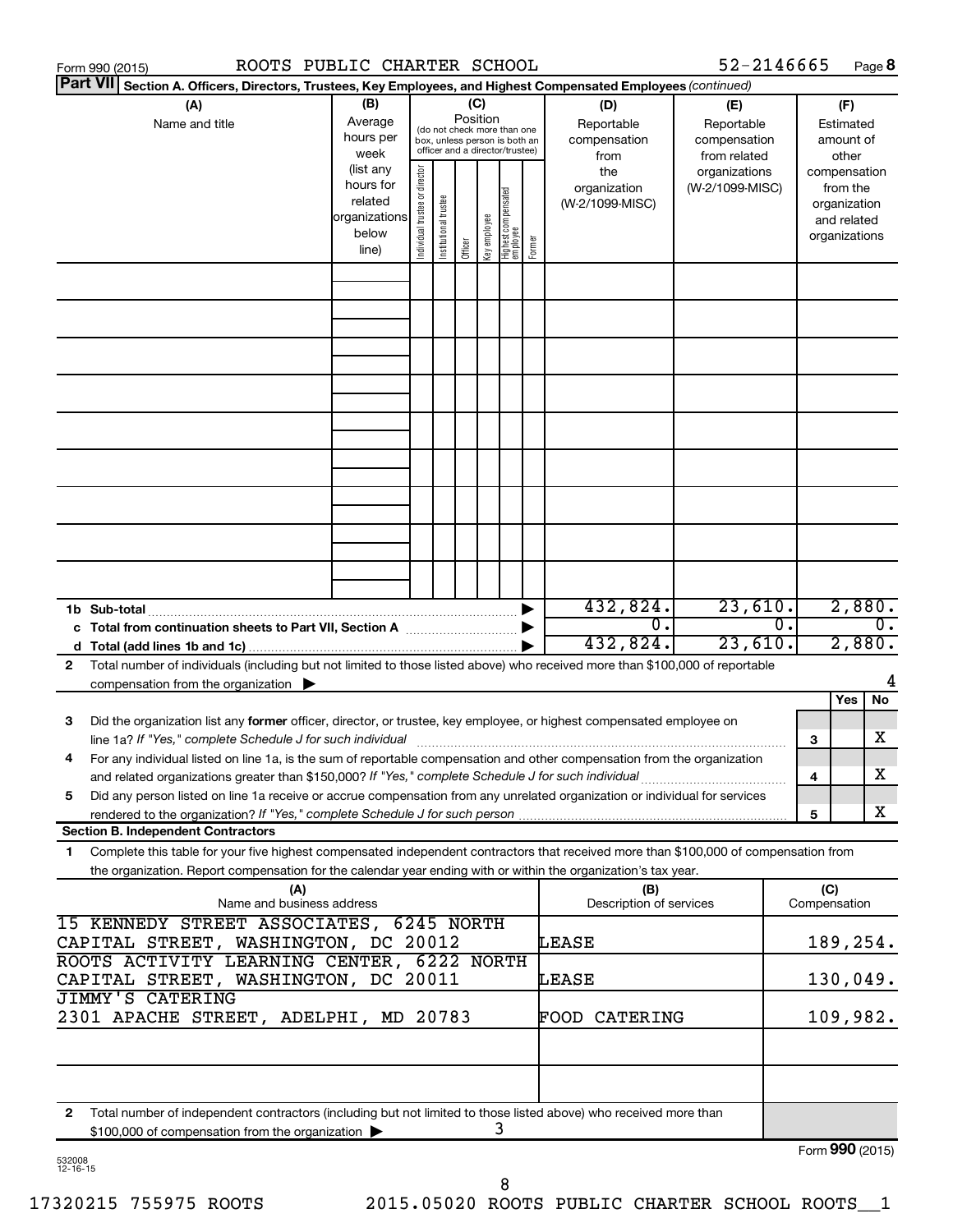Form 990 (2015) ROOTS PUBLIC CHARTER SCHOOL 52-2146665 Page 8

**Part VII Section A. Officers, Directors, Trustees, Key Employees, and Highest Compensated Employees** *(continued)*

| (A) Name and title | (B) Average hours per week (list any hours for related organizations below line) | (C) Position (do not check more than one box, unless person is both an officer and a director/trustee): Individual trustee or director | Institutional trustee | Officer | Key employee | Highest compensated employee | Former | (D) Reportable compensation from the organization (W-2/1099-MISC) | (E) Reportable compensation from related organizations (W-2/1099-MISC) | (F) Estimated amount of other compensation from the organization and related organizations |
|---|---|---|---|---|---|---|---|---|---|---|
| | | | | | | | | | | |
| **1b Sub-total** | | | | | | | | 432,824. | 23,610. | 2,880. |
| **c Total from continuation sheets to Part VII, Section A** | | | | | | | | 0. | 0. | 0. |
| **d Total (add lines 1b and 1c)** | | | | | | | | 432,824. | 23,610. | 2,880. |

**2** Total number of individuals (including but not limited to those listed above) who received more than $100,000 of reportable compensation from the organization ▶ 4

| | | | Yes | No |
|---|---|---|---|---|
| **3** | Did the organization list any **former** officer, director, or trustee, key employee, or highest compensated employee on line 1a? *If "Yes," complete Schedule J for such individual* | 3 | | X |
| **4** | For any individual listed on line 1a, is the sum of reportable compensation and other compensation from the organization and related organizations greater than $150,000? *If "Yes," complete Schedule J for such individual* | 4 | | X |
| **5** | Did any person listed on line 1a receive or accrue compensation from any unrelated organization or individual for services rendered to the organization? *If "Yes," complete Schedule J for such person* | 5 | | X |

**Section B. Independent Contractors**

**1** Complete this table for your five highest compensated independent contractors that received more than $100,000 of compensation from the organization. Report compensation for the calendar year ending with or within the organization's tax year.

| (A) Name and business address | (B) Description of services | (C) Compensation |
|---|---|---|
| 15 KENNEDY STREET ASSOCIATES, 6245 NORTH CAPITAL STREET, WASHINGTON, DC 20012 | LEASE | 189,254. |
| ROOTS ACTIVITY LEARNING CENTER, 6222 NORTH CAPITAL STREET, WASHINGTON, DC 20011 | LEASE | 130,049. |
| JIMMY'S CATERING 2301 APACHE STREET, ADELPHI, MD 20783 | FOOD CATERING | 109,982. |
| | | |
| | | |

**2** Total number of independent contractors (including but not limited to those listed above) who received more than $100,000 of compensation from the organization ▶ 3

Form **990** (2015)

532008 12-16-15

17320215 755975 ROOTS 2015.05020 ROOTS PUBLIC CHARTER SCHOOL ROOTS__1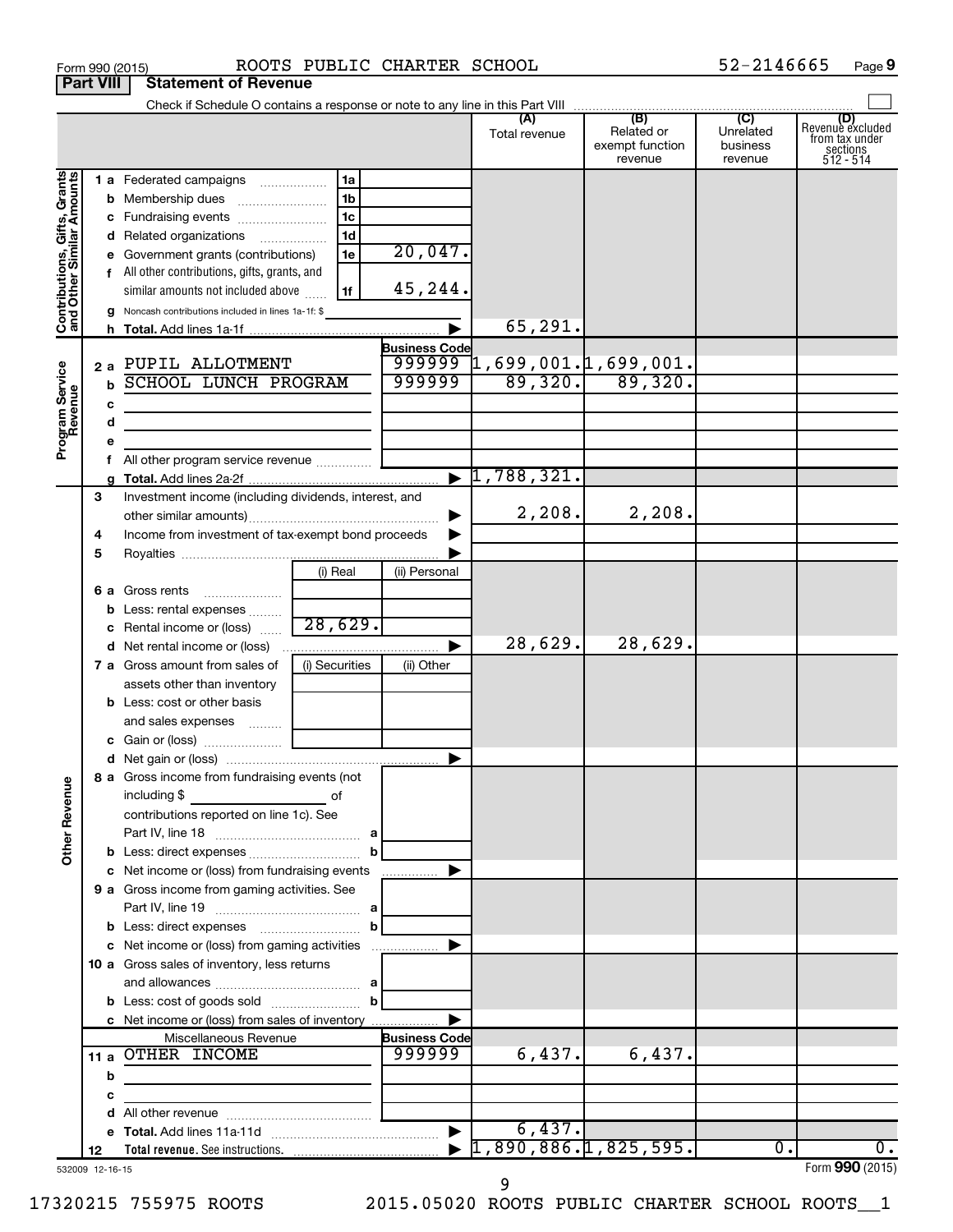Form 990 (2015) ROOTS PUBLIC CHARTER SCHOOL 52-2146665 Page 9

## Part VIII Statement of Revenue

Check if Schedule O contains a response or note to any line in this Part VIII

| | | | | (A) Total revenue | (B) Related or exempt function revenue | (C) Unrelated business revenue | (D) Revenue excluded from tax under sections 512 - 514 |
|---|---|---|---|---|---|---|---|
| **Contributions, Gifts, Grants and Other Similar Amounts** | 1 a Federated campaigns | 1a | | | | | |
| | b Membership dues | 1b | | | | | |
| | c Fundraising events | 1c | | | | | |
| | d Related organizations | 1d | | | | | |
| | e Government grants (contributions) | 1e | 20,047. | | | | |
| | f All other contributions, gifts, grants, and similar amounts not included above | 1f | 45,244. | | | | |
| | g Noncash contributions included in lines 1a-1f: $ | | | | | | |
| | h Total. Add lines 1a-1f | | | 65,291. | | | |
| **Program Service Revenue** | | | Business Code | | | | |
| | 2 a PUPIL ALLOTMENT | | 999999 | 1,699,001. | 1,699,001. | | |
| | b SCHOOL LUNCH PROGRAM | | 999999 | 89,320. | 89,320. | | |
| | c | | | | | | |
| | d | | | | | | |
| | e | | | | | | |
| | f All other program service revenue | | | | | | |
| | g Total. Add lines 2a-2f | | | 1,788,321. | | | |
| **Other Revenue** | 3 Investment income (including dividends, interest, and other similar amounts) | | | 2,208. | 2,208. | | |
| | 4 Income from investment of tax-exempt bond proceeds | | | | | | |
| | 5 Royalties | | | | | | |
| | | (i) Real | (ii) Personal | | | | |
| | 6 a Gross rents | | | | | | |
| | b Less: rental expenses | | | | | | |
| | c Rental income or (loss) | 28,629. | | | | | |
| | d Net rental income or (loss) | | | 28,629. | 28,629. | | |
| | 7 a Gross amount from sales of assets other than inventory | (i) Securities | (ii) Other | | | | |
| | b Less: cost or other basis and sales expenses | | | | | | |
| | c Gain or (loss) | | | | | | |
| | d Net gain or (loss) | | | | | | |
| | 8 a Gross income from fundraising events (not including $ of contributions reported on line 1c). See Part IV, line 18 | a | | | | | |
| | b Less: direct expenses | b | | | | | |
| | c Net income or (loss) from fundraising events | | | | | | |
| | 9 a Gross income from gaming activities. See Part IV, line 19 | a | | | | | |
| | b Less: direct expenses | b | | | | | |
| | c Net income or (loss) from gaming activities | | | | | | |
| | 10 a Gross sales of inventory, less returns and allowances | a | | | | | |
| | b Less: cost of goods sold | b | | | | | |
| | c Net income or (loss) from sales of inventory | | | | | | |
| | Miscellaneous Revenue | | Business Code | | | | |
| | 11 a OTHER INCOME | | 999999 | 6,437. | 6,437. | | |
| | b | | | | | | |
| | c | | | | | | |
| | d All other revenue | | | | | | |
| | e Total. Add lines 11a-11d | | | 6,437. | | | |
| | 12 Total revenue. See instructions. | | | 1,890,886. | 1,825,595. | 0. | 0. |

532009 12-16-15

Form **990** (2015)

17320215 755975 ROOTS 2015.05020 ROOTS PUBLIC CHARTER SCHOOL ROOTS__1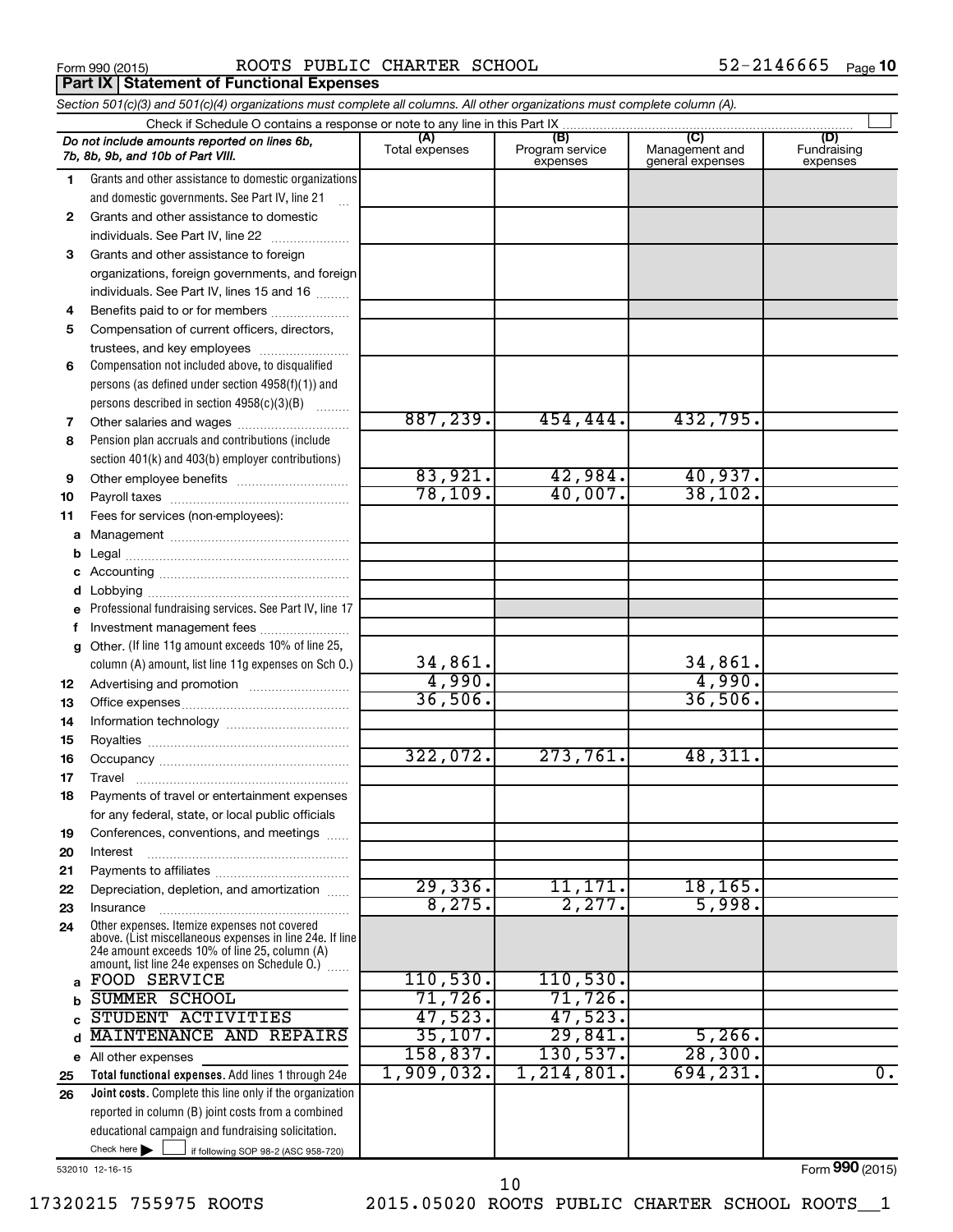Form 990 (2015) ROOTS PUBLIC CHARTER SCHOOL 52-2146665 Page 10

**Part IX | Statement of Functional Expenses**

*Section 501(c)(3) and 501(c)(4) organizations must complete all columns. All other organizations must complete column (A).*

Check if Schedule O contains a response or note to any line in this Part IX ☐

| *Do not include amounts reported on lines 6b, 7b, 8b, 9b, and 10b of Part VIII.* | (A) Total expenses | (B) Program service expenses | (C) Management and general expenses | (D) Fundraising expenses |
|---|---|---|---|---|
| 1 Grants and other assistance to domestic organizations and domestic governments. See Part IV, line 21 | | | | |
| 2 Grants and other assistance to domestic individuals. See Part IV, line 22 | | | | |
| 3 Grants and other assistance to foreign organizations, foreign governments, and foreign individuals. See Part IV, lines 15 and 16 | | | | |
| 4 Benefits paid to or for members | | | | |
| 5 Compensation of current officers, directors, trustees, and key employees | | | | |
| 6 Compensation not included above, to disqualified persons (as defined under section 4958(f)(1)) and persons described in section 4958(c)(3)(B) | | | | |
| 7 Other salaries and wages | 887,239. | 454,444. | 432,795. | |
| 8 Pension plan accruals and contributions (include section 401(k) and 403(b) employer contributions) | | | | |
| 9 Other employee benefits | 83,921. | 42,984. | 40,937. | |
| 10 Payroll taxes | 78,109. | 40,007. | 38,102. | |
| 11 Fees for services (non-employees): | | | | |
| a Management | | | | |
| b Legal | | | | |
| c Accounting | | | | |
| d Lobbying | | | | |
| e Professional fundraising services. See Part IV, line 17 | | | | |
| f Investment management fees | | | | |
| g Other. (If line 11g amount exceeds 10% of line 25, column (A) amount, list line 11g expenses on Sch O.) | 34,861. | | 34,861. | |
| 12 Advertising and promotion | 4,990. | | 4,990. | |
| 13 Office expenses | 36,506. | | 36,506. | |
| 14 Information technology | | | | |
| 15 Royalties | | | | |
| 16 Occupancy | 322,072. | 273,761. | 48,311. | |
| 17 Travel | | | | |
| 18 Payments of travel or entertainment expenses for any federal, state, or local public officials | | | | |
| 19 Conferences, conventions, and meetings | | | | |
| 20 Interest | | | | |
| 21 Payments to affiliates | | | | |
| 22 Depreciation, depletion, and amortization | 29,336. | 11,171. | 18,165. | |
| 23 Insurance | 8,275. | 2,277. | 5,998. | |
| 24 Other expenses. Itemize expenses not covered above. (List miscellaneous expenses in line 24e. If line 24e amount exceeds 10% of line 25, column (A) amount, list line 24e expenses on Schedule O.) | | | | |
| a FOOD SERVICE | 110,530. | 110,530. | | |
| b SUMMER SCHOOL | 71,726. | 71,726. | | |
| c STUDENT ACTIVITIES | 47,523. | 47,523. | | |
| d MAINTENANCE AND REPAIRS | 35,107. | 29,841. | 5,266. | |
| e All other expenses | 158,837. | 130,537. | 28,300. | |
| 25 **Total functional expenses.** Add lines 1 through 24e | 1,909,032. | 1,214,801. | 694,231. | 0. |
| 26 **Joint costs.** Complete this line only if the organization reported in column (B) joint costs from a combined educational campaign and fundraising solicitation. Check here ☐ if following SOP 98-2 (ASC 958-720) | | | | |

532010 12-16-15

Form **990** (2015)

17320215 755975 ROOTS 2015.05020 ROOTS PUBLIC CHARTER SCHOOL ROOTS__1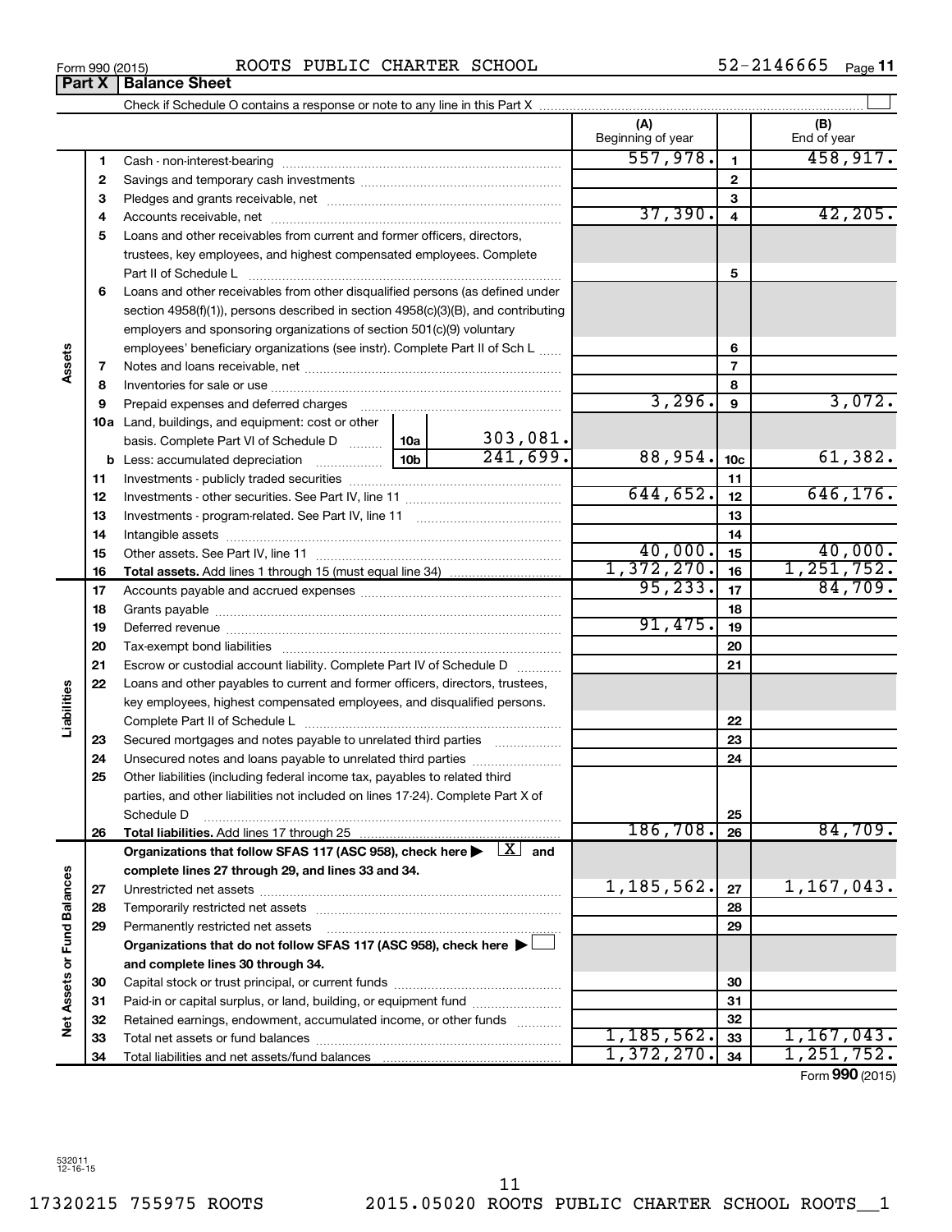Form 990 (2015) ROOTS PUBLIC CHARTER SCHOOL 52-2146665

## Part X Balance Sheet

Check if Schedule O contains a response or note to any line in this Part X

| | | | | (A) Beginning of year | | (B) End of year |
|---|---|---|---|---|---|---|
| **Assets** | 1 | Cash - non-interest-bearing | | 557,978. | 1 | 458,917. |
| | 2 | Savings and temporary cash investments | | | 2 | |
| | 3 | Pledges and grants receivable, net | | | 3 | |
| | 4 | Accounts receivable, net | | 37,390. | 4 | 42,205. |
| | 5 | Loans and other receivables from current and former officers, directors, trustees, key employees, and highest compensated employees. Complete Part II of Schedule L | | | 5 | |
| | 6 | Loans and other receivables from other disqualified persons (as defined under section 4958(f)(1)), persons described in section 4958(c)(3)(B), and contributing employers and sponsoring organizations of section 501(c)(9) voluntary employees' beneficiary organizations (see instr). Complete Part II of Sch L | | | 6 | |
| | 7 | Notes and loans receivable, net | | | 7 | |
| | 8 | Inventories for sale or use | | | 8 | |
| | 9 | Prepaid expenses and deferred charges | | 3,296. | 9 | 3,072. |
| | 10a | Land, buildings, and equipment: cost or other basis. Complete Part VI of Schedule D | 10a 303,081. | | | |
| | b | Less: accumulated depreciation | 10b 241,699. | 88,954. | 10c | 61,382. |
| | 11 | Investments - publicly traded securities | | | 11 | |
| | 12 | Investments - other securities. See Part IV, line 11 | | 644,652. | 12 | 646,176. |
| | 13 | Investments - program-related. See Part IV, line 11 | | | 13 | |
| | 14 | Intangible assets | | | 14 | |
| | 15 | Other assets. See Part IV, line 11 | | 40,000. | 15 | 40,000. |
| | 16 | **Total assets.** Add lines 1 through 15 (must equal line 34) | | 1,372,270. | 16 | 1,251,752. |
| **Liabilities** | 17 | Accounts payable and accrued expenses | | 95,233. | 17 | 84,709. |
| | 18 | Grants payable | | | 18 | |
| | 19 | Deferred revenue | | 91,475. | 19 | |
| | 20 | Tax-exempt bond liabilities | | | 20 | |
| | 21 | Escrow or custodial account liability. Complete Part IV of Schedule D | | | 21 | |
| | 22 | Loans and other payables to current and former officers, directors, trustees, key employees, highest compensated employees, and disqualified persons. Complete Part II of Schedule L | | | 22 | |
| | 23 | Secured mortgages and notes payable to unrelated third parties | | | 23 | |
| | 24 | Unsecured notes and loans payable to unrelated third parties | | | 24 | |
| | 25 | Other liabilities (including federal income tax, payables to related third parties, and other liabilities not included on lines 17-24). Complete Part X of Schedule D | | | 25 | |
| | 26 | **Total liabilities.** Add lines 17 through 25 | | 186,708. | 26 | 84,709. |
| **Net Assets or Fund Balances** | | **Organizations that follow SFAS 117 (ASC 958), check here ▶ [X] and complete lines 27 through 29, and lines 33 and 34.** | | | | |
| | 27 | Unrestricted net assets | | 1,185,562. | 27 | 1,167,043. |
| | 28 | Temporarily restricted net assets | | | 28 | |
| | 29 | Permanently restricted net assets | | | 29 | |
| | | **Organizations that do not follow SFAS 117 (ASC 958), check here ▶ [ ] and complete lines 30 through 34.** | | | | |
| | 30 | Capital stock or trust principal, or current funds | | | 30 | |
| | 31 | Paid-in or capital surplus, or land, building, or equipment fund | | | 31 | |
| | 32 | Retained earnings, endowment, accumulated income, or other funds | | | 32 | |
| | 33 | Total net assets or fund balances | | 1,185,562. | 33 | 1,167,043. |
| | 34 | Total liabilities and net assets/fund balances | | 1,372,270. | 34 | 1,251,752. |

Form **990** (2015)

532011 12-16-15

17320215 755975 ROOTS 2015.05020 ROOTS PUBLIC CHARTER SCHOOL ROOTS__1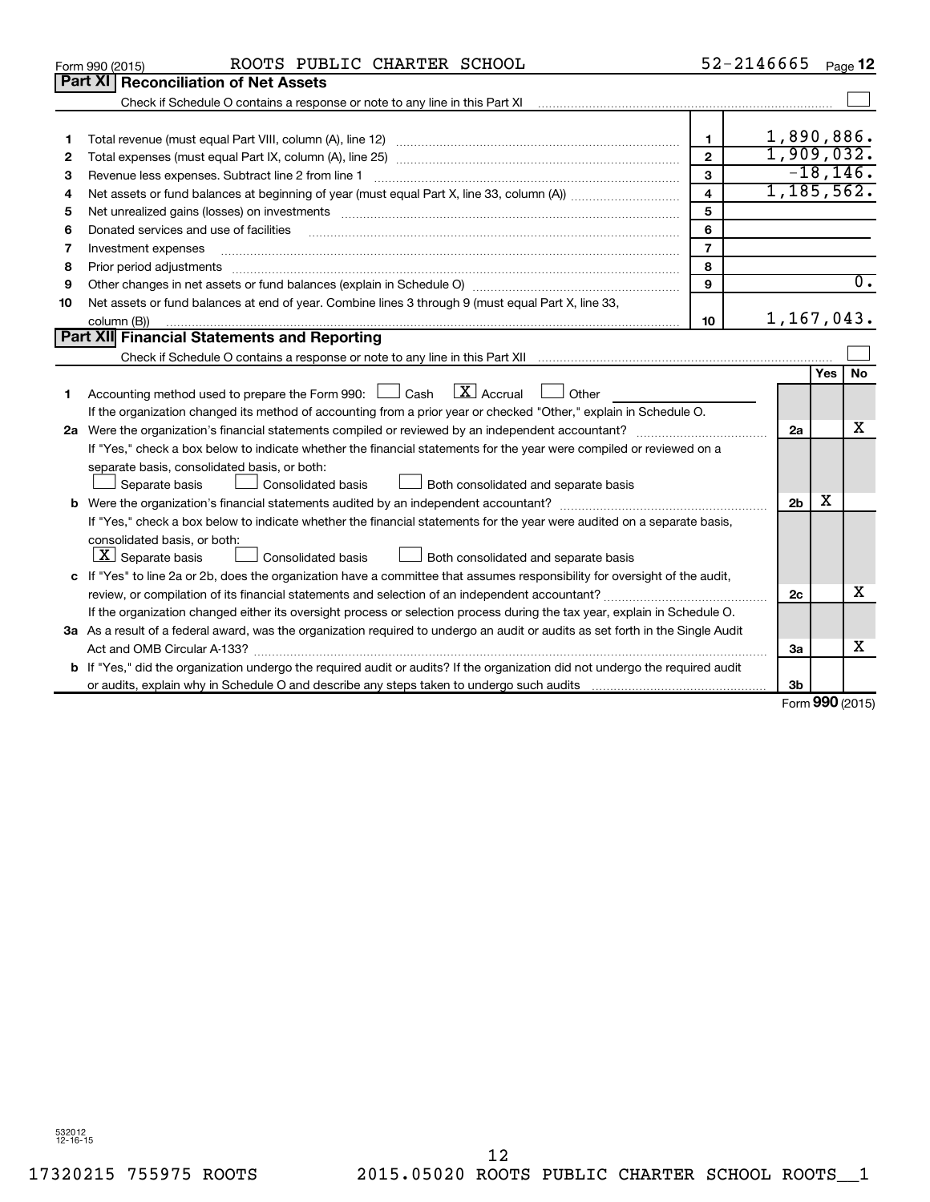Form 990 (2015) ROOTS PUBLIC CHARTER SCHOOL 52-2146665 Page 12

## Part XI Reconciliation of Net Assets

Check if Schedule O contains a response or note to any line in this Part XI ☐

| | | | |
|---|---|---|---|
| 1 | Total revenue (must equal Part VIII, column (A), line 12) | 1 | 1,890,886. |
| 2 | Total expenses (must equal Part IX, column (A), line 25) | 2 | 1,909,032. |
| 3 | Revenue less expenses. Subtract line 2 from line 1 | 3 | -18,146. |
| 4 | Net assets or fund balances at beginning of year (must equal Part X, line 33, column (A)) | 4 | 1,185,562. |
| 5 | Net unrealized gains (losses) on investments | 5 | |
| 6 | Donated services and use of facilities | 6 | |
| 7 | Investment expenses | 7 | |
| 8 | Prior period adjustments | 8 | |
| 9 | Other changes in net assets or fund balances (explain in Schedule O) | 9 | 0. |
| 10 | Net assets or fund balances at end of year. Combine lines 3 through 9 (must equal Part X, line 33, column (B)) | 10 | 1,167,043. |

## Part XII Financial Statements and Reporting

Check if Schedule O contains a response or note to any line in this Part XII ☐

| | | | Yes | No |
|---|---|---|---|---|
| 1 | Accounting method used to prepare the Form 990: ☐ Cash ☒ Accrual ☐ Other<br>If the organization changed its method of accounting from a prior year or checked "Other," explain in Schedule O. | | | |
| 2a | Were the organization's financial statements compiled or reviewed by an independent accountant? | 2a | | X |
| | If "Yes," check a box below to indicate whether the financial statements for the year were compiled or reviewed on a separate basis, consolidated basis, or both:<br>☐ Separate basis ☐ Consolidated basis ☐ Both consolidated and separate basis | | | |
| b | Were the organization's financial statements audited by an independent accountant? | 2b | X | |
| | If "Yes," check a box below to indicate whether the financial statements for the year were audited on a separate basis, consolidated basis, or both:<br>☒ Separate basis ☐ Consolidated basis ☐ Both consolidated and separate basis | | | |
| c | If "Yes" to line 2a or 2b, does the organization have a committee that assumes responsibility for oversight of the audit, review, or compilation of its financial statements and selection of an independent accountant? | 2c | | X |
| | If the organization changed either its oversight process or selection process during the tax year, explain in Schedule O. | | | |
| 3a | As a result of a federal award, was the organization required to undergo an audit or audits as set forth in the Single Audit Act and OMB Circular A-133? | 3a | | X |
| b | If "Yes," did the organization undergo the required audit or audits? If the organization did not undergo the required audit or audits, explain why in Schedule O and describe any steps taken to undergo such audits | 3b | | |

Form 990 (2015)

532012 12-16-15

17320215 755975 ROOTS 2015.05020 ROOTS PUBLIC CHARTER SCHOOL ROOTS__1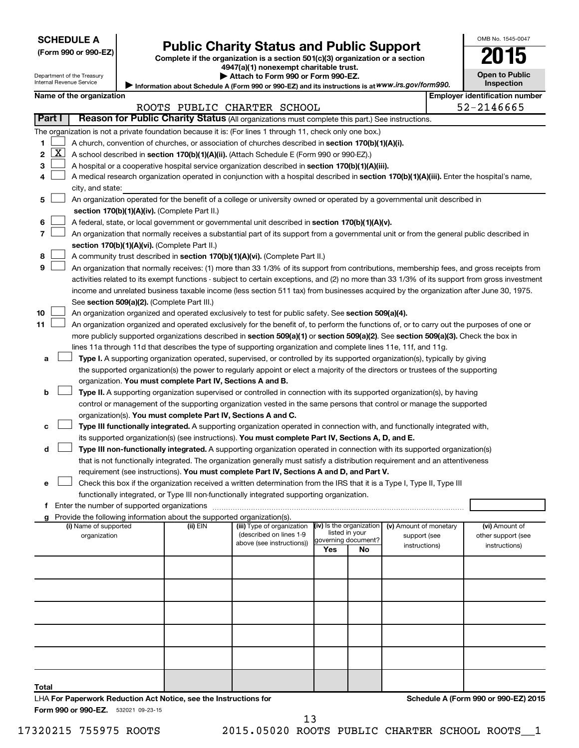**SCHEDULE A**
**(Form 990 or 990-EZ)**

Department of the Treasury
Internal Revenue Service

# Public Charity Status and Public Support

**Complete if the organization is a section 501(c)(3) organization or a section 4947(a)(1) nonexempt charitable trust.**
**▶ Attach to Form 990 or Form 990-EZ.**
▶ Information about Schedule A (Form 990 or 990-EZ) and its instructions is at *www.irs.gov/form990.*

OMB No. 1545-0047
**2015**
**Open to Public Inspection**

**Name of the organization:** ROOTS PUBLIC CHARTER SCHOOL
**Employer identification number:** 52-2146665

## Part I — Reason for Public Charity Status (All organizations must complete this part.) See instructions.

The organization is not a private foundation because it is: (For lines 1 through 11, check only one box.)

1. ☐ A church, convention of churches, or association of churches described in **section 170(b)(1)(A)(i).**
2. ☒ A school described in **section 170(b)(1)(A)(ii).** (Attach Schedule E (Form 990 or 990-EZ).)
3. ☐ A hospital or a cooperative hospital service organization described in **section 170(b)(1)(A)(iii).**
4. ☐ A medical research organization operated in conjunction with a hospital described in **section 170(b)(1)(A)(iii).** Enter the hospital's name, city, and state:
5. ☐ An organization operated for the benefit of a college or university owned or operated by a governmental unit described in **section 170(b)(1)(A)(iv).** (Complete Part II.)
6. ☐ A federal, state, or local government or governmental unit described in **section 170(b)(1)(A)(v).**
7. ☐ An organization that normally receives a substantial part of its support from a governmental unit or from the general public described in **section 170(b)(1)(A)(vi).** (Complete Part II.)
8. ☐ A community trust described in **section 170(b)(1)(A)(vi).** (Complete Part II.)
9. ☐ An organization that normally receives: (1) more than 33 1/3% of its support from contributions, membership fees, and gross receipts from activities related to its exempt functions - subject to certain exceptions, and (2) no more than 33 1/3% of its support from gross investment income and unrelated business taxable income (less section 511 tax) from businesses acquired by the organization after June 30, 1975. See **section 509(a)(2).** (Complete Part III.)
10. ☐ An organization organized and operated exclusively to test for public safety. See **section 509(a)(4).**
11. ☐ An organization organized and operated exclusively for the benefit of, to perform the functions of, or to carry out the purposes of one or more publicly supported organizations described in **section 509(a)(1)** or **section 509(a)(2).** See **section 509(a)(3).** Check the box in lines 11a through 11d that describes the type of supporting organization and complete lines 11e, 11f, and 11g.
   - **a** ☐ **Type I.** A supporting organization operated, supervised, or controlled by its supported organization(s), typically by giving the supported organization(s) the power to regularly appoint or elect a majority of the directors or trustees of the supporting organization. **You must complete Part IV, Sections A and B.**
   - **b** ☐ **Type II.** A supporting organization supervised or controlled in connection with its supported organization(s), by having control or management of the supporting organization vested in the same persons that control or manage the supported organization(s). **You must complete Part IV, Sections A and C.**
   - **c** ☐ **Type III functionally integrated.** A supporting organization operated in connection with, and functionally integrated with, its supported organization(s) (see instructions). **You must complete Part IV, Sections A, D, and E.**
   - **d** ☐ **Type III non-functionally integrated.** A supporting organization operated in connection with its supported organization(s) that is not functionally integrated. The organization generally must satisfy a distribution requirement and an attentiveness requirement (see instructions). **You must complete Part IV, Sections A and D, and Part V.**
   - **e** ☐ Check this box if the organization received a written determination from the IRS that it is a Type I, Type II, Type III functionally integrated, or Type III non-functionally integrated supporting organization.
   - **f** Enter the number of supported organizations
   - **g** Provide the following information about the supported organization(s).

| (i) Name of supported organization | (ii) EIN | (iii) Type of organization (described on lines 1-9 above (see instructions)) | (iv) Is the organization listed in your governing document? Yes | No | (v) Amount of monetary support (see instructions) | (vi) Amount of other support (see instructions) |
|---|---|---|---|---|---|---|
| | | | | | | |
| | | | | | | |
| | | | | | | |
| | | | | | | |
| | | | | | | |
| **Total** | | | | | | |

LHA **For Paperwork Reduction Act Notice, see the Instructions for Form 990 or 990-EZ.** 532021 09-23-15

**Schedule A (Form 990 or 990-EZ) 2015**

17320215 755975 ROOTS 2015.05020 ROOTS PUBLIC CHARTER SCHOOL ROOTS__1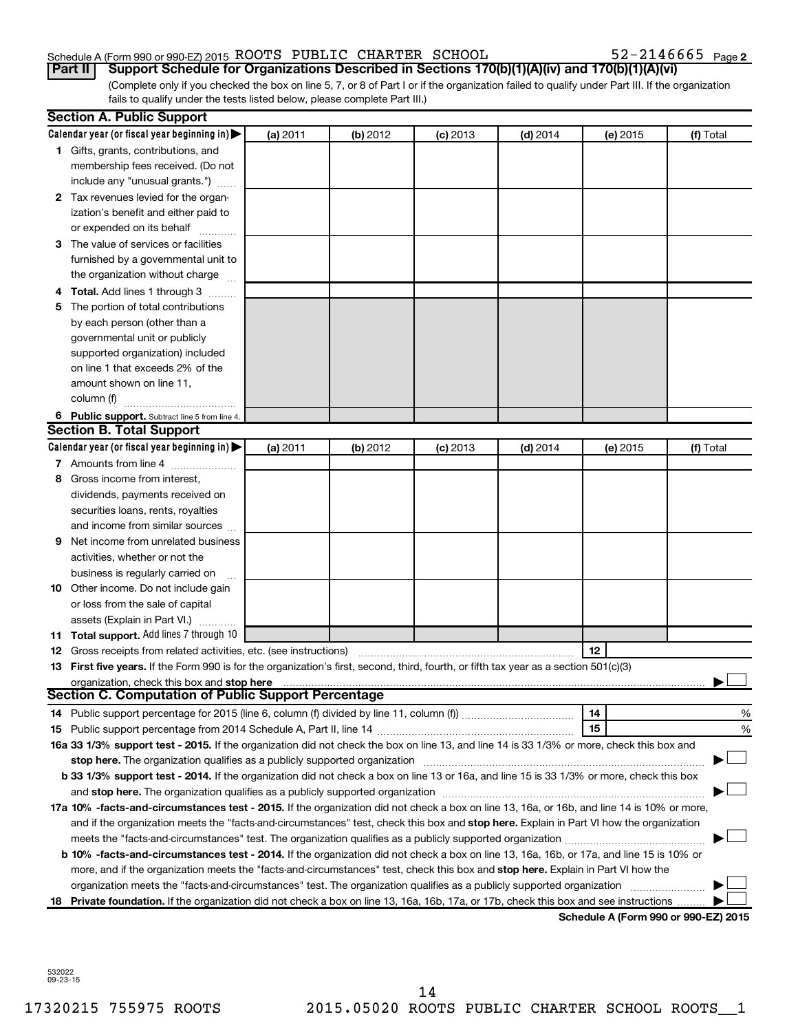Schedule A (Form 990 or 990-EZ) 2015 ROOTS PUBLIC CHARTER SCHOOL 52-2146665 Page 2

**Part II Support Schedule for Organizations Described in Sections 170(b)(1)(A)(iv) and 170(b)(1)(A)(vi)**

(Complete only if you checked the box on line 5, 7, or 8 of Part I or if the organization failed to qualify under Part III. If the organization fails to qualify under the tests listed below, please complete Part III.)

**Section A. Public Support**

| Calendar year (or fiscal year beginning in) | (a) 2011 | (b) 2012 | (c) 2013 | (d) 2014 | (e) 2015 | (f) Total |
|---|---|---|---|---|---|---|
| 1 Gifts, grants, contributions, and membership fees received. (Do not include any "unusual grants.") | | | | | | |
| 2 Tax revenues levied for the organization's benefit and either paid to or expended on its behalf | | | | | | |
| 3 The value of services or facilities furnished by a governmental unit to the organization without charge | | | | | | |
| 4 **Total.** Add lines 1 through 3 | | | | | | |
| 5 The portion of total contributions by each person (other than a governmental unit or publicly supported organization) included on line 1 that exceeds 2% of the amount shown on line 11, column (f) | | | | | | |
| 6 **Public support.** Subtract line 5 from line 4. | | | | | | |

**Section B. Total Support**

| Calendar year (or fiscal year beginning in) | (a) 2011 | (b) 2012 | (c) 2013 | (d) 2014 | (e) 2015 | (f) Total |
|---|---|---|---|---|---|---|
| 7 Amounts from line 4 | | | | | | |
| 8 Gross income from interest, dividends, payments received on securities loans, rents, royalties and income from similar sources | | | | | | |
| 9 Net income from unrelated business activities, whether or not the business is regularly carried on | | | | | | |
| 10 Other income. Do not include gain or loss from the sale of capital assets (Explain in Part VI.) | | | | | | |
| 11 **Total support.** Add lines 7 through 10 | | | | | | |

12 Gross receipts from related activities, etc. (see instructions) | 12 |

13 **First five years.** If the Form 990 is for the organization's first, second, third, fourth, or fifth tax year as a section 501(c)(3) organization, check this box and **stop here** ☐

**Section C. Computation of Public Support Percentage**

14 Public support percentage for 2015 (line 6, column (f) divided by line 11, column (f)) | 14 | %

15 Public support percentage from 2014 Schedule A, Part II, line 14 | 15 | %

16a **33 1/3% support test - 2015.** If the organization did not check the box on line 13, and line 14 is 33 1/3% or more, check this box and **stop here.** The organization qualifies as a publicly supported organization ☐

b **33 1/3% support test - 2014.** If the organization did not check a box on line 13 or 16a, and line 15 is 33 1/3% or more, check this box and **stop here.** The organization qualifies as a publicly supported organization ☐

17a **10% -facts-and-circumstances test - 2015.** If the organization did not check a box on line 13, 16a, or 16b, and line 14 is 10% or more, and if the organization meets the "facts-and-circumstances" test, check this box and **stop here.** Explain in Part VI how the organization meets the "facts-and-circumstances" test. The organization qualifies as a publicly supported organization ☐

b **10% -facts-and-circumstances test - 2014.** If the organization did not check a box on line 13, 16a, 16b, or 17a, and line 15 is 10% or more, and if the organization meets the "facts-and-circumstances" test, check this box and **stop here.** Explain in Part VI how the organization meets the "facts-and-circumstances" test. The organization qualifies as a publicly supported organization ☐

18 **Private foundation.** If the organization did not check a box on line 13, 16a, 16b, 17a, or 17b, check this box and see instructions ☐

**Schedule A (Form 990 or 990-EZ) 2015**

532022 09-23-15

17320215 755975 ROOTS 2015.05020 ROOTS PUBLIC CHARTER SCHOOL ROOTS__1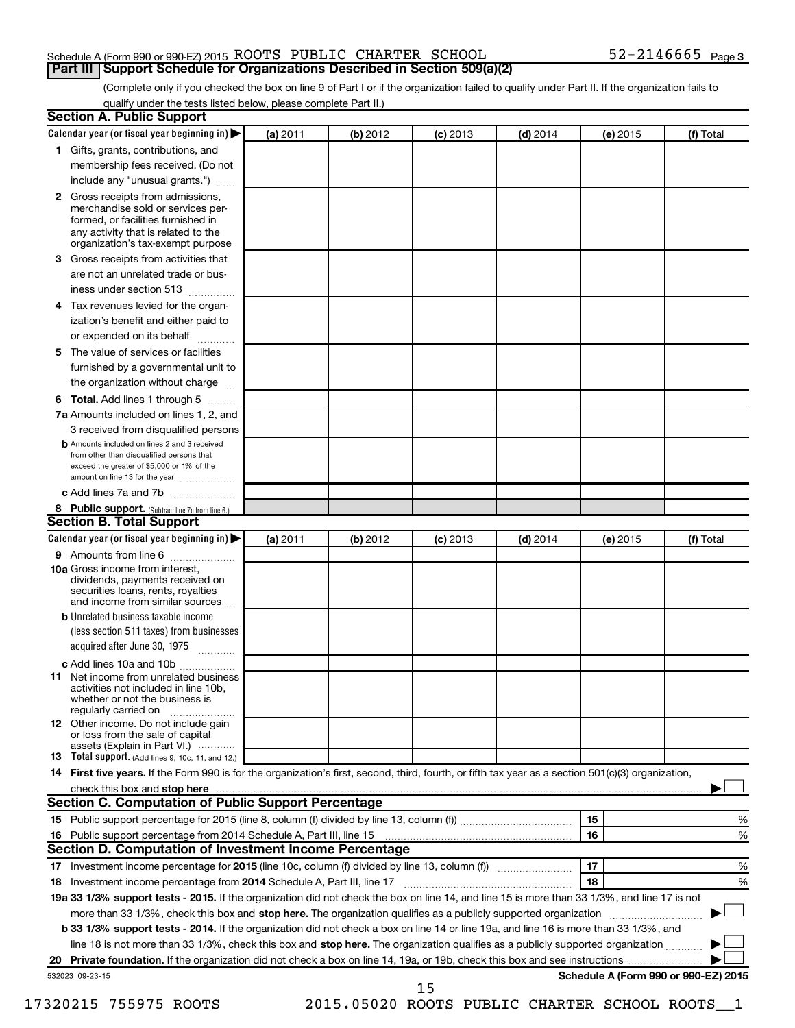Schedule A (Form 990 or 990-EZ) 2015 ROOTS PUBLIC CHARTER SCHOOL 52-2146665 Page 3

## Part III Support Schedule for Organizations Described in Section 509(a)(2)

(Complete only if you checked the box on line 9 of Part I or if the organization failed to qualify under Part II. If the organization fails to qualify under the tests listed below, please complete Part II.)

### Section A. Public Support

| Calendar year (or fiscal year beginning in) ▶ | (a) 2011 | (b) 2012 | (c) 2013 | (d) 2014 | (e) 2015 | (f) Total |
|---|---|---|---|---|---|---|
| 1 Gifts, grants, contributions, and membership fees received. (Do not include any "unusual grants.") | | | | | | |
| 2 Gross receipts from admissions, merchandise sold or services performed, or facilities furnished in any activity that is related to the organization's tax-exempt purpose | | | | | | |
| 3 Gross receipts from activities that are not an unrelated trade or business under section 513 | | | | | | |
| 4 Tax revenues levied for the organization's benefit and either paid to or expended on its behalf | | | | | | |
| 5 The value of services or facilities furnished by a governmental unit to the organization without charge | | | | | | |
| 6 Total. Add lines 1 through 5 | | | | | | |
| 7a Amounts included on lines 1, 2, and 3 received from disqualified persons | | | | | | |
| b Amounts included on lines 2 and 3 received from other than disqualified persons that exceed the greater of $5,000 or 1% of the amount on line 13 for the year | | | | | | |
| c Add lines 7a and 7b | | | | | | |
| 8 Public support. (Subtract line 7c from line 6.) | | | | | | |

### Section B. Total Support

| Calendar year (or fiscal year beginning in) ▶ | (a) 2011 | (b) 2012 | (c) 2013 | (d) 2014 | (e) 2015 | (f) Total |
|---|---|---|---|---|---|---|
| 9 Amounts from line 6 | | | | | | |
| 10a Gross income from interest, dividends, payments received on securities loans, rents, royalties and income from similar sources | | | | | | |
| b Unrelated business taxable income (less section 511 taxes) from businesses acquired after June 30, 1975 | | | | | | |
| c Add lines 10a and 10b | | | | | | |
| 11 Net income from unrelated business activities not included in line 10b, whether or not the business is regularly carried on | | | | | | |
| 12 Other income. Do not include gain or loss from the sale of capital assets (Explain in Part VI.) | | | | | | |
| 13 Total support. (Add lines 9, 10c, 11, and 12.) | | | | | | |

14 **First five years.** If the Form 990 is for the organization's first, second, third, fourth, or fifth tax year as a section 501(c)(3) organization, check this box and **stop here** ▶ ☐

### Section C. Computation of Public Support Percentage

| | | | |
|---|---|---|---|
| 15 Public support percentage for 2015 (line 8, column (f) divided by line 13, column (f)) | 15 | | % |
| 16 Public support percentage from 2014 Schedule A, Part III, line 15 | 16 | | % |

### Section D. Computation of Investment Income Percentage

| | | | |
|---|---|---|---|
| 17 Investment income percentage for **2015** (line 10c, column (f) divided by line 13, column (f)) | 17 | | % |
| 18 Investment income percentage from **2014** Schedule A, Part III, line 17 | 18 | | % |

**19a 33 1/3% support tests - 2015.** If the organization did not check the box on line 14, and line 15 is more than 33 1/3%, and line 17 is not more than 33 1/3%, check this box and **stop here.** The organization qualifies as a publicly supported organization ▶ ☐

**b 33 1/3% support tests - 2014.** If the organization did not check a box on line 14 or line 19a, and line 16 is more than 33 1/3%, and line 18 is not more than 33 1/3%, check this box and **stop here.** The organization qualifies as a publicly supported organization ▶ ☐

**20 Private foundation.** If the organization did not check a box on line 14, 19a, or 19b, check this box and see instructions ▶ ☐

532023 09-23-15 **Schedule A (Form 990 or 990-EZ) 2015**

17320215 755975 ROOTS 2015.05020 ROOTS PUBLIC CHARTER SCHOOL ROOTS__1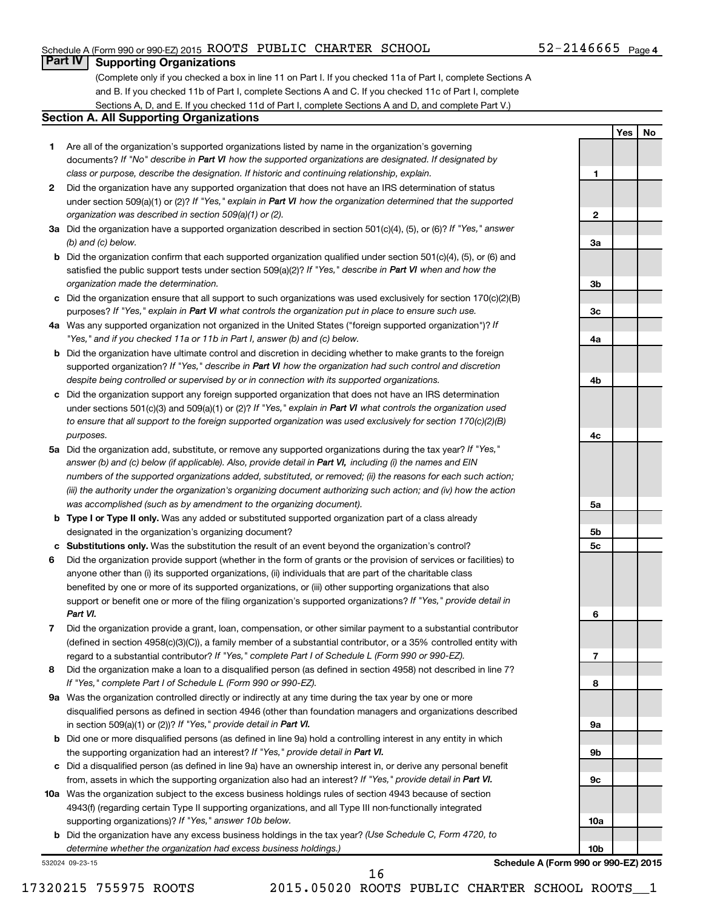Schedule A (Form 990 or 990-EZ) 2015 ROOTS PUBLIC CHARTER SCHOOL 52-2146665 Page 4

## Part IV Supporting Organizations

(Complete only if you checked a box in line 11 on Part I. If you checked 11a of Part I, complete Sections A and B. If you checked 11b of Part I, complete Sections A and C. If you checked 11c of Part I, complete Sections A, D, and E. If you checked 11d of Part I, complete Sections A and D, and complete Part V.)

### Section A. All Supporting Organizations

| | | Line | Yes | No |
|---|---|---|---|---|
| **1** | Are all of the organization's supported organizations listed by name in the organization's governing documents? *If "No" describe in **Part VI** how the supported organizations are designated. If designated by class or purpose, describe the designation. If historic and continuing relationship, explain.* | 1 | | |
| **2** | Did the organization have any supported organization that does not have an IRS determination of status under section 509(a)(1) or (2)? *If "Yes," explain in **Part VI** how the organization determined that the supported organization was described in section 509(a)(1) or (2).* | 2 | | |
| **3a** | Did the organization have a supported organization described in section 501(c)(4), (5), or (6)? *If "Yes," answer (b) and (c) below.* | 3a | | |
| **b** | Did the organization confirm that each supported organization qualified under section 501(c)(4), (5), or (6) and satisfied the public support tests under section 509(a)(2)? *If "Yes," describe in **Part VI** when and how the organization made the determination.* | 3b | | |
| **c** | Did the organization ensure that all support to such organizations was used exclusively for section 170(c)(2)(B) purposes? *If "Yes," explain in **Part VI** what controls the organization put in place to ensure such use.* | 3c | | |
| **4a** | Was any supported organization not organized in the United States ("foreign supported organization")? *If "Yes," and if you checked 11a or 11b in Part I, answer (b) and (c) below.* | 4a | | |
| **b** | Did the organization have ultimate control and discretion in deciding whether to make grants to the foreign supported organization? *If "Yes," describe in **Part VI** how the organization had such control and discretion despite being controlled or supervised by or in connection with its supported organizations.* | 4b | | |
| **c** | Did the organization support any foreign supported organization that does not have an IRS determination under sections 501(c)(3) and 509(a)(1) or (2)? *If "Yes," explain in **Part VI** what controls the organization used to ensure that all support to the foreign supported organization was used exclusively for section 170(c)(2)(B) purposes.* | 4c | | |
| **5a** | Did the organization add, substitute, or remove any supported organizations during the tax year? *If "Yes," answer (b) and (c) below (if applicable). Also, provide detail in **Part VI,** including (i) the names and EIN numbers of the supported organizations added, substituted, or removed; (ii) the reasons for each such action; (iii) the authority under the organization's organizing document authorizing such action; and (iv) how the action was accomplished (such as by amendment to the organizing document).* | 5a | | |
| **b** | **Type I or Type II only.** Was any added or substituted supported organization part of a class already designated in the organization's organizing document? | 5b | | |
| **c** | **Substitutions only.** Was the substitution the result of an event beyond the organization's control? | 5c | | |
| **6** | Did the organization provide support (whether in the form of grants or the provision of services or facilities) to anyone other than (i) its supported organizations, (ii) individuals that are part of the charitable class benefited by one or more of its supported organizations, or (iii) other supporting organizations that also support or benefit one or more of the filing organization's supported organizations? *If "Yes," provide detail in **Part VI.*** | 6 | | |
| **7** | Did the organization provide a grant, loan, compensation, or other similar payment to a substantial contributor (defined in section 4958(c)(3)(C)), a family member of a substantial contributor, or a 35% controlled entity with regard to a substantial contributor? *If "Yes," complete Part I of Schedule L (Form 990 or 990-EZ).* | 7 | | |
| **8** | Did the organization make a loan to a disqualified person (as defined in section 4958) not described in line 7? *If "Yes," complete Part I of Schedule L (Form 990 or 990-EZ).* | 8 | | |
| **9a** | Was the organization controlled directly or indirectly at any time during the tax year by one or more disqualified persons as defined in section 4946 (other than foundation managers and organizations described in section 509(a)(1) or (2))? *If "Yes," provide detail in **Part VI.*** | 9a | | |
| **b** | Did one or more disqualified persons (as defined in line 9a) hold a controlling interest in any entity in which the supporting organization had an interest? *If "Yes," provide detail in **Part VI.*** | 9b | | |
| **c** | Did a disqualified person (as defined in line 9a) have an ownership interest in, or derive any personal benefit from, assets in which the supporting organization also had an interest? *If "Yes," provide detail in **Part VI.*** | 9c | | |
| **10a** | Was the organization subject to the excess business holdings rules of section 4943 because of section 4943(f) (regarding certain Type II supporting organizations, and all Type III non-functionally integrated supporting organizations)? *If "Yes," answer 10b below.* | 10a | | |
| **b** | Did the organization have any excess business holdings in the tax year? *(Use Schedule C, Form 4720, to determine whether the organization had excess business holdings.)* | 10b | | |

532024 09-23-15 **Schedule A (Form 990 or 990-EZ) 2015**

17320215 755975 ROOTS 2015.05020 ROOTS PUBLIC CHARTER SCHOOL ROOTS__1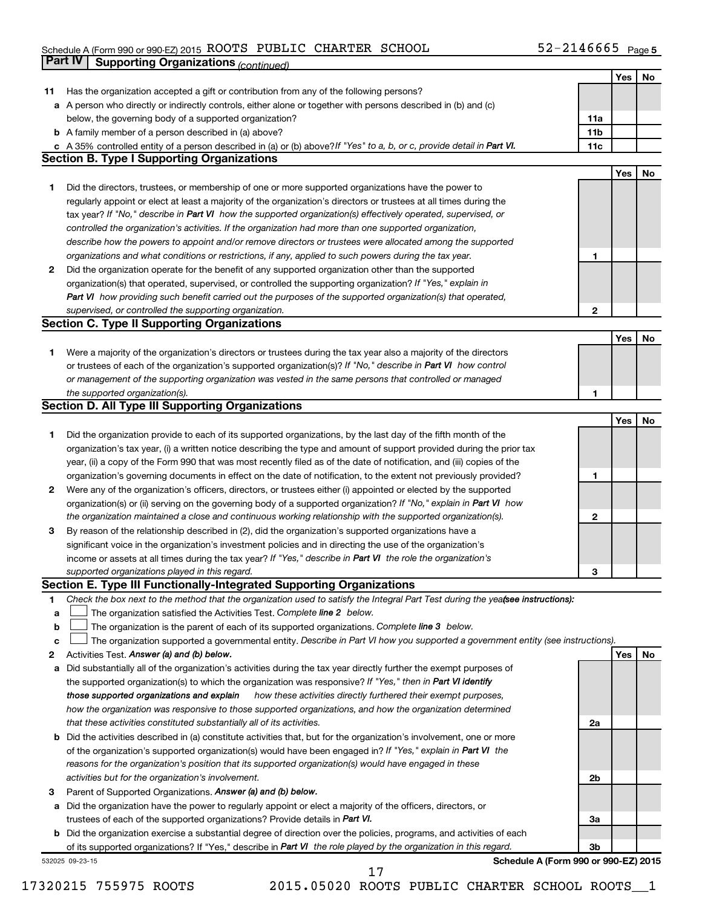Schedule A (Form 990 or 990-EZ) 2015 ROOTS PUBLIC CHARTER SCHOOL 52-2146665 Page 5

## Part IV Supporting Organizations *(continued)*

| | | | Yes | No |
|---|---|---|---|---|
| **11** | Has the organization accepted a gift or contribution from any of the following persons? | | | |
| **a** | A person who directly or indirectly controls, either alone or together with persons described in (b) and (c) below, the governing body of a supported organization? | **11a** | | |
| **b** | A family member of a person described in (a) above? | **11b** | | |
| **c** | A 35% controlled entity of a person described in (a) or (b) above? *If "Yes" to a, b, or c, provide detail in* ***Part VI.*** | **11c** | | |

### Section B. Type I Supporting Organizations

| | | | Yes | No |
|---|---|---|---|---|
| **1** | Did the directors, trustees, or membership of one or more supported organizations have the power to regularly appoint or elect at least a majority of the organization's directors or trustees at all times during the tax year? *If "No," describe in* ***Part VI*** *how the supported organization(s) effectively operated, supervised, or controlled the organization's activities. If the organization had more than one supported organization, describe how the powers to appoint and/or remove directors or trustees were allocated among the supported organizations and what conditions or restrictions, if any, applied to such powers during the tax year.* | **1** | | |
| **2** | Did the organization operate for the benefit of any supported organization other than the supported organization(s) that operated, supervised, or controlled the supporting organization? *If "Yes," explain in* ***Part VI*** *how providing such benefit carried out the purposes of the supported organization(s) that operated, supervised, or controlled the supporting organization.* | **2** | | |

### Section C. Type II Supporting Organizations

| | | | Yes | No |
|---|---|---|---|---|
| **1** | Were a majority of the organization's directors or trustees during the tax year also a majority of the directors or trustees of each of the organization's supported organization(s)? *If "No," describe in* ***Part VI*** *how control or management of the supporting organization was vested in the same persons that controlled or managed the supported organization(s).* | **1** | | |

### Section D. All Type III Supporting Organizations

| | | | Yes | No |
|---|---|---|---|---|
| **1** | Did the organization provide to each of its supported organizations, by the last day of the fifth month of the organization's tax year, (i) a written notice describing the type and amount of support provided during the prior tax year, (ii) a copy of the Form 990 that was most recently filed as of the date of notification, and (iii) copies of the organization's governing documents in effect on the date of notification, to the extent not previously provided? | **1** | | |
| **2** | Were any of the organization's officers, directors, or trustees either (i) appointed or elected by the supported organization(s) or (ii) serving on the governing body of a supported organization? *If "No," explain in* ***Part VI*** *how the organization maintained a close and continuous working relationship with the supported organization(s).* | **2** | | |
| **3** | By reason of the relationship described in (2), did the organization's supported organizations have a significant voice in the organization's investment policies and in directing the use of the organization's income or assets at all times during the tax year? *If "Yes," describe in* ***Part VI*** *the role the organization's supported organizations played in this regard.* | **3** | | |

### Section E. Type III Functionally-Integrated Supporting Organizations

**1** *Check the box next to the method that the organization used to satisfy the Integral Part Test during the year* ***(see instructions):***

**a** ☐ The organization satisfied the Activities Test. *Complete* ***line 2*** *below.*

**b** ☐ The organization is the parent of each of its supported organizations. *Complete* ***line 3*** *below.*

**c** ☐ The organization supported a governmental entity. *Describe in Part VI how you supported a government entity (see instructions).*

| | | | Yes | No |
|---|---|---|---|---|
| **2** | Activities Test. ***Answer (a) and (b) below.*** | | | |
| **a** | Did substantially all of the organization's activities during the tax year directly further the exempt purposes of the supported organization(s) to which the organization was responsive? *If "Yes," then in* ***Part VI identify those supported organizations and explain*** *how these activities directly furthered their exempt purposes, how the organization was responsive to those supported organizations, and how the organization determined that these activities constituted substantially all of its activities.* | **2a** | | |
| **b** | Did the activities described in (a) constitute activities that, but for the organization's involvement, one or more of the organization's supported organization(s) would have been engaged in? *If "Yes," explain in* ***Part VI*** *the reasons for the organization's position that its supported organization(s) would have engaged in these activities but for the organization's involvement.* | **2b** | | |
| **3** | Parent of Supported Organizations. ***Answer (a) and (b) below.*** | | | |
| **a** | Did the organization have the power to regularly appoint or elect a majority of the officers, directors, or trustees of each of the supported organizations? Provide details in ***Part VI.*** | **3a** | | |
| **b** | Did the organization exercise a substantial degree of direction over the policies, programs, and activities of each of its supported organizations? If "Yes," describe in ***Part VI*** *the role played by the organization in this regard.* | **3b** | | |

532025 09-23-15 **Schedule A (Form 990 or 990-EZ) 2015**

17320215 755975 ROOTS 2015.05020 ROOTS PUBLIC CHARTER SCHOOL ROOTS__1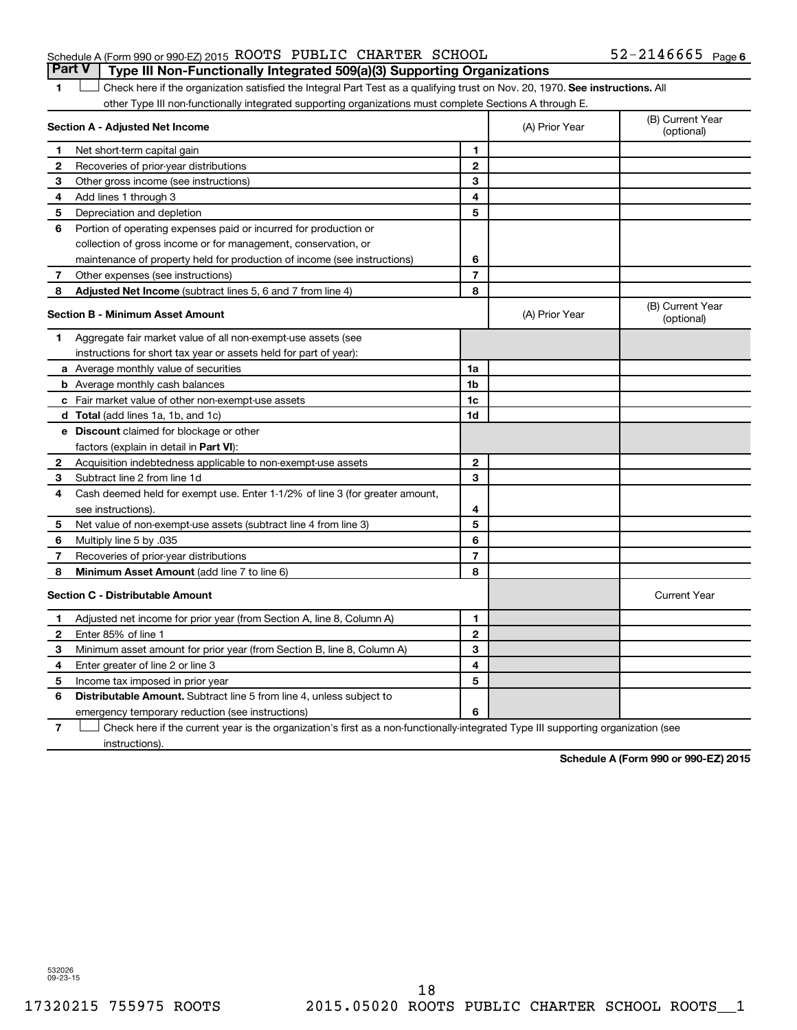Schedule A (Form 990 or 990-EZ) 2015 ROOTS PUBLIC CHARTER SCHOOL 52-2146665 Page 6

## Part V | Type III Non-Functionally Integrated 509(a)(3) Supporting Organizations

1 ☐ Check here if the organization satisfied the Integral Part Test as a qualifying trust on Nov. 20, 1970. **See instructions.** All other Type III non-functionally integrated supporting organizations must complete Sections A through E.

| **Section A - Adjusted Net Income** | | (A) Prior Year | (B) Current Year (optional) |
|---|---|---|---|
| **1** Net short-term capital gain | 1 | | |
| **2** Recoveries of prior-year distributions | 2 | | |
| **3** Other gross income (see instructions) | 3 | | |
| **4** Add lines 1 through 3 | 4 | | |
| **5** Depreciation and depletion | 5 | | |
| **6** Portion of operating expenses paid or incurred for production or collection of gross income or for management, conservation, or maintenance of property held for production of income (see instructions) | 6 | | |
| **7** Other expenses (see instructions) | 7 | | |
| **8** **Adjusted Net Income** (subtract lines 5, 6 and 7 from line 4) | 8 | | |

| **Section B - Minimum Asset Amount** | | (A) Prior Year | (B) Current Year (optional) |
|---|---|---|---|
| **1** Aggregate fair market value of all non-exempt-use assets (see instructions for short tax year or assets held for part of year): | | | |
| **a** Average monthly value of securities | 1a | | |
| **b** Average monthly cash balances | 1b | | |
| **c** Fair market value of other non-exempt-use assets | 1c | | |
| **d** **Total** (add lines 1a, 1b, and 1c) | 1d | | |
| **e** **Discount** claimed for blockage or other factors (explain in detail in **Part VI**): | | | |
| **2** Acquisition indebtedness applicable to non-exempt-use assets | 2 | | |
| **3** Subtract line 2 from line 1d | 3 | | |
| **4** Cash deemed held for exempt use. Enter 1-1/2% of line 3 (for greater amount, see instructions). | 4 | | |
| **5** Net value of non-exempt-use assets (subtract line 4 from line 3) | 5 | | |
| **6** Multiply line 5 by .035 | 6 | | |
| **7** Recoveries of prior-year distributions | 7 | | |
| **8** **Minimum Asset Amount** (add line 7 to line 6) | 8 | | |

| **Section C - Distributable Amount** | | | Current Year |
|---|---|---|---|
| **1** Adjusted net income for prior year (from Section A, line 8, Column A) | 1 | | |
| **2** Enter 85% of line 1 | 2 | | |
| **3** Minimum asset amount for prior year (from Section B, line 8, Column A) | 3 | | |
| **4** Enter greater of line 2 or line 3 | 4 | | |
| **5** Income tax imposed in prior year | 5 | | |
| **6** **Distributable Amount.** Subtract line 5 from line 4, unless subject to emergency temporary reduction (see instructions) | 6 | | |

7 ☐ Check here if the current year is the organization's first as a non-functionally-integrated Type III supporting organization (see instructions).

**Schedule A (Form 990 or 990-EZ) 2015**

532026 09-23-15

17320215 755975 ROOTS 2015.05020 ROOTS PUBLIC CHARTER SCHOOL ROOTS__1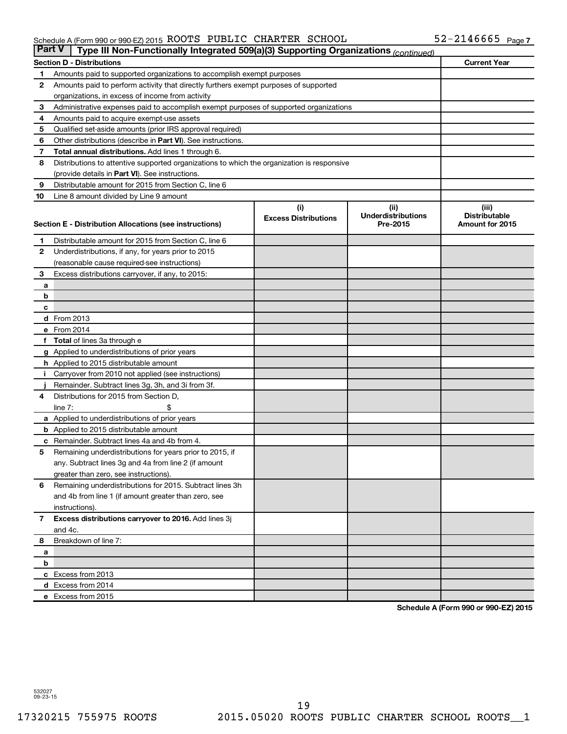Schedule A (Form 990 or 990-EZ) 2015 ROOTS PUBLIC CHARTER SCHOOL 52-2146665 Page 7

**Part V | Type III Non-Functionally Integrated 509(a)(3) Supporting Organizations** *(continued)*

| | Section D - Distributions | Current Year |
|---|---|---|
| 1 | Amounts paid to supported organizations to accomplish exempt purposes | |
| 2 | Amounts paid to perform activity that directly furthers exempt purposes of supported organizations, in excess of income from activity | |
| 3 | Administrative expenses paid to accomplish exempt purposes of supported organizations | |
| 4 | Amounts paid to acquire exempt-use assets | |
| 5 | Qualified set-aside amounts (prior IRS approval required) | |
| 6 | Other distributions (describe in **Part VI**). See instructions. | |
| 7 | **Total annual distributions.** Add lines 1 through 6. | |
| 8 | Distributions to attentive supported organizations to which the organization is responsive (provide details in **Part VI**). See instructions. | |
| 9 | Distributable amount for 2015 from Section C, line 6 | |
| 10 | Line 8 amount divided by Line 9 amount | |

| | Section E - Distribution Allocations (see instructions) | (i) Excess Distributions | (ii) Underdistributions Pre-2015 | (iii) Distributable Amount for 2015 |
|---|---|---|---|---|
| 1 | Distributable amount for 2015 from Section C, line 6 | | | |
| 2 | Underdistributions, if any, for years prior to 2015 (reasonable cause required-see instructions) | | | |
| 3 | Excess distributions carryover, if any, to 2015: | | | |
| a | | | | |
| b | | | | |
| c | | | | |
| d | From 2013 | | | |
| e | From 2014 | | | |
| f | **Total** of lines 3a through e | | | |
| g | Applied to underdistributions of prior years | | | |
| h | Applied to 2015 distributable amount | | | |
| i | Carryover from 2010 not applied (see instructions) | | | |
| j | Remainder. Subtract lines 3g, 3h, and 3i from 3f. | | | |
| 4 | Distributions for 2015 from Section D, line 7: $ | | | |
| a | Applied to underdistributions of prior years | | | |
| b | Applied to 2015 distributable amount | | | |
| c | Remainder. Subtract lines 4a and 4b from 4. | | | |
| 5 | Remaining underdistributions for years prior to 2015, if any. Subtract lines 3g and 4a from line 2 (if amount greater than zero, see instructions). | | | |
| 6 | Remaining underdistributions for 2015. Subtract lines 3h and 4b from line 1 (if amount greater than zero, see instructions). | | | |
| 7 | **Excess distributions carryover to 2016.** Add lines 3j and 4c. | | | |
| 8 | Breakdown of line 7: | | | |
| a | | | | |
| b | | | | |
| c | Excess from 2013 | | | |
| d | Excess from 2014 | | | |
| e | Excess from 2015 | | | |

**Schedule A (Form 990 or 990-EZ) 2015**

532027
09-23-15

17320215 755975 ROOTS 2015.05020 ROOTS PUBLIC CHARTER SCHOOL ROOTS__1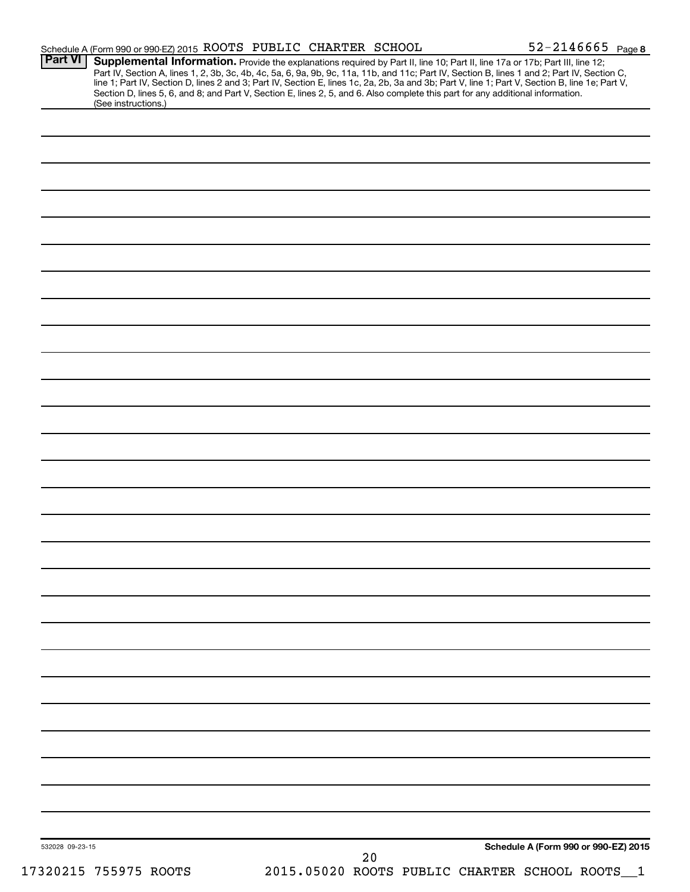Schedule A (Form 990 or 990-EZ) 2015 ROOTS PUBLIC CHARTER SCHOOL 52-2146665 Page 8

**Part VI** **Supplemental Information.** Provide the explanations required by Part II, line 10; Part II, line 17a or 17b; Part III, line 12; Part IV, Section A, lines 1, 2, 3b, 3c, 4b, 4c, 5a, 6, 9a, 9b, 9c, 11a, 11b, and 11c; Part IV, Section B, lines 1 and 2; Part IV, Section C, line 1; Part IV, Section D, lines 2 and 3; Part IV, Section E, lines 1c, 2a, 2b, 3a and 3b; Part V, line 1; Part V, Section B, line 1e; Part V, Section D, lines 5, 6, and 8; and Part V, Section E, lines 2, 5, and 6. Also complete this part for any additional information. (See instructions.)

532028 09-23-15

**Schedule A (Form 990 or 990-EZ) 2015**

17320215 755975 ROOTS 2015.05020 ROOTS PUBLIC CHARTER SCHOOL ROOTS__1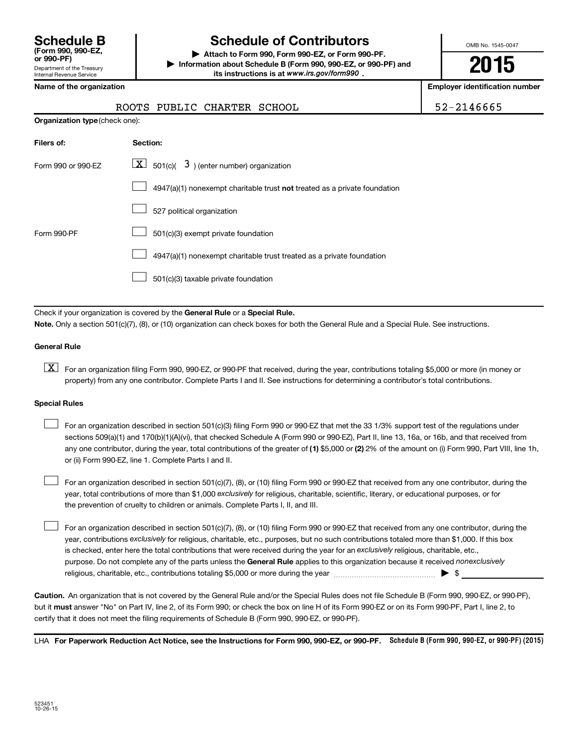# Schedule B (Form 990, 990-EZ, or 990-PF)

Department of the Treasury
Internal Revenue Service

## Schedule of Contributors

▶ **Attach to Form 990, Form 990-EZ, or Form 990-PF.**

▶ **Information about Schedule B (Form 990, 990-EZ, or 990-PF) and its instructions is at *www.irs.gov/form990*.**

OMB No. 1545-0047

**2015**

| **Name of the organization** | **Employer identification number** |
|---|---|
| ROOTS PUBLIC CHARTER SCHOOL | 52-2146665 |

**Organization type** (check one):

| **Filers of:** | **Section:** |
|---|---|
| Form 990 or 990-EZ | [X] 501(c)( 3 ) (enter number) organization |
| | [ ] 4947(a)(1) nonexempt charitable trust **not** treated as a private foundation |
| | [ ] 527 political organization |
| Form 990-PF | [ ] 501(c)(3) exempt private foundation |
| | [ ] 4947(a)(1) nonexempt charitable trust treated as a private foundation |
| | [ ] 501(c)(3) taxable private foundation |

Check if your organization is covered by the **General Rule** or a **Special Rule.**

**Note.** Only a section 501(c)(7), (8), or (10) organization can check boxes for both the General Rule and a Special Rule. See instructions.

### General Rule

[X] For an organization filing Form 990, 990-EZ, or 990-PF that received, during the year, contributions totaling $5,000 or more (in money or property) from any one contributor. Complete Parts I and II. See instructions for determining a contributor's total contributions.

### Special Rules

[ ] For an organization described in section 501(c)(3) filing Form 990 or 990-EZ that met the 33 1/3% support test of the regulations under sections 509(a)(1) and 170(b)(1)(A)(vi), that checked Schedule A (Form 990 or 990-EZ), Part II, line 13, 16a, or 16b, and that received from any one contributor, during the year, total contributions of the greater of **(1)** $5,000 or **(2)** 2% of the amount on (i) Form 990, Part VIII, line 1h, or (ii) Form 990-EZ, line 1. Complete Parts I and II.

[ ] For an organization described in section 501(c)(7), (8), or (10) filing Form 990 or 990-EZ that received from any one contributor, during the year, total contributions of more than $1,000 *exclusively* for religious, charitable, scientific, literary, or educational purposes, or for the prevention of cruelty to children or animals. Complete Parts I, II, and III.

[ ] For an organization described in section 501(c)(7), (8), or (10) filing Form 990 or 990-EZ that received from any one contributor, during the year, contributions *exclusively* for religious, charitable, etc., purposes, but no such contributions totaled more than $1,000. If this box is checked, enter here the total contributions that were received during the year for an *exclusively* religious, charitable, etc., purpose. Do not complete any of the parts unless the **General Rule** applies to this organization because it received *nonexclusively* religious, charitable, etc., contributions totaling $5,000 or more during the year ▶ $

**Caution.** An organization that is not covered by the General Rule and/or the Special Rules does not file Schedule B (Form 990, 990-EZ, or 990-PF), but it **must** answer "No" on Part IV, line 2, of its Form 990; or check the box on line H of its Form 990-EZ or on its Form 990-PF, Part I, line 2, to certify that it does not meet the filing requirements of Schedule B (Form 990, 990-EZ, or 990-PF).

LHA **For Paperwork Reduction Act Notice, see the Instructions for Form 990, 990-EZ, or 990-PF.** **Schedule B (Form 990, 990-EZ, or 990-PF) (2015)**

523451
10-26-15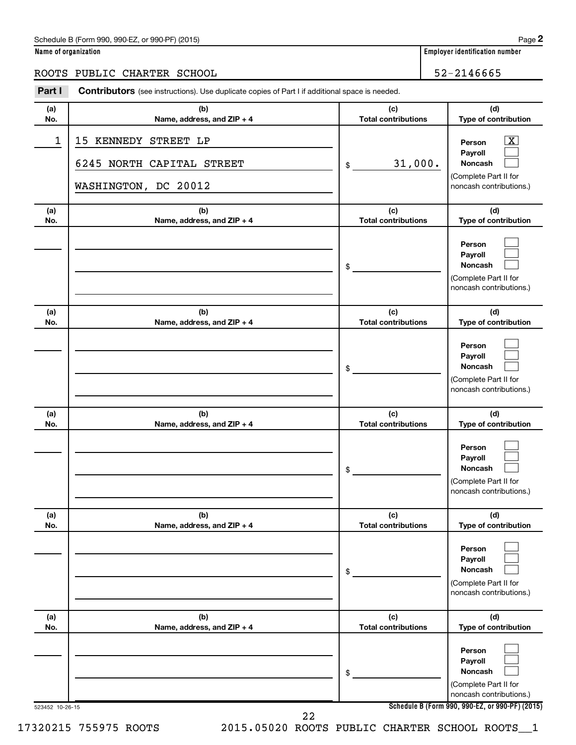Schedule B (Form 990, 990-EZ, or 990-PF) (2015)

**Name of organization**

ROOTS PUBLIC CHARTER SCHOOL

**Employer identification number**

52-2146665

**Part I** **Contributors** (see instructions). Use duplicate copies of Part I if additional space is needed.

| (a) No. | (b) Name, address, and ZIP + 4 | (c) Total contributions | (d) Type of contribution |
|---|---|---|---|
| 1 | 15 KENNEDY STREET LP<br>6245 NORTH CAPITAL STREET<br>WASHINGTON, DC 20012 | $ 31,000. | Person [X]<br>Payroll [ ]<br>Noncash [ ]<br>(Complete Part II for noncash contributions.) |
| | | $ | Person [ ]<br>Payroll [ ]<br>Noncash [ ]<br>(Complete Part II for noncash contributions.) |
| | | $ | Person [ ]<br>Payroll [ ]<br>Noncash [ ]<br>(Complete Part II for noncash contributions.) |
| | | $ | Person [ ]<br>Payroll [ ]<br>Noncash [ ]<br>(Complete Part II for noncash contributions.) |
| | | $ | Person [ ]<br>Payroll [ ]<br>Noncash [ ]<br>(Complete Part II for noncash contributions.) |
| | | $ | Person [ ]<br>Payroll [ ]<br>Noncash [ ]<br>(Complete Part II for noncash contributions.) |

523452 10-26-15

17320215 755975 ROOTS 2015.05020 ROOTS PUBLIC CHARTER SCHOOL ROOTS__1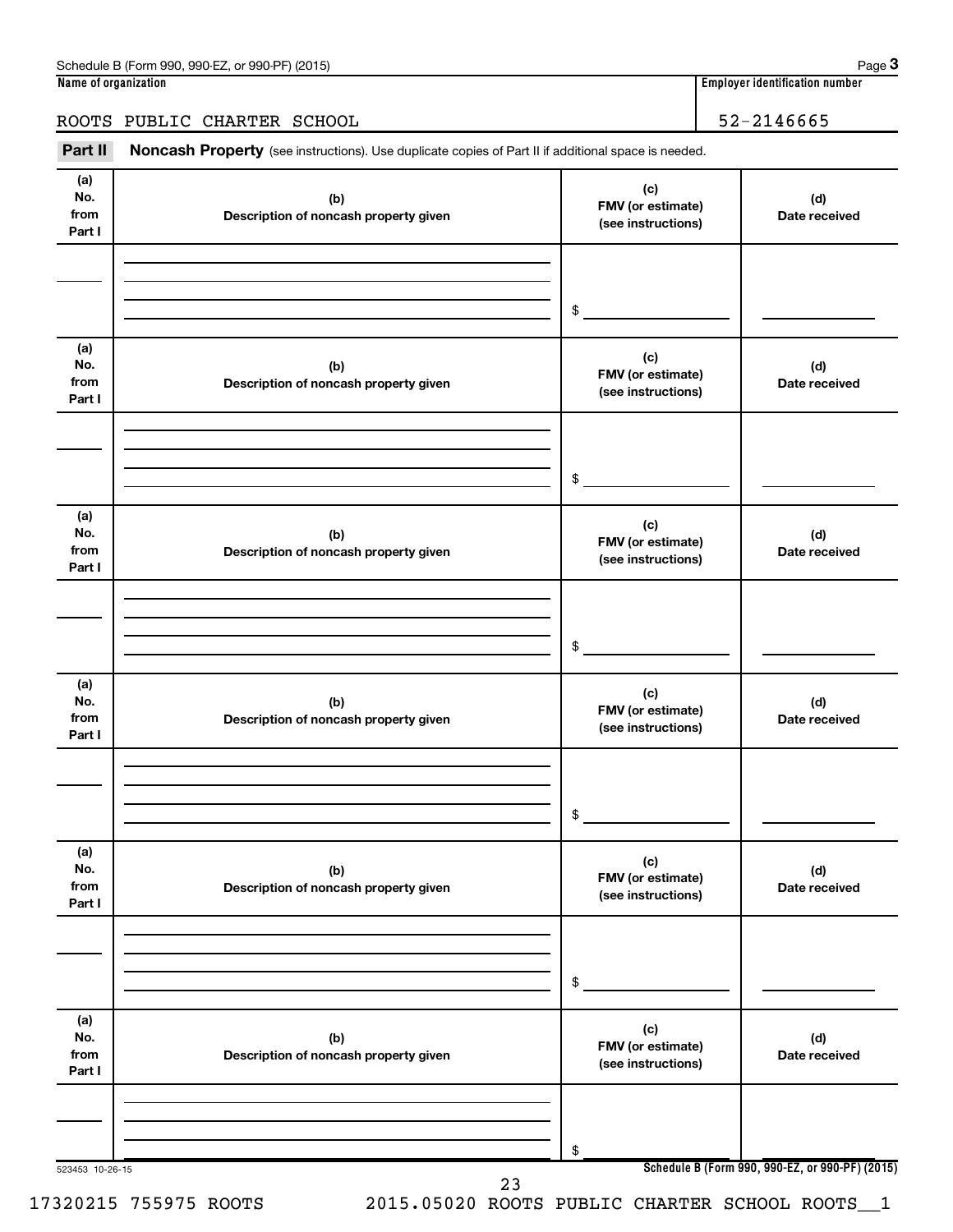Schedule B (Form 990, 990-EZ, or 990-PF) (2015) Page **3**

**Name of organization** | **Employer identification number**

ROOTS PUBLIC CHARTER SCHOOL | 52-2146665

**Part II** **Noncash Property** (see instructions). Use duplicate copies of Part II if additional space is needed.

| (a) No. from Part I | (b) Description of noncash property given | (c) FMV (or estimate) (see instructions) | (d) Date received |
|---|---|---|---|
| | | $ | |

| (a) No. from Part I | (b) Description of noncash property given | (c) FMV (or estimate) (see instructions) | (d) Date received |
|---|---|---|---|
| | | $ | |

| (a) No. from Part I | (b) Description of noncash property given | (c) FMV (or estimate) (see instructions) | (d) Date received |
|---|---|---|---|
| | | $ | |

| (a) No. from Part I | (b) Description of noncash property given | (c) FMV (or estimate) (see instructions) | (d) Date received |
|---|---|---|---|
| | | $ | |

| (a) No. from Part I | (b) Description of noncash property given | (c) FMV (or estimate) (see instructions) | (d) Date received |
|---|---|---|---|
| | | $ | |

| (a) No. from Part I | (b) Description of noncash property given | (c) FMV (or estimate) (see instructions) | (d) Date received |
|---|---|---|---|
| | | $ | |

523453 10-26-15 **Schedule B (Form 990, 990-EZ, or 990-PF) (2015)**

17320215 755975 ROOTS 2015.05020 ROOTS PUBLIC CHARTER SCHOOL ROOTS__1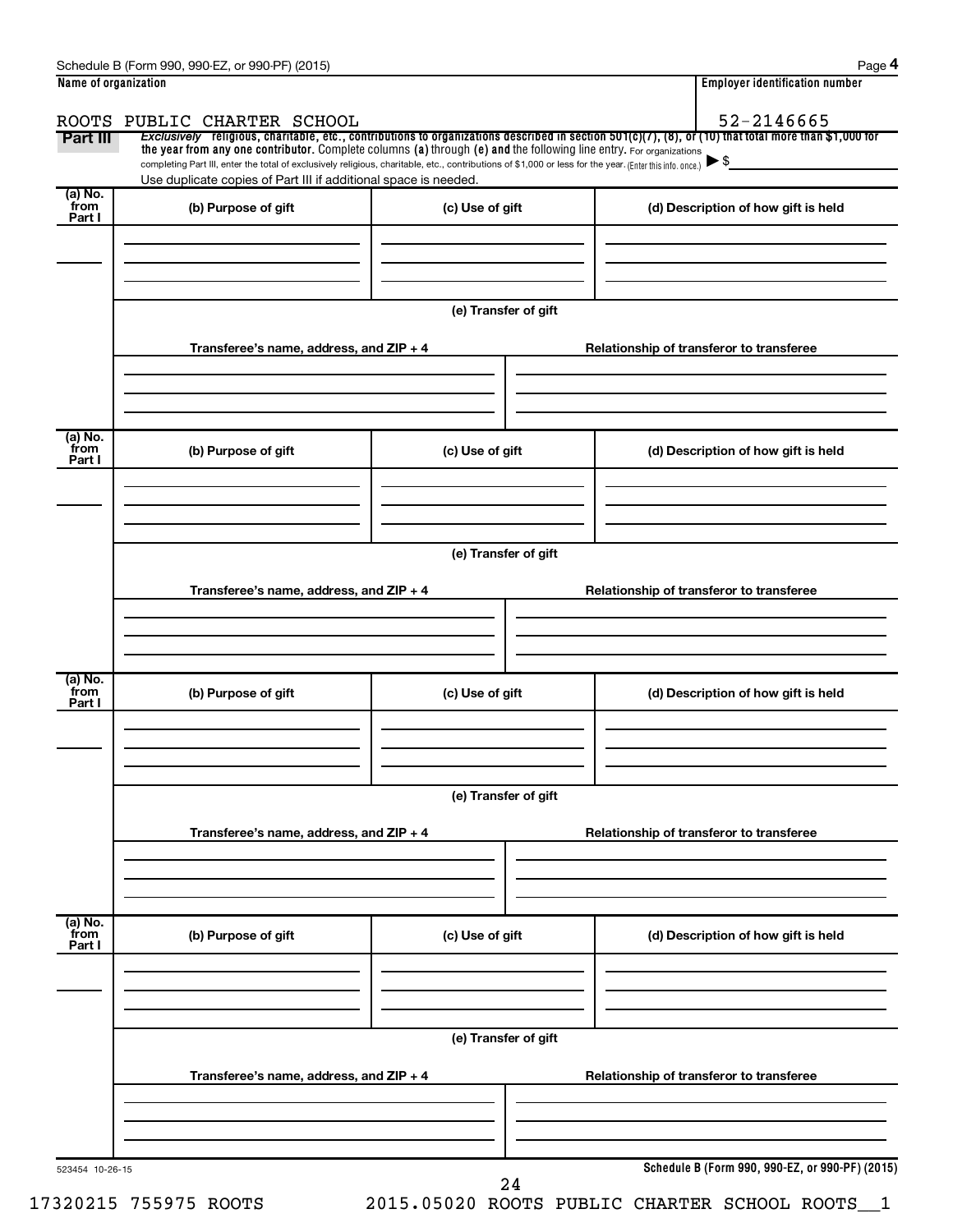Schedule B (Form 990, 990-EZ, or 990-PF) (2015)

| Name of organization | Employer identification number |
|---|---|
| ROOTS PUBLIC CHARTER SCHOOL | 52-2146665 |

**Part III** *Exclusively* religious, charitable, etc., contributions to organizations described in section 501(c)(7), (8), or (10) that total more than $1,000 for the year from any one contributor. Complete columns **(a)** through **(e)** and the following line entry. For organizations completing Part III, enter the total of exclusively religious, charitable, etc., contributions of $1,000 or less for the year. (Enter this info. once.) ▶ $

Use duplicate copies of Part III if additional space is needed.

| (a) No. from Part I | (b) Purpose of gift | (c) Use of gift | (d) Description of how gift is held |
|---|---|---|---|
| | | | |

**(e) Transfer of gift**

| Transferee's name, address, and ZIP + 4 | Relationship of transferor to transferee |
|---|---|
| | |

| (a) No. from Part I | (b) Purpose of gift | (c) Use of gift | (d) Description of how gift is held |
|---|---|---|---|
| | | | |

**(e) Transfer of gift**

| Transferee's name, address, and ZIP + 4 | Relationship of transferor to transferee |
|---|---|
| | |

| (a) No. from Part I | (b) Purpose of gift | (c) Use of gift | (d) Description of how gift is held |
|---|---|---|---|
| | | | |

**(e) Transfer of gift**

| Transferee's name, address, and ZIP + 4 | Relationship of transferor to transferee |
|---|---|
| | |

| (a) No. from Part I | (b) Purpose of gift | (c) Use of gift | (d) Description of how gift is held |
|---|---|---|---|
| | | | |

**(e) Transfer of gift**

| Transferee's name, address, and ZIP + 4 | Relationship of transferor to transferee |
|---|---|
| | |

523454 10-26-15

Schedule B (Form 990, 990-EZ, or 990-PF) (2015)

17320215 755975 ROOTS 2015.05020 ROOTS PUBLIC CHARTER SCHOOL ROOTS__1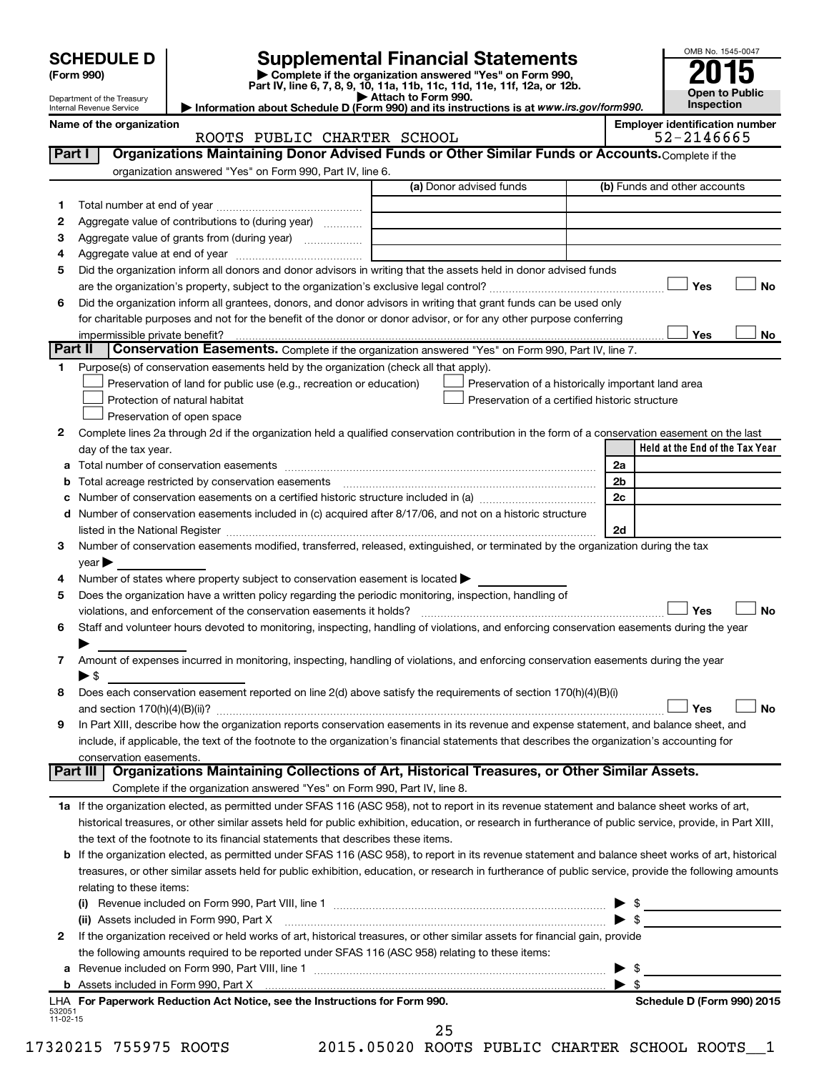# SCHEDULE D (Form 990)

Department of the Treasury
Internal Revenue Service

## Supplemental Financial Statements

▶ Complete if the organization answered "Yes" on Form 990, Part IV, line 6, 7, 8, 9, 10, 11a, 11b, 11c, 11d, 11e, 11f, 12a, or 12b.
▶ Attach to Form 990.
▶ Information about Schedule D (Form 990) and its instructions is at www.irs.gov/form990.

OMB No. 1545-0047
**2015**
**Open to Public Inspection**

**Name of the organization:** ROOTS PUBLIC CHARTER SCHOOL
**Employer identification number:** 52-2146665

### Part I — Organizations Maintaining Donor Advised Funds or Other Similar Funds or Accounts. Complete if the organization answered "Yes" on Form 990, Part IV, line 6.

| | | (a) Donor advised funds | (b) Funds and other accounts |
|---|---|---|---|
| 1 | Total number at end of year | | |
| 2 | Aggregate value of contributions to (during year) | | |
| 3 | Aggregate value of grants from (during year) | | |
| 4 | Aggregate value at end of year | | |

5 Did the organization inform all donors and donor advisors in writing that the assets held in donor advised funds are the organization's property, subject to the organization's exclusive legal control? ☐ Yes ☐ No

6 Did the organization inform all grantees, donors, and donor advisors in writing that grant funds can be used only for charitable purposes and not for the benefit of the donor or donor advisor, or for any other purpose conferring impermissible private benefit? ☐ Yes ☐ No

### Part II — Conservation Easements. Complete if the organization answered "Yes" on Form 990, Part IV, line 7.

1 Purpose(s) of conservation easements held by the organization (check all that apply).
- ☐ Preservation of land for public use (e.g., recreation or education)
- ☐ Protection of natural habitat
- ☐ Preservation of open space
- ☐ Preservation of a historically important land area
- ☐ Preservation of a certified historic structure

2 Complete lines 2a through 2d if the organization held a qualified conservation contribution in the form of a conservation easement on the last day of the tax year.

| | | | Held at the End of the Tax Year |
|---|---|---|---|
| a | Total number of conservation easements | 2a | |
| b | Total acreage restricted by conservation easements | 2b | |
| c | Number of conservation easements on a certified historic structure included in (a) | 2c | |
| d | Number of conservation easements included in (c) acquired after 8/17/06, and not on a historic structure listed in the National Register | 2d | |

3 Number of conservation easements modified, transferred, released, extinguished, or terminated by the organization during the tax year ▶

4 Number of states where property subject to conservation easement is located ▶

5 Does the organization have a written policy regarding the periodic monitoring, inspection, handling of violations, and enforcement of the conservation easements it holds? ☐ Yes ☐ No

6 Staff and volunteer hours devoted to monitoring, inspecting, handling of violations, and enforcing conservation easements during the year ▶

7 Amount of expenses incurred in monitoring, inspecting, handling of violations, and enforcing conservation easements during the year ▶ $

8 Does each conservation easement reported on line 2(d) above satisfy the requirements of section 170(h)(4)(B)(i) and section 170(h)(4)(B)(ii)? ☐ Yes ☐ No

9 In Part XIII, describe how the organization reports conservation easements in its revenue and expense statement, and balance sheet, and include, if applicable, the text of the footnote to the organization's financial statements that describes the organization's accounting for conservation easements.

### Part III — Organizations Maintaining Collections of Art, Historical Treasures, or Other Similar Assets. Complete if the organization answered "Yes" on Form 990, Part IV, line 8.

1a If the organization elected, as permitted under SFAS 116 (ASC 958), not to report in its revenue statement and balance sheet works of art, historical treasures, or other similar assets held for public exhibition, education, or research in furtherance of public service, provide, in Part XIII, the text of the footnote to its financial statements that describes these items.

b If the organization elected, as permitted under SFAS 116 (ASC 958), to report in its revenue statement and balance sheet works of art, historical treasures, or other similar assets held for public exhibition, education, or research in furtherance of public service, provide the following amounts relating to these items:

(i) Revenue included on Form 990, Part VIII, line 1 ▶ $

(ii) Assets included in Form 990, Part X ▶ $

2 If the organization received or held works of art, historical treasures, or other similar assets for financial gain, provide the following amounts required to be reported under SFAS 116 (ASC 958) relating to these items:

a Revenue included on Form 990, Part VIII, line 1 ▶ $

b Assets included in Form 990, Part X ▶ $

LHA For Paperwork Reduction Act Notice, see the Instructions for Form 990.

532051 11-02-15

Schedule D (Form 990) 2015

17320215 755975 ROOTS 2015.05020 ROOTS PUBLIC CHARTER SCHOOL ROOTS__1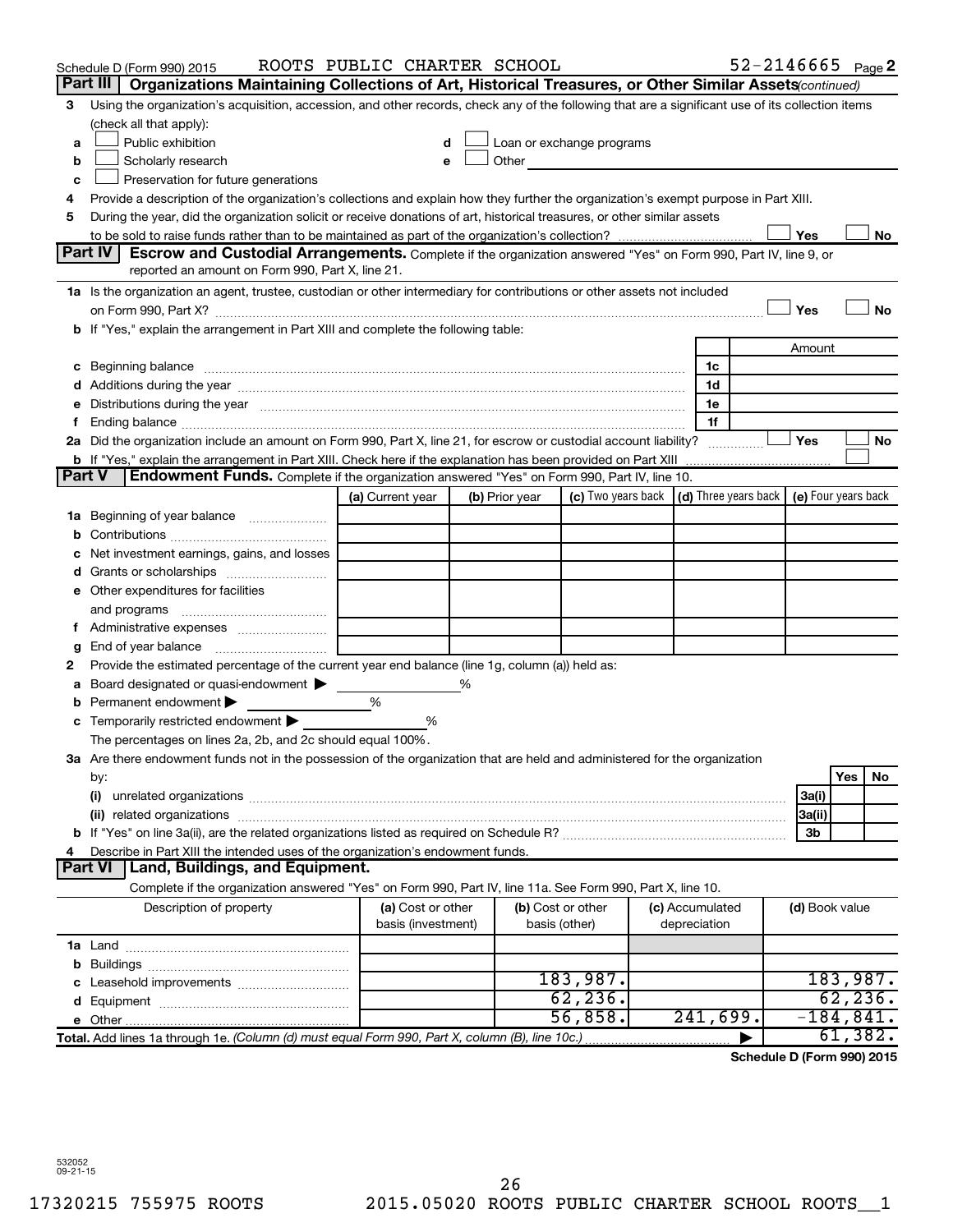Schedule D (Form 990) 2015 ROOTS PUBLIC CHARTER SCHOOL 52-2146665 Page 2

## Part III Organizations Maintaining Collections of Art, Historical Treasures, or Other Similar Assets *(continued)*

**3** Using the organization's acquisition, accession, and other records, check any of the following that are a significant use of its collection items (check all that apply):

- **a** ☐ Public exhibition
- **b** ☐ Scholarly research
- **c** ☐ Preservation for future generations
- **d** ☐ Loan or exchange programs
- **e** ☐ Other

**4** Provide a description of the organization's collections and explain how they further the organization's exempt purpose in Part XIII.

**5** During the year, did the organization solicit or receive donations of art, historical treasures, or other similar assets to be sold to raise funds rather than to be maintained as part of the organization's collection? ☐ Yes ☐ No

## Part IV Escrow and Custodial Arrangements.

Complete if the organization answered "Yes" on Form 990, Part IV, line 9, or reported an amount on Form 990, Part X, line 21.

**1a** Is the organization an agent, trustee, custodian or other intermediary for contributions or other assets not included on Form 990, Part X? ☐ Yes ☐ No

**b** If "Yes," explain the arrangement in Part XIII and complete the following table:

| | | Amount |
|---|---|---|
| **c** Beginning balance | 1c | |
| **d** Additions during the year | 1d | |
| **e** Distributions during the year | 1e | |
| **f** Ending balance | 1f | |

**2a** Did the organization include an amount on Form 990, Part X, line 21, for escrow or custodial account liability? ☐ Yes ☐ No

**b** If "Yes," explain the arrangement in Part XIII. Check here if the explanation has been provided on Part XIII ☐

## Part V Endowment Funds.

Complete if the organization answered "Yes" on Form 990, Part IV, line 10.

| | (a) Current year | (b) Prior year | (c) Two years back | (d) Three years back | (e) Four years back |
|---|---|---|---|---|---|
| **1a** Beginning of year balance | | | | | |
| **b** Contributions | | | | | |
| **c** Net investment earnings, gains, and losses | | | | | |
| **d** Grants or scholarships | | | | | |
| **e** Other expenditures for facilities and programs | | | | | |
| **f** Administrative expenses | | | | | |
| **g** End of year balance | | | | | |

**2** Provide the estimated percentage of the current year end balance (line 1g, column (a)) held as:

- **a** Board designated or quasi-endowment ▶ %
- **b** Permanent endowment ▶ %
- **c** Temporarily restricted endowment ▶ %

The percentages on lines 2a, 2b, and 2c should equal 100%.

**3a** Are there endowment funds not in the possession of the organization that are held and administered for the organization by:

| | | Yes | No |
|---|---|---|---|
| **(i)** unrelated organizations | 3a(i) | | |
| **(ii)** related organizations | 3a(ii) | | |
| **b** If "Yes" on line 3a(ii), are the related organizations listed as required on Schedule R? | 3b | | |

**4** Describe in Part XIII the intended uses of the organization's endowment funds.

## Part VI Land, Buildings, and Equipment.

Complete if the organization answered "Yes" on Form 990, Part IV, line 11a. See Form 990, Part X, line 10.

| Description of property | (a) Cost or other basis (investment) | (b) Cost or other basis (other) | (c) Accumulated depreciation | (d) Book value |
|---|---|---|---|---|
| **1a** Land | | | | |
| **b** Buildings | | | | |
| **c** Leasehold improvements | | 183,987. | | 183,987. |
| **d** Equipment | | 62,236. | | 62,236. |
| **e** Other | | 56,858. | 241,699. | -184,841. |
| **Total.** Add lines 1a through 1e. *(Column (d) must equal Form 990, Part X, column (B), line 10c.)* ▶ | | | | 61,382. |

**Schedule D (Form 990) 2015**

532052 09-21-15

17320215 755975 ROOTS 2015.05020 ROOTS PUBLIC CHARTER SCHOOL ROOTS__1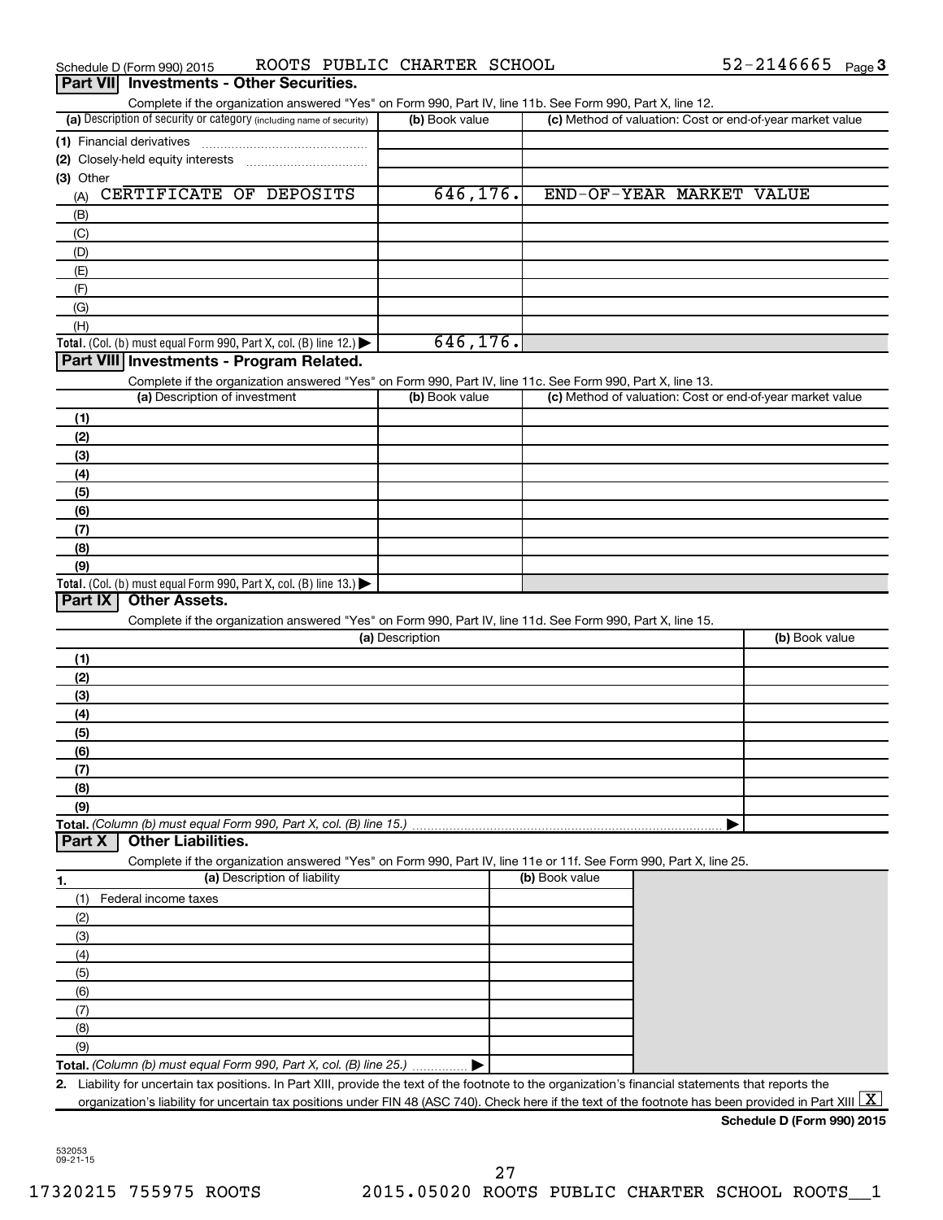Schedule D (Form 990) 2015 ROOTS PUBLIC CHARTER SCHOOL 52-2146665 Page 3

## Part VII Investments - Other Securities.

Complete if the organization answered "Yes" on Form 990, Part IV, line 11b. See Form 990, Part X, line 12.

| (a) Description of security or category (including name of security) | (b) Book value | (c) Method of valuation: Cost or end-of-year market value |
|---|---|---|
| (1) Financial derivatives | | |
| (2) Closely-held equity interests | | |
| (3) Other | | |
| (A) CERTIFICATE OF DEPOSITS | 646,176. | END-OF-YEAR MARKET VALUE |
| (B) | | |
| (C) | | |
| (D) | | |
| (E) | | |
| (F) | | |
| (G) | | |
| (H) | | |
| **Total.** (Col. (b) must equal Form 990, Part X, col. (B) line 12.) | 646,176. | |

## Part VIII Investments - Program Related.

Complete if the organization answered "Yes" on Form 990, Part IV, line 11c. See Form 990, Part X, line 13.

| (a) Description of investment | (b) Book value | (c) Method of valuation: Cost or end-of-year market value |
|---|---|---|
| (1) | | |
| (2) | | |
| (3) | | |
| (4) | | |
| (5) | | |
| (6) | | |
| (7) | | |
| (8) | | |
| (9) | | |
| **Total.** (Col. (b) must equal Form 990, Part X, col. (B) line 13.) | | |

## Part IX Other Assets.

Complete if the organization answered "Yes" on Form 990, Part IV, line 11d. See Form 990, Part X, line 15.

| (a) Description | (b) Book value |
|---|---|
| (1) | |
| (2) | |
| (3) | |
| (4) | |
| (5) | |
| (6) | |
| (7) | |
| (8) | |
| (9) | |
| **Total.** *(Column (b) must equal Form 990, Part X, col. (B) line 15.)* | |

## Part X Other Liabilities.

Complete if the organization answered "Yes" on Form 990, Part IV, line 11e or 11f. See Form 990, Part X, line 25.

| 1. (a) Description of liability | (b) Book value |
|---|---|
| (1) Federal income taxes | |
| (2) | |
| (3) | |
| (4) | |
| (5) | |
| (6) | |
| (7) | |
| (8) | |
| (9) | |
| **Total.** *(Column (b) must equal Form 990, Part X, col. (B) line 25.)* | |

2. Liability for uncertain tax positions. In Part XIII, provide the text of the footnote to the organization's financial statements that reports the organization's liability for uncertain tax positions under FIN 48 (ASC 740). Check here if the text of the footnote has been provided in Part XIII [X]

**Schedule D (Form 990) 2015**

532053 09-21-15

17320215 755975 ROOTS 2015.05020 ROOTS PUBLIC CHARTER SCHOOL ROOTS__1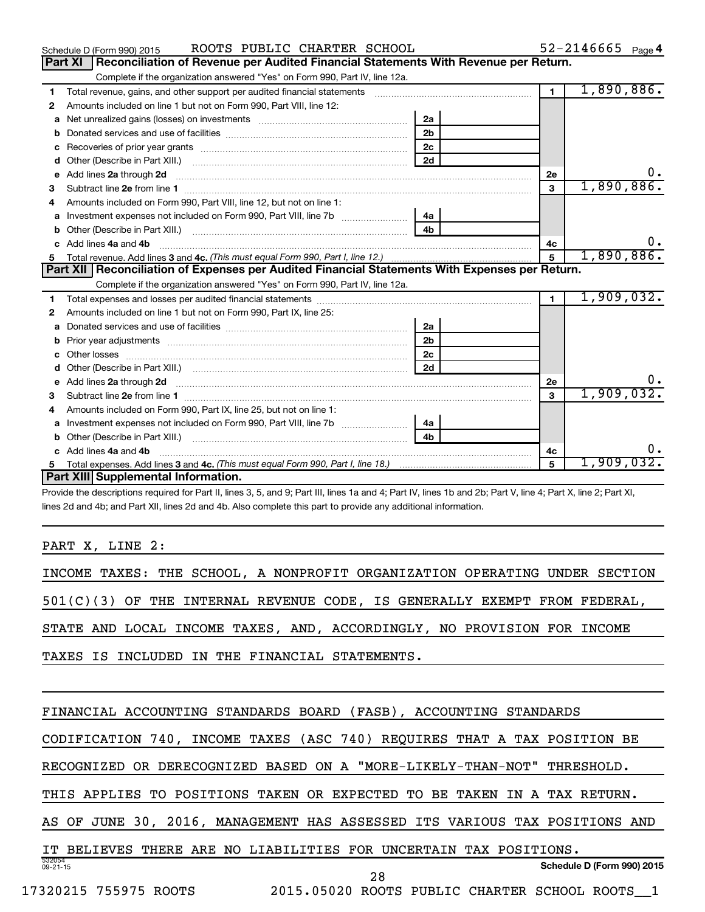Schedule D (Form 990) 2015 ROOTS PUBLIC CHARTER SCHOOL 52-2146665 Page 4

## Part XI Reconciliation of Revenue per Audited Financial Statements With Revenue per Return.

Complete if the organization answered "Yes" on Form 990, Part IV, line 12a.

| | | | | | |
|---|---|---|---|---|---|
| 1 | Total revenue, gains, and other support per audited financial statements | | | 1 | 1,890,886. |
| 2 | Amounts included on line 1 but not on Form 990, Part VIII, line 12: | | | | |
| a | Net unrealized gains (losses) on investments | 2a | | | |
| b | Donated services and use of facilities | 2b | | | |
| c | Recoveries of prior year grants | 2c | | | |
| d | Other (Describe in Part XIII.) | 2d | | | |
| e | Add lines 2a through 2d | | | 2e | 0. |
| 3 | Subtract line 2e from line 1 | | | 3 | 1,890,886. |
| 4 | Amounts included on Form 990, Part VIII, line 12, but not on line 1: | | | | |
| a | Investment expenses not included on Form 990, Part VIII, line 7b | 4a | | | |
| b | Other (Describe in Part XIII.) | 4b | | | |
| c | Add lines 4a and 4b | | | 4c | 0. |
| 5 | Total revenue. Add lines 3 and 4c. *(This must equal Form 990, Part I, line 12.)* | | | 5 | 1,890,886. |

## Part XII Reconciliation of Expenses per Audited Financial Statements With Expenses per Return.

Complete if the organization answered "Yes" on Form 990, Part IV, line 12a.

| | | | | | |
|---|---|---|---|---|---|
| 1 | Total expenses and losses per audited financial statements | | | 1 | 1,909,032. |
| 2 | Amounts included on line 1 but not on Form 990, Part IX, line 25: | | | | |
| a | Donated services and use of facilities | 2a | | | |
| b | Prior year adjustments | 2b | | | |
| c | Other losses | 2c | | | |
| d | Other (Describe in Part XIII.) | 2d | | | |
| e | Add lines 2a through 2d | | | 2e | 0. |
| 3 | Subtract line 2e from line 1 | | | 3 | 1,909,032. |
| 4 | Amounts included on Form 990, Part IX, line 25, but not on line 1: | | | | |
| a | Investment expenses not included on Form 990, Part VIII, line 7b | 4a | | | |
| b | Other (Describe in Part XIII.) | 4b | | | |
| c | Add lines 4a and 4b | | | 4c | 0. |
| 5 | Total expenses. Add lines 3 and 4c. *(This must equal Form 990, Part I, line 18.)* | | | 5 | 1,909,032. |

## Part XIII Supplemental Information.

Provide the descriptions required for Part II, lines 3, 5, and 9; Part III, lines 1a and 4; Part IV, lines 1b and 2b; Part V, line 4; Part X, line 2; Part XI, lines 2d and 4b; and Part XII, lines 2d and 4b. Also complete this part to provide any additional information.

PART X, LINE 2:

INCOME TAXES: THE SCHOOL, A NONPROFIT ORGANIZATION OPERATING UNDER SECTION 501(C)(3) OF THE INTERNAL REVENUE CODE, IS GENERALLY EXEMPT FROM FEDERAL, STATE AND LOCAL INCOME TAXES, AND, ACCORDINGLY, NO PROVISION FOR INCOME TAXES IS INCLUDED IN THE FINANCIAL STATEMENTS.

FINANCIAL ACCOUNTING STANDARDS BOARD (FASB), ACCOUNTING STANDARDS CODIFICATION 740, INCOME TAXES (ASC 740) REQUIRES THAT A TAX POSITION BE RECOGNIZED OR DERECOGNIZED BASED ON A "MORE-LIKELY-THAN-NOT" THRESHOLD. THIS APPLIES TO POSITIONS TAKEN OR EXPECTED TO BE TAKEN IN A TAX RETURN. AS OF JUNE 30, 2016, MANAGEMENT HAS ASSESSED ITS VARIOUS TAX POSITIONS AND IT BELIEVES THERE ARE NO LIABILITIES FOR UNCERTAIN TAX POSITIONS.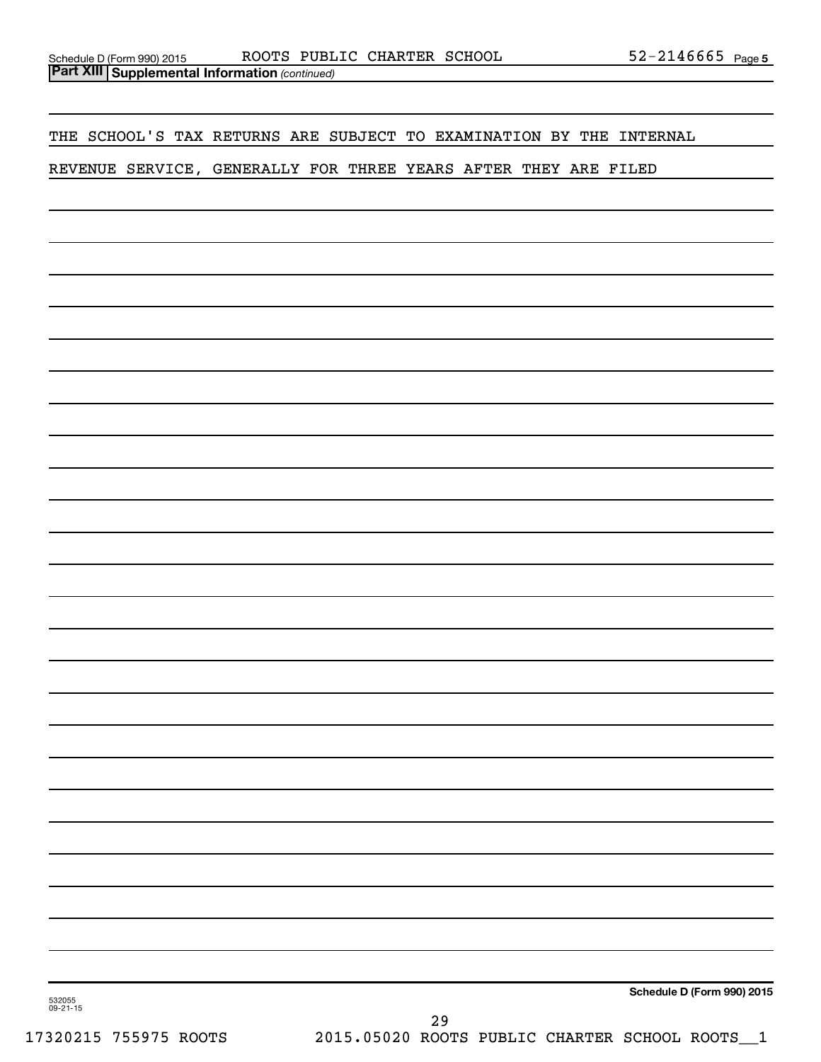Schedule D (Form 990) 2015 ROOTS PUBLIC CHARTER SCHOOL 52-2146665 Page **5**

**Part XIII Supplemental Information** *(continued)*

THE SCHOOL'S TAX RETURNS ARE SUBJECT TO EXAMINATION BY THE INTERNAL REVENUE SERVICE, GENERALLY FOR THREE YEARS AFTER THEY ARE FILED

**Schedule D (Form 990) 2015**

532055
09-21-15

17320215 755975 ROOTS 2015.05020 ROOTS PUBLIC CHARTER SCHOOL ROOTS__1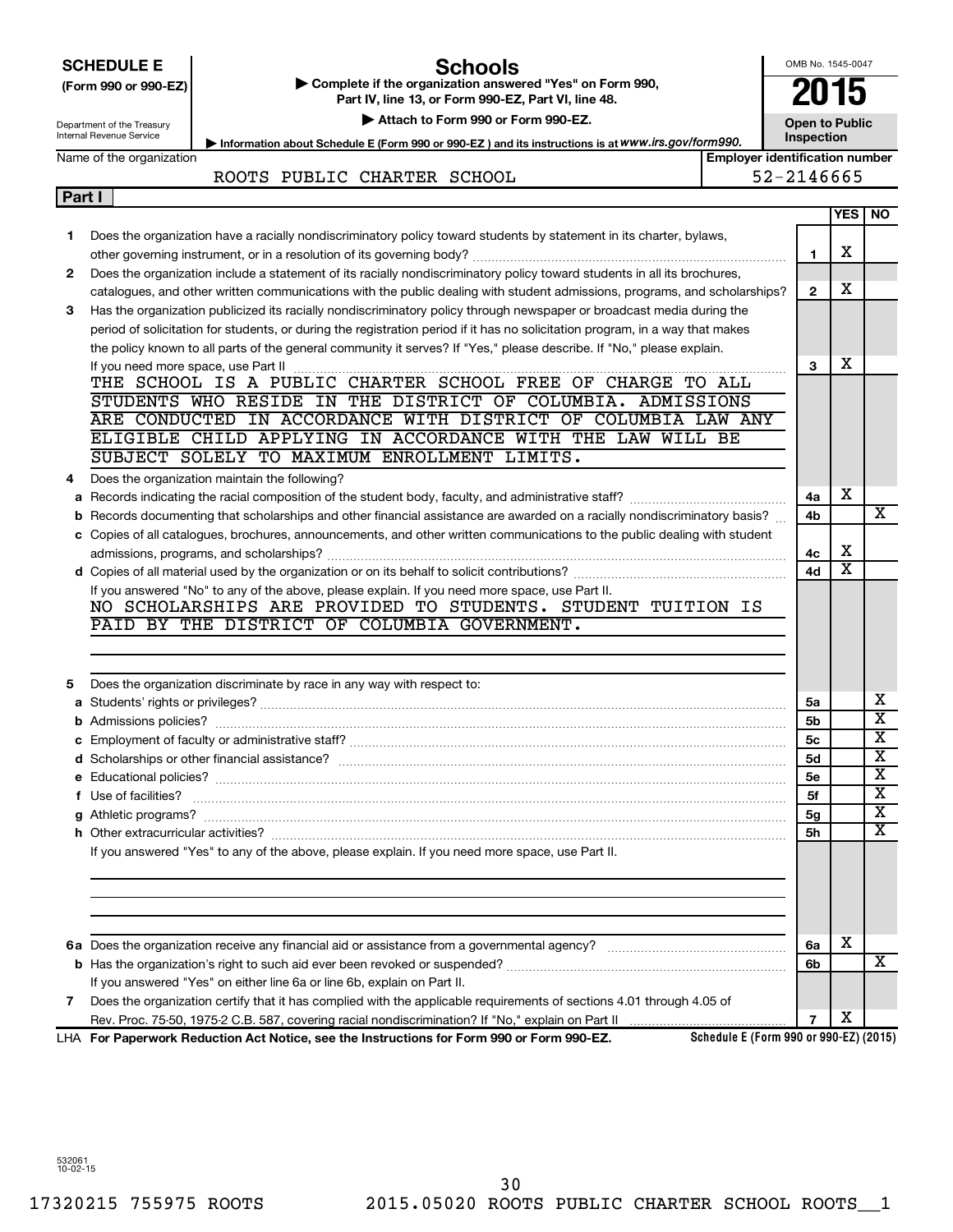**SCHEDULE E (Form 990 or 990-EZ)**

Department of the Treasury
Internal Revenue Service

# Schools

▶ Complete if the organization answered "Yes" on Form 990, Part IV, line 13, or Form 990-EZ, Part VI, line 48.

▶ Attach to Form 990 or Form 990-EZ.

▶ Information about Schedule E (Form 990 or 990-EZ) and its instructions is at www.irs.gov/form990.

OMB No. 1545-0047

**2015**

**Open to Public Inspection**

Name of the organization: ROOTS PUBLIC CHARTER SCHOOL

Employer identification number: 52-2146665

## Part I

| | | | YES | NO |
|---|---|---|---|---|
| 1 | Does the organization have a racially nondiscriminatory policy toward students by statement in its charter, bylaws, other governing instrument, or in a resolution of its governing body? | 1 | X | |
| 2 | Does the organization include a statement of its racially nondiscriminatory policy toward students in all its brochures, catalogues, and other written communications with the public dealing with student admissions, programs, and scholarships? | 2 | X | |
| 3 | Has the organization publicized its racially nondiscriminatory policy through newspaper or broadcast media during the period of solicitation for students, or during the registration period if it has no solicitation program, in a way that makes the policy known to all parts of the general community it serves? If "Yes," please describe. If "No," please explain. If you need more space, use Part II | 3 | X | |

THE SCHOOL IS A PUBLIC CHARTER SCHOOL FREE OF CHARGE TO ALL STUDENTS WHO RESIDE IN THE DISTRICT OF COLUMBIA. ADMISSIONS ARE CONDUCTED IN ACCORDANCE WITH DISTRICT OF COLUMBIA LAW ANY ELIGIBLE CHILD APPLYING IN ACCORDANCE WITH THE LAW WILL BE SUBJECT SOLELY TO MAXIMUM ENROLLMENT LIMITS.

| | | | YES | NO |
|---|---|---|---|---|
| 4 | Does the organization maintain the following? | | | |
| a | Records indicating the racial composition of the student body, faculty, and administrative staff? | 4a | X | |
| b | Records documenting that scholarships and other financial assistance are awarded on a racially nondiscriminatory basis? | 4b | | X |
| c | Copies of all catalogues, brochures, announcements, and other written communications to the public dealing with student admissions, programs, and scholarships? | 4c | X | |
| d | Copies of all material used by the organization or on its behalf to solicit contributions? | 4d | X | |

If you answered "No" to any of the above, please explain. If you need more space, use Part II.

NO SCHOLARSHIPS ARE PROVIDED TO STUDENTS. STUDENT TUITION IS PAID BY THE DISTRICT OF COLUMBIA GOVERNMENT.

| | | | YES | NO |
|---|---|---|---|---|
| 5 | Does the organization discriminate by race in any way with respect to: | | | |
| a | Students' rights or privileges? | 5a | | X |
| b | Admissions policies? | 5b | | X |
| c | Employment of faculty or administrative staff? | 5c | | X |
| d | Scholarships or other financial assistance? | 5d | | X |
| e | Educational policies? | 5e | | X |
| f | Use of facilities? | 5f | | X |
| g | Athletic programs? | 5g | | X |
| h | Other extracurricular activities? | 5h | | X |

If you answered "Yes" to any of the above, please explain. If you need more space, use Part II.

| | | | YES | NO |
|---|---|---|---|---|
| 6a | Does the organization receive any financial aid or assistance from a governmental agency? | 6a | X | |
| b | Has the organization's right to such aid ever been revoked or suspended? | 6b | | X |
| | If you answered "Yes" on either line 6a or line 6b, explain on Part II. | | | |
| 7 | Does the organization certify that it has complied with the applicable requirements of sections 4.01 through 4.05 of Rev. Proc. 75-50, 1975-2 C.B. 587, covering racial nondiscrimination? If "No," explain on Part II | 7 | X | |

LHA **For Paperwork Reduction Act Notice, see the Instructions for Form 990 or Form 990-EZ.** **Schedule E (Form 990 or 990-EZ) (2015)**

532061 10-02-15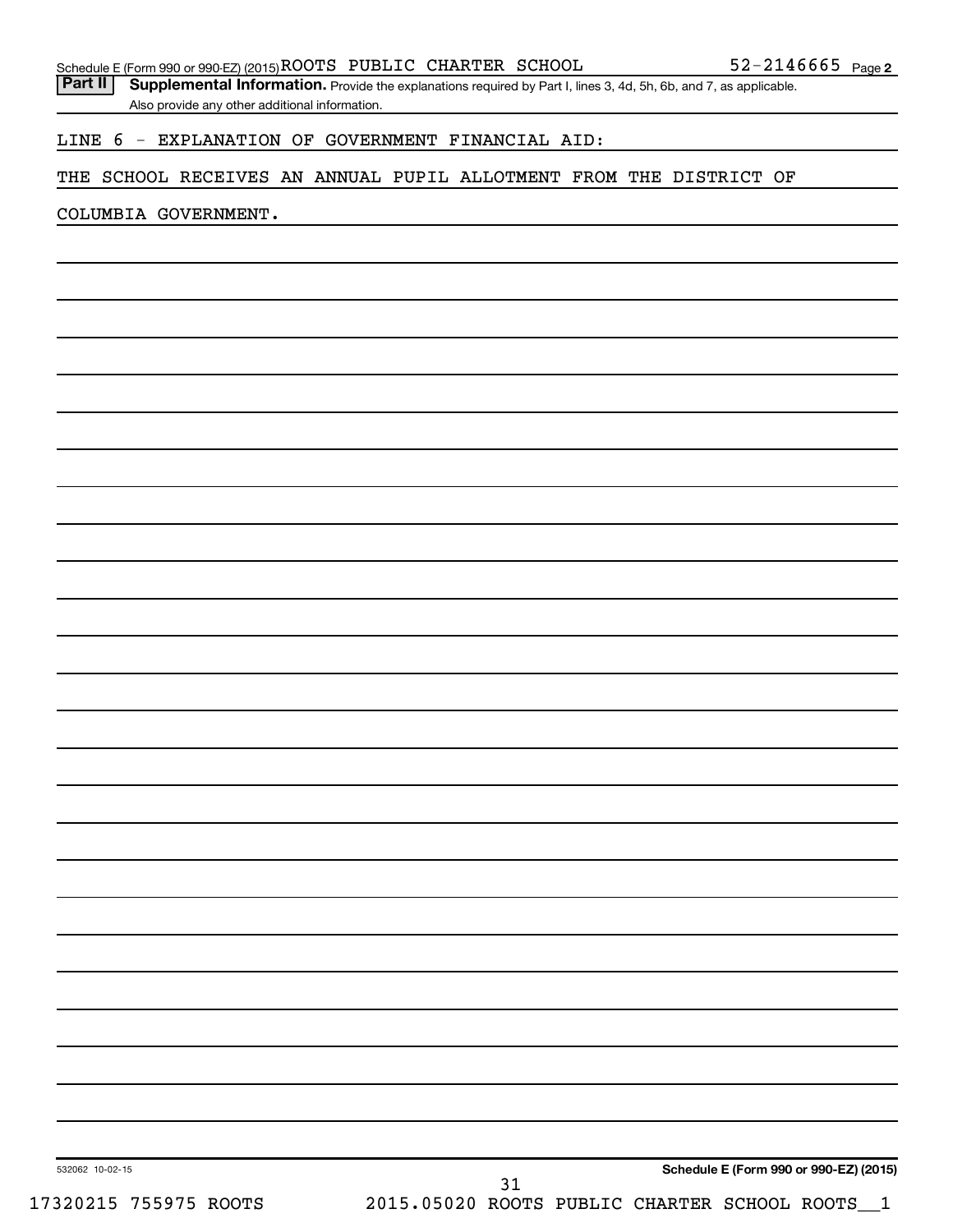Schedule E (Form 990 or 990-EZ) (2015) ROOTS PUBLIC CHARTER SCHOOL 52-2146665 Page 2

**Part II** **Supplemental Information.** Provide the explanations required by Part I, lines 3, 4d, 5h, 6b, and 7, as applicable. Also provide any other additional information.

LINE 6 - EXPLANATION OF GOVERNMENT FINANCIAL AID:

THE SCHOOL RECEIVES AN ANNUAL PUPIL ALLOTMENT FROM THE DISTRICT OF COLUMBIA GOVERNMENT.

532062 10-02-15

**Schedule E (Form 990 or 990-EZ) (2015)**

17320215 755975 ROOTS 2015.05020 ROOTS PUBLIC CHARTER SCHOOL ROOTS__1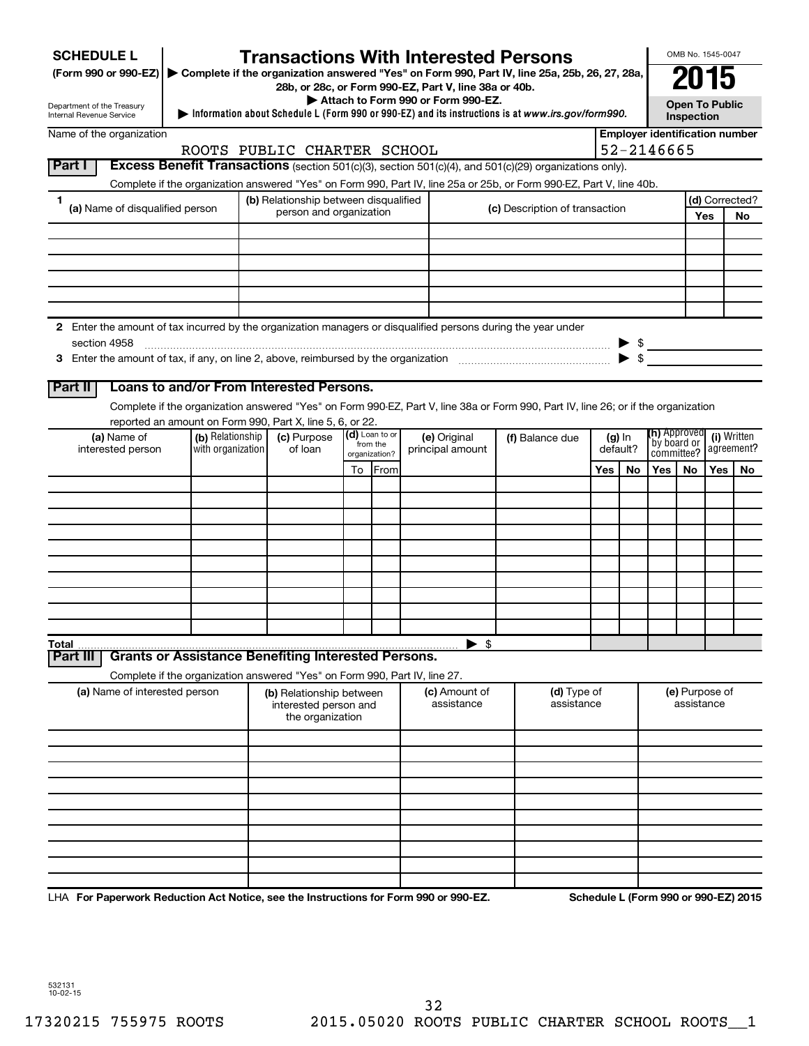**SCHEDULE L** (Form 990 or 990-EZ)

Department of the Treasury
Internal Revenue Service

# Transactions With Interested Persons

▶ Complete if the organization answered "Yes" on Form 990, Part IV, line 25a, 25b, 26, 27, 28a, 28b, or 28c, or Form 990-EZ, Part V, line 38a or 40b.

▶ Attach to Form 990 or Form 990-EZ.

▶ Information about Schedule L (Form 990 or 990-EZ) and its instructions is at *www.irs.gov/form990.*

OMB No. 1545-0047

**2015**

**Open To Public Inspection**

Name of the organization: ROOTS PUBLIC CHARTER SCHOOL

Employer identification number: 52-2146665

## Part I Excess Benefit Transactions (section 501(c)(3), section 501(c)(4), and 501(c)(29) organizations only).

Complete if the organization answered "Yes" on Form 990, Part IV, line 25a or 25b, or Form 990-EZ, Part V, line 40b.

| 1 (a) Name of disqualified person | (b) Relationship between disqualified person and organization | (c) Description of transaction | (d) Corrected? Yes | No |
|---|---|---|---|---|
| | | | | |
| | | | | |
| | | | | |
| | | | | |
| | | | | |
| | | | | |

2 Enter the amount of tax incurred by the organization managers or disqualified persons during the year under section 4958 ▶ $

3 Enter the amount of tax, if any, on line 2, above, reimbursed by the organization ▶ $

## Part II Loans to and/or From Interested Persons.

Complete if the organization answered "Yes" on Form 990-EZ, Part V, line 38a or Form 990, Part IV, line 26; or if the organization reported an amount on Form 990, Part X, line 5, 6, or 22.

| (a) Name of interested person | (b) Relationship with organization | (c) Purpose of loan | (d) Loan to or from the organization? To | From | (e) Original principal amount | (f) Balance due | (g) In default? Yes | No | (h) Approved by board or committee? Yes | No | (i) Written agreement? Yes | No |
|---|---|---|---|---|---|---|---|---|---|---|---|---|
| | | | | | | | | | | | | |
| | | | | | | | | | | | | |
| | | | | | | | | | | | | |
| | | | | | | | | | | | | |
| | | | | | | | | | | | | |
| | | | | | | | | | | | | |
| | | | | | | | | | | | | |
| | | | | | | | | | | | | |
| | | | | | | | | | | | | |
| | | | | | | | | | | | | |
| **Total** | | | | | ▶ $ | | | | | | | |

## Part III Grants or Assistance Benefiting Interested Persons.

Complete if the organization answered "Yes" on Form 990, Part IV, line 27.

| (a) Name of interested person | (b) Relationship between interested person and the organization | (c) Amount of assistance | (d) Type of assistance | (e) Purpose of assistance |
|---|---|---|---|---|
| | | | | |
| | | | | |
| | | | | |
| | | | | |
| | | | | |
| | | | | |
| | | | | |
| | | | | |
| | | | | |
| | | | | |

LHA **For Paperwork Reduction Act Notice, see the Instructions for Form 990 or 990-EZ.** **Schedule L (Form 990 or 990-EZ) 2015**

532131 10-02-15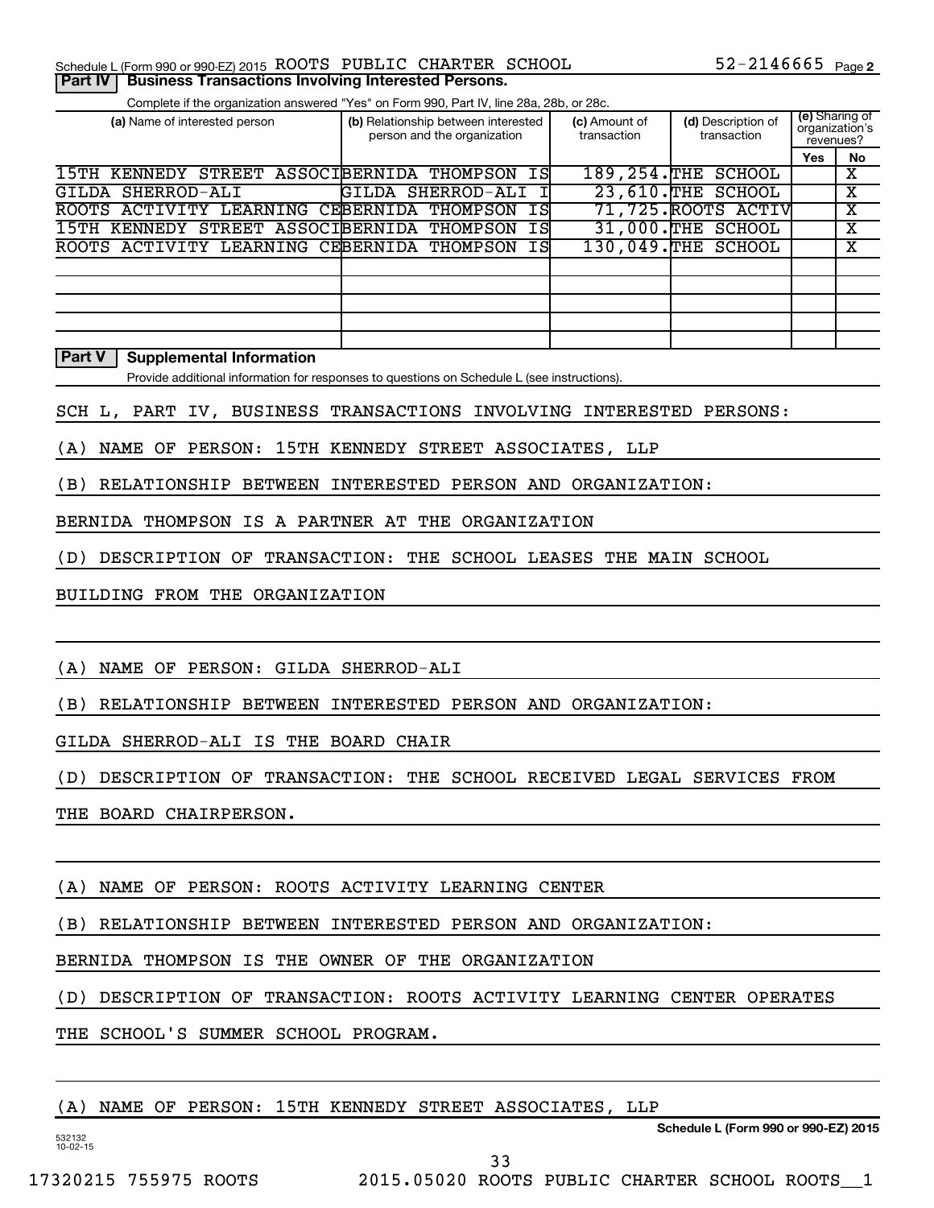Schedule L (Form 990 or 990-EZ) 2015 ROOTS PUBLIC CHARTER SCHOOL 52-2146665 Page 2

**Part IV | Business Transactions Involving Interested Persons.**

Complete if the organization answered "Yes" on Form 990, Part IV, line 28a, 28b, or 28c.

| (a) Name of interested person | (b) Relationship between interested person and the organization | (c) Amount of transaction | (d) Description of transaction | (e) Sharing of organization's revenues? | |
|---|---|---|---|---|---|
| | | | | Yes | No |
| 15TH KENNEDY STREET ASSOCI | BERNIDA THOMPSON IS | 189,254. | THE SCHOOL | | X |
| GILDA SHERROD-ALI | GILDA SHERROD-ALI I | 23,610. | THE SCHOOL | | X |
| ROOTS ACTIVITY LEARNING CE | BERNIDA THOMPSON IS | 71,725. | ROOTS ACTIV | | X |
| 15TH KENNEDY STREET ASSOCI | BERNIDA THOMPSON IS | 31,000. | THE SCHOOL | | X |
| ROOTS ACTIVITY LEARNING CE | BERNIDA THOMPSON IS | 130,049. | THE SCHOOL | | X |

**Part V | Supplemental Information**

Provide additional information for responses to questions on Schedule L (see instructions).

SCH L, PART IV, BUSINESS TRANSACTIONS INVOLVING INTERESTED PERSONS:

(A) NAME OF PERSON: 15TH KENNEDY STREET ASSOCIATES, LLP

(B) RELATIONSHIP BETWEEN INTERESTED PERSON AND ORGANIZATION:

BERNIDA THOMPSON IS A PARTNER AT THE ORGANIZATION

(D) DESCRIPTION OF TRANSACTION: THE SCHOOL LEASES THE MAIN SCHOOL BUILDING FROM THE ORGANIZATION

(A) NAME OF PERSON: GILDA SHERROD-ALI

(B) RELATIONSHIP BETWEEN INTERESTED PERSON AND ORGANIZATION:

GILDA SHERROD-ALI IS THE BOARD CHAIR

(D) DESCRIPTION OF TRANSACTION: THE SCHOOL RECEIVED LEGAL SERVICES FROM THE BOARD CHAIRPERSON.

(A) NAME OF PERSON: ROOTS ACTIVITY LEARNING CENTER

(B) RELATIONSHIP BETWEEN INTERESTED PERSON AND ORGANIZATION:

BERNIDA THOMPSON IS THE OWNER OF THE ORGANIZATION

(D) DESCRIPTION OF TRANSACTION: ROOTS ACTIVITY LEARNING CENTER OPERATES THE SCHOOL'S SUMMER SCHOOL PROGRAM.

(A) NAME OF PERSON: 15TH KENNEDY STREET ASSOCIATES, LLP

Schedule L (Form 990 or 990-EZ) 2015

532132 10-02-15

17320215 755975 ROOTS 2015.05020 ROOTS PUBLIC CHARTER SCHOOL ROOTS__1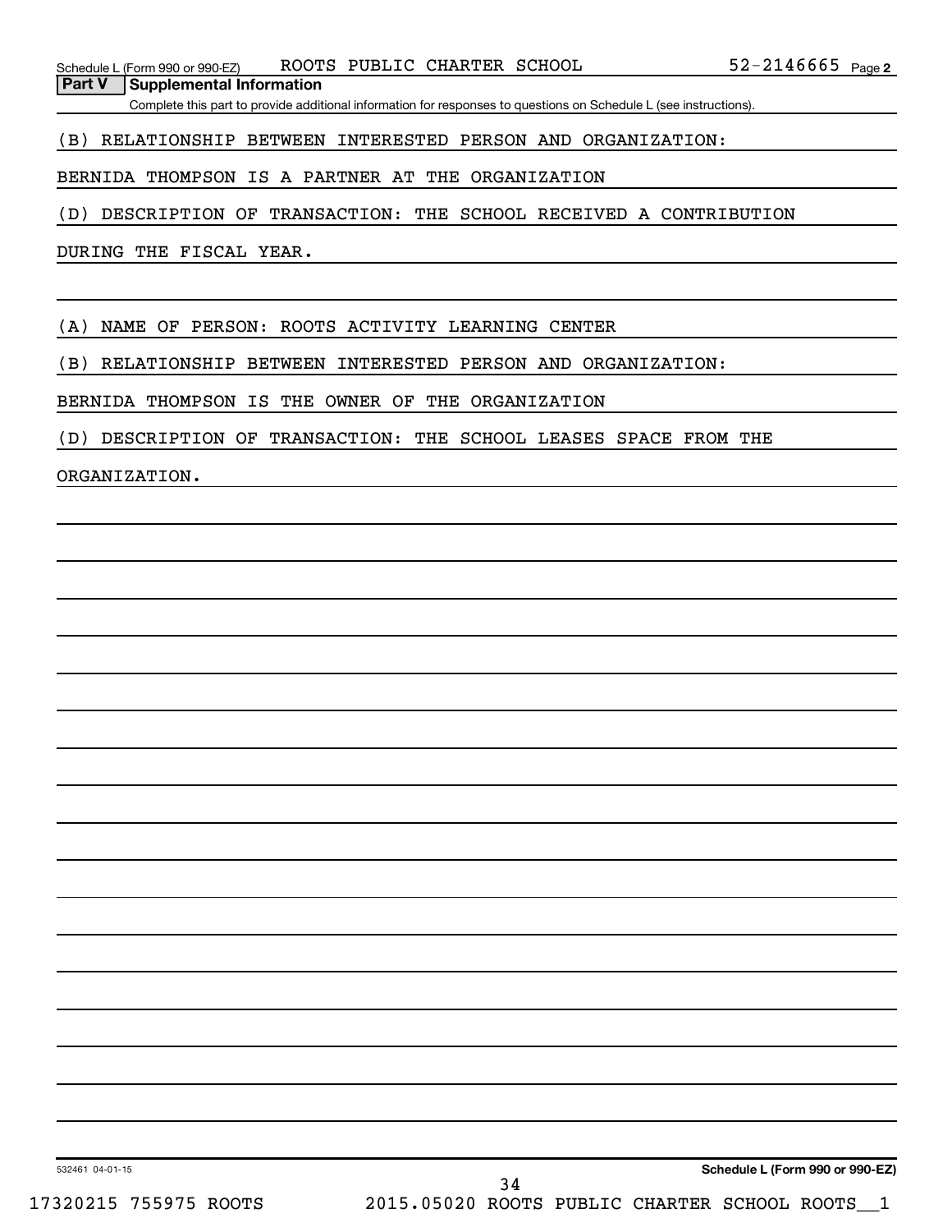Schedule L (Form 990 or 990-EZ) ROOTS PUBLIC CHARTER SCHOOL 52-2146665 Page 2

**Part V Supplemental Information**

Complete this part to provide additional information for responses to questions on Schedule L (see instructions).

(B) RELATIONSHIP BETWEEN INTERESTED PERSON AND ORGANIZATION:

BERNIDA THOMPSON IS A PARTNER AT THE ORGANIZATION

(D) DESCRIPTION OF TRANSACTION: THE SCHOOL RECEIVED A CONTRIBUTION DURING THE FISCAL YEAR.

(A) NAME OF PERSON: ROOTS ACTIVITY LEARNING CENTER

(B) RELATIONSHIP BETWEEN INTERESTED PERSON AND ORGANIZATION:

BERNIDA THOMPSON IS THE OWNER OF THE ORGANIZATION

(D) DESCRIPTION OF TRANSACTION: THE SCHOOL LEASES SPACE FROM THE ORGANIZATION.

532461 04-01-15 **Schedule L (Form 990 or 990-EZ)**

17320215 755975 ROOTS 2015.05020 ROOTS PUBLIC CHARTER SCHOOL ROOTS__1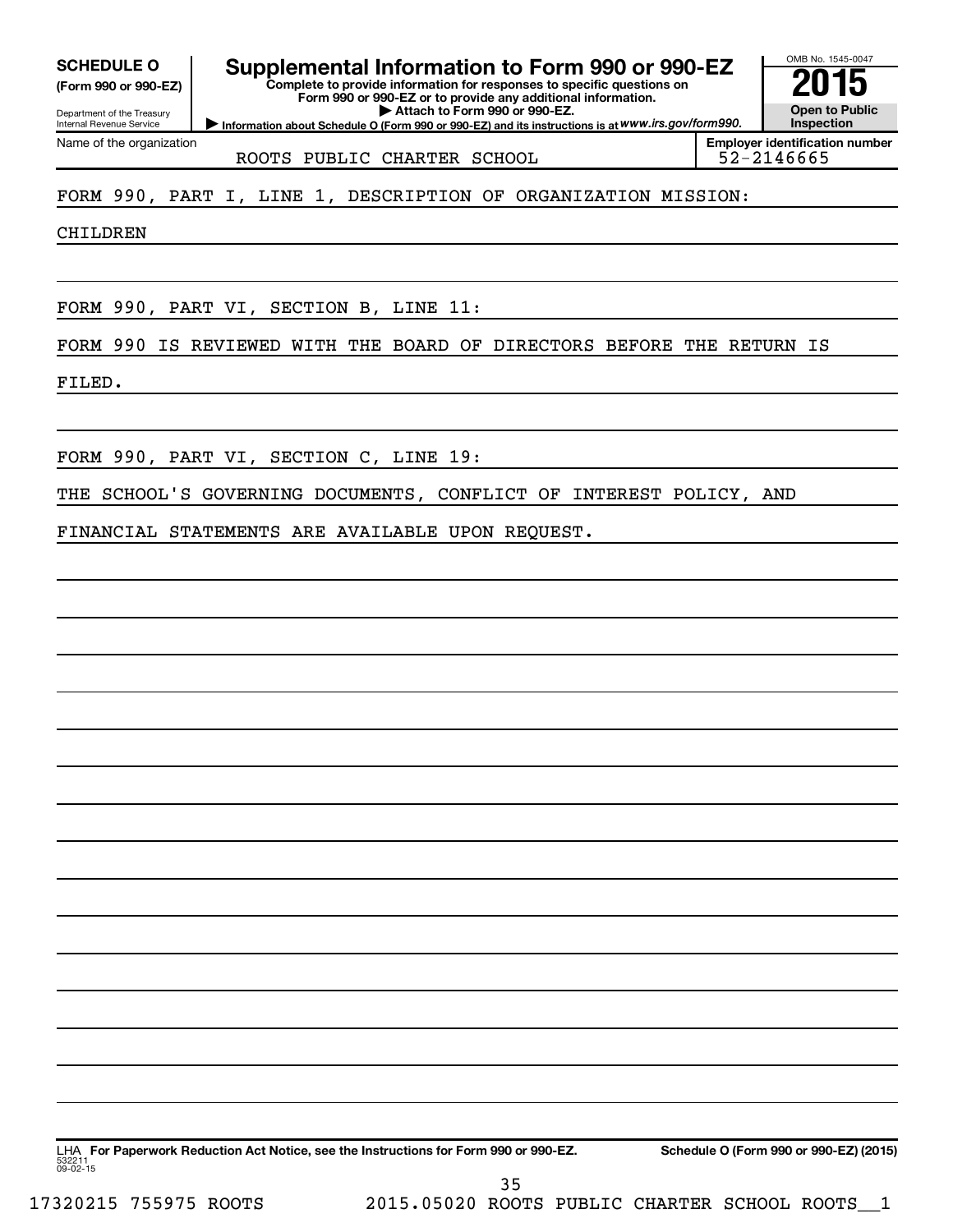**SCHEDULE O**
**(Form 990 or 990-EZ)**

Department of the Treasury
Internal Revenue Service

# Supplemental Information to Form 990 or 990-EZ

**Complete to provide information for responses to specific questions on Form 990 or 990-EZ or to provide any additional information.**
**▶ Attach to Form 990 or 990-EZ.**
**▶ Information about Schedule O (Form 990 or 990-EZ) and its instructions is at** ***www.irs.gov/form990.***

OMB No. 1545-0047
**2015**
**Open to Public Inspection**

| Name of the organization | Employer identification number |
|---|---|
| ROOTS PUBLIC CHARTER SCHOOL | 52-2146665 |

FORM 990, PART I, LINE 1, DESCRIPTION OF ORGANIZATION MISSION:

CHILDREN

FORM 990, PART VI, SECTION B, LINE 11:

FORM 990 IS REVIEWED WITH THE BOARD OF DIRECTORS BEFORE THE RETURN IS FILED.

FORM 990, PART VI, SECTION C, LINE 19:

THE SCHOOL'S GOVERNING DOCUMENTS, CONFLICT OF INTEREST POLICY, AND FINANCIAL STATEMENTS ARE AVAILABLE UPON REQUEST.

LHA **For Paperwork Reduction Act Notice, see the Instructions for Form 990 or 990-EZ.** **Schedule O (Form 990 or 990-EZ) (2015)**

532211
09-02-15

17320215 755975 ROOTS 2015.05020 ROOTS PUBLIC CHARTER SCHOOL ROOTS__1